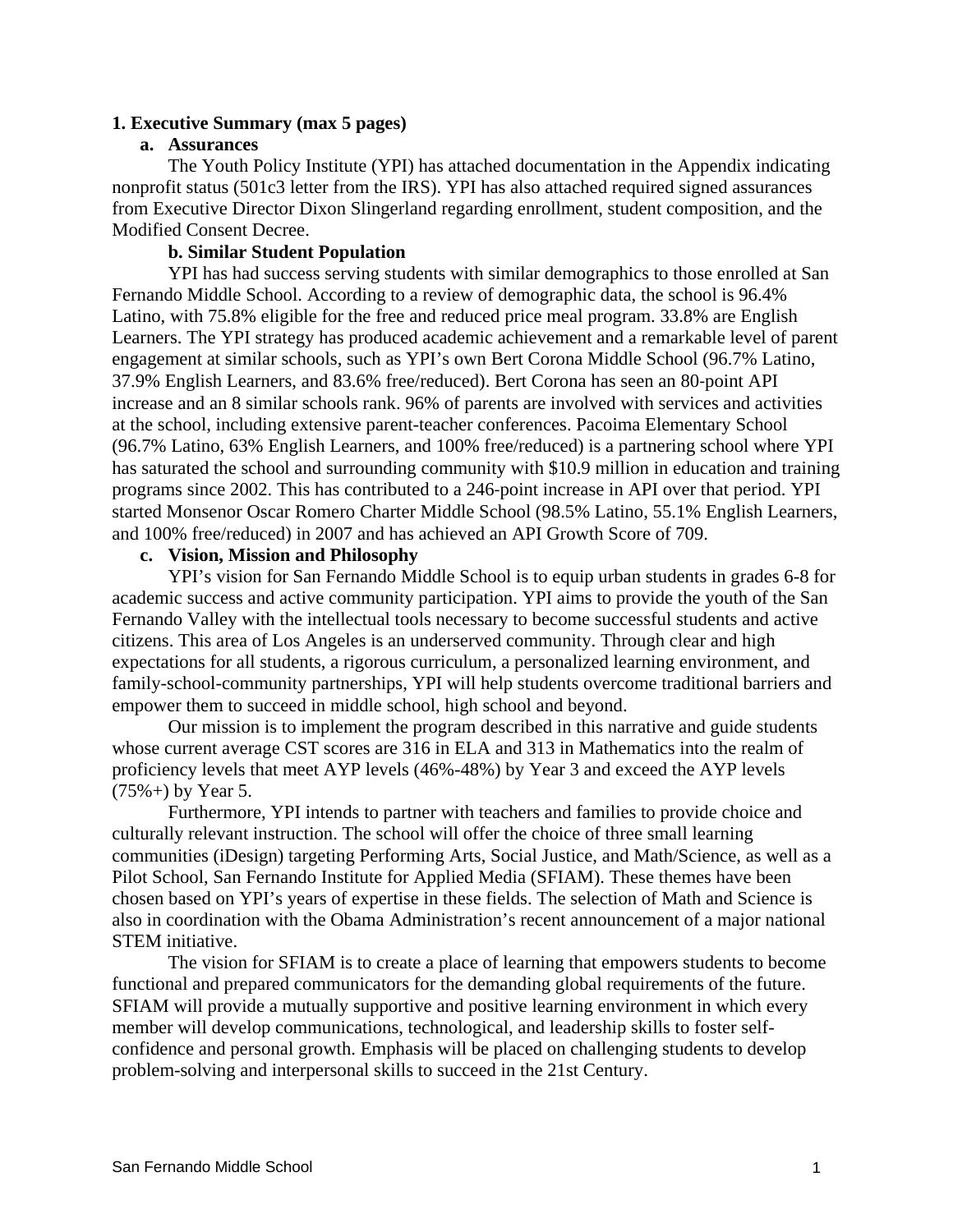# 1. Executive Summary (max 5 pages)

## a. Assurances

The Youth Policy Institute (YPI) has attached documentation in the Appendix indicating nonprofit status (501c3 letter from the IRS). YPI has also attached required signed assurances from Executive Director Dixon Slingerland regarding enrollment, student composition, and the Modified Consent Decree.

## b. Similar Student Population

YPI has had success serving students with similar demographics to those enrolled at San Fernando Middle School. According to a review of demographic data, the school is 96.4% Latino, with 75.8% eligible for the free and reduced price meal program. 33.8% are English Learners. The YPI strategy has produced academic achievement and a remarkable level of parent engagement at similar schools, such as YPI's own Bert Corona Middle School (96.7% Latino, 37.9% English Learners, and 83.6% free/reduced). Bert Corona has seen an 80-point API increase and an 8 similar schools rank. 96% of parents are involved with services and activities at the school, including extensive parent-teacher conferences. Pacoima Elementary School (96.7% Latino, 63% English Learners, and 100% free/reduced) is a partnering school where YPI has saturated the school and surrounding community with $10.9 million in education and training programs since 2002. This has contributed to a 246-point increase in API over that period. YPI started Monsenor Oscar Romero Charter Middle School (98.5% Latino, 55.1% English Learners, and 100% free/reduced) in 2007 and has achieved an API Growth Score of 709.

## c. Vision, Mission and Philosophy

YPI's vision for San Fernando Middle School is to equip urban students in grades 6-8 for academic success and active community participation. YPI aims to provide the youth of the San Fernando Valley with the intellectual tools necessary to become successful students and active citizens. This area of Los Angeles is an underserved community. Through clear and high expectations for all students, a rigorous curriculum, a personalized learning environment, and family-school-community partnerships, YPI will help students overcome traditional barriers and empower them to succeed in middle school, high school and beyond.

Our mission is to implement the program described in this narrative and guide students whose current average CST scores are 316 in ELA and 313 in Mathematics into the realm of proficiency levels that meet AYP levels (46%-48%) by Year 3 and exceed the AYP levels (75%+) by Year 5.

Furthermore, YPI intends to partner with teachers and families to provide choice and culturally relevant instruction. The school will offer the choice of three small learning communities (iDesign) targeting Performing Arts, Social Justice, and Math/Science, as well as a Pilot School, San Fernando Institute for Applied Media (SFIAM). These themes have been chosen based on YPI's years of expertise in these fields. The selection of Math and Science is also in coordination with the Obama Administration's recent announcement of a major national STEM initiative.

The vision for SFIAM is to create a place of learning that empowers students to become functional and prepared communicators for the demanding global requirements of the future. SFIAM will provide a mutually supportive and positive learning environment in which every member will develop communications, technological, and leadership skills to foster self-confidence and personal growth. Emphasis will be placed on challenging students to develop problem-solving and interpersonal skills to succeed in the 21st Century.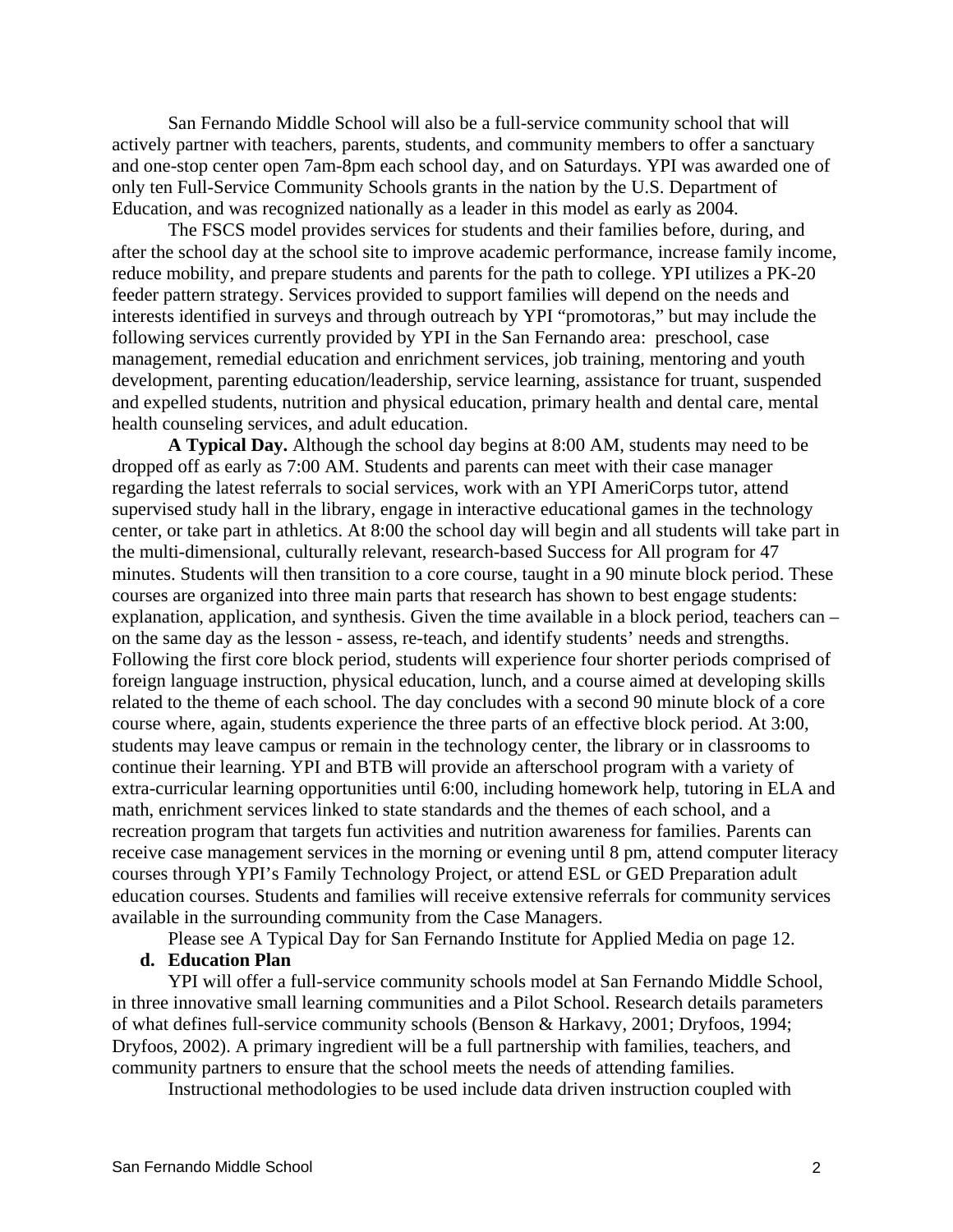San Fernando Middle School will also be a full-service community school that will actively partner with teachers, parents, students, and community members to offer a sanctuary and one-stop center open 7am-8pm each school day, and on Saturdays. YPI was awarded one of only ten Full-Service Community Schools grants in the nation by the U.S. Department of Education, and was recognized nationally as a leader in this model as early as 2004.

The FSCS model provides services for students and their families before, during, and after the school day at the school site to improve academic performance, increase family income, reduce mobility, and prepare students and parents for the path to college. YPI utilizes a PK-20 feeder pattern strategy. Services provided to support families will depend on the needs and interests identified in surveys and through outreach by YPI "promotoras," but may include the following services currently provided by YPI in the San Fernando area: preschool, case management, remedial education and enrichment services, job training, mentoring and youth development, parenting education/leadership, service learning, assistance for truant, suspended and expelled students, nutrition and physical education, primary health and dental care, mental health counseling services, and adult education.

**A Typical Day.** Although the school day begins at 8:00 AM, students may need to be dropped off as early as 7:00 AM. Students and parents can meet with their case manager regarding the latest referrals to social services, work with an YPI AmeriCorps tutor, attend supervised study hall in the library, engage in interactive educational games in the technology center, or take part in athletics. At 8:00 the school day will begin and all students will take part in the multi-dimensional, culturally relevant, research-based Success for All program for 47 minutes. Students will then transition to a core course, taught in a 90 minute block period. These courses are organized into three main parts that research has shown to best engage students: explanation, application, and synthesis. Given the time available in a block period, teachers can – on the same day as the lesson - assess, re-teach, and identify students' needs and strengths. Following the first core block period, students will experience four shorter periods comprised of foreign language instruction, physical education, lunch, and a course aimed at developing skills related to the theme of each school. The day concludes with a second 90 minute block of a core course where, again, students experience the three parts of an effective block period. At 3:00, students may leave campus or remain in the technology center, the library or in classrooms to continue their learning. YPI and BTB will provide an afterschool program with a variety of extra-curricular learning opportunities until 6:00, including homework help, tutoring in ELA and math, enrichment services linked to state standards and the themes of each school, and a recreation program that targets fun activities and nutrition awareness for families. Parents can receive case management services in the morning or evening until 8 pm, attend computer literacy courses through YPI's Family Technology Project, or attend ESL or GED Preparation adult education courses. Students and families will receive extensive referrals for community services available in the surrounding community from the Case Managers.

Please see A Typical Day for San Fernando Institute for Applied Media on page 12.

**d. Education Plan**

YPI will offer a full-service community schools model at San Fernando Middle School, in three innovative small learning communities and a Pilot School. Research details parameters of what defines full-service community schools (Benson & Harkavy, 2001; Dryfoos, 1994; Dryfoos, 2002). A primary ingredient will be a full partnership with families, teachers, and community partners to ensure that the school meets the needs of attending families.

Instructional methodologies to be used include data driven instruction coupled with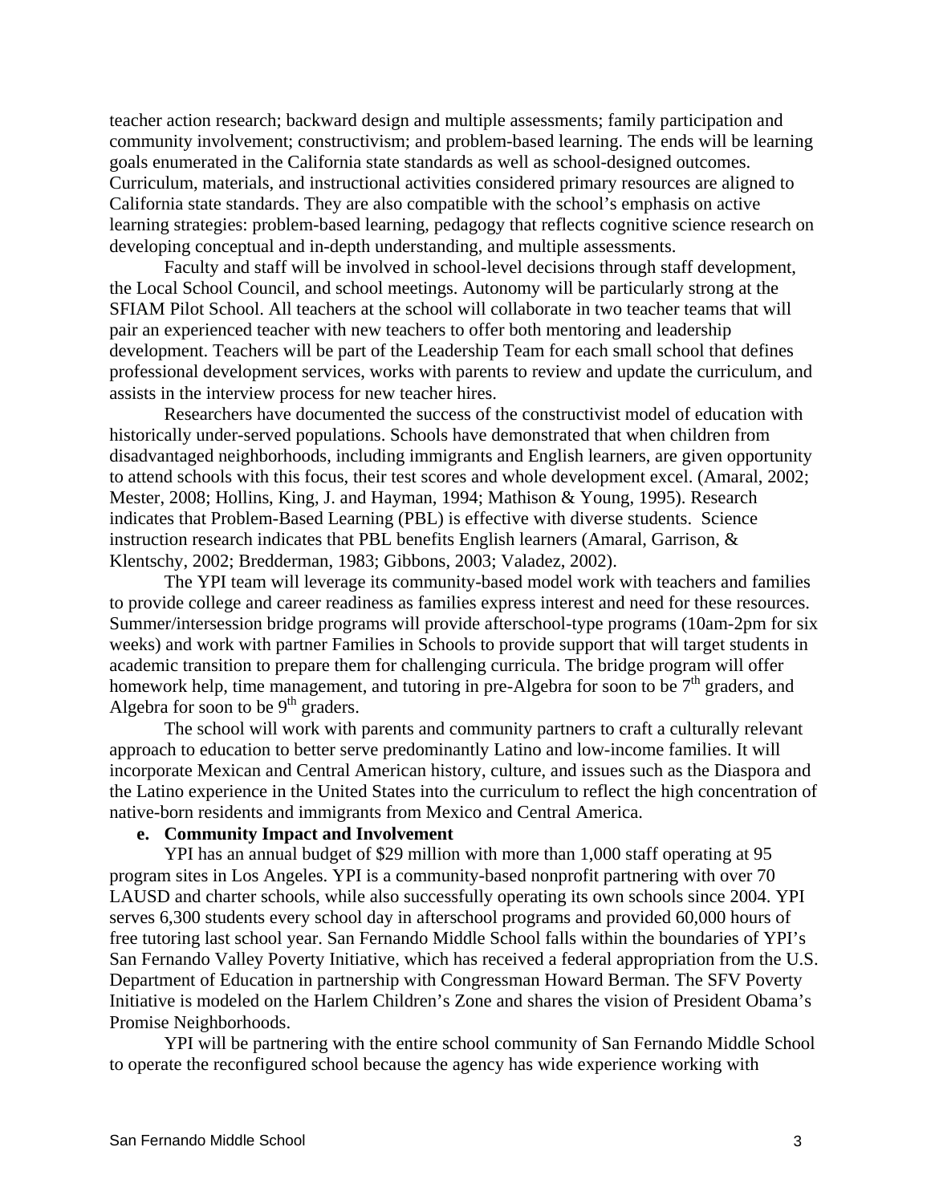teacher action research; backward design and multiple assessments; family participation and community involvement; constructivism; and problem-based learning. The ends will be learning goals enumerated in the California state standards as well as school-designed outcomes. Curriculum, materials, and instructional activities considered primary resources are aligned to California state standards. They are also compatible with the school's emphasis on active learning strategies: problem-based learning, pedagogy that reflects cognitive science research on developing conceptual and in-depth understanding, and multiple assessments.

Faculty and staff will be involved in school-level decisions through staff development, the Local School Council, and school meetings. Autonomy will be particularly strong at the SFIAM Pilot School. All teachers at the school will collaborate in two teacher teams that will pair an experienced teacher with new teachers to offer both mentoring and leadership development. Teachers will be part of the Leadership Team for each small school that defines professional development services, works with parents to review and update the curriculum, and assists in the interview process for new teacher hires.

Researchers have documented the success of the constructivist model of education with historically under-served populations. Schools have demonstrated that when children from disadvantaged neighborhoods, including immigrants and English learners, are given opportunity to attend schools with this focus, their test scores and whole development excel. (Amaral, 2002; Mester, 2008; Hollins, King, J. and Hayman, 1994; Mathison & Young, 1995). Research indicates that Problem-Based Learning (PBL) is effective with diverse students. Science instruction research indicates that PBL benefits English learners (Amaral, Garrison, & Klentschy, 2002; Bredderman, 1983; Gibbons, 2003; Valadez, 2002).

The YPI team will leverage its community-based model work with teachers and families to provide college and career readiness as families express interest and need for these resources. Summer/intersession bridge programs will provide afterschool-type programs (10am-2pm for six weeks) and work with partner Families in Schools to provide support that will target students in academic transition to prepare them for challenging curricula. The bridge program will offer homework help, time management, and tutoring in pre-Algebra for soon to be 7th graders, and Algebra for soon to be 9th graders.

The school will work with parents and community partners to craft a culturally relevant approach to education to better serve predominantly Latino and low-income families. It will incorporate Mexican and Central American history, culture, and issues such as the Diaspora and the Latino experience in the United States into the curriculum to reflect the high concentration of native-born residents and immigrants from Mexico and Central America.

**e. Community Impact and Involvement**

YPI has an annual budget of $29 million with more than 1,000 staff operating at 95 program sites in Los Angeles. YPI is a community-based nonprofit partnering with over 70 LAUSD and charter schools, while also successfully operating its own schools since 2004. YPI serves 6,300 students every school day in afterschool programs and provided 60,000 hours of free tutoring last school year. San Fernando Middle School falls within the boundaries of YPI's San Fernando Valley Poverty Initiative, which has received a federal appropriation from the U.S. Department of Education in partnership with Congressman Howard Berman. The SFV Poverty Initiative is modeled on the Harlem Children's Zone and shares the vision of President Obama's Promise Neighborhoods.

YPI will be partnering with the entire school community of San Fernando Middle School to operate the reconfigured school because the agency has wide experience working with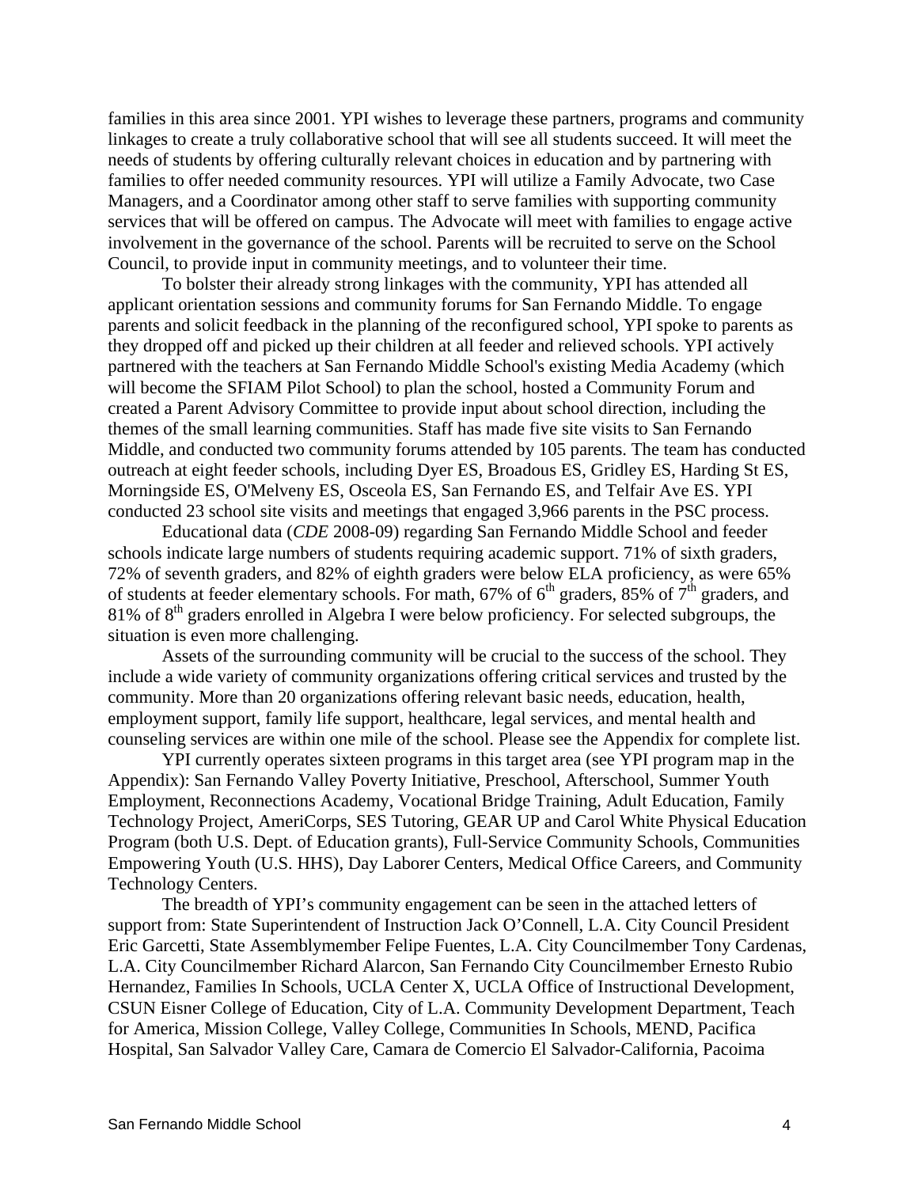families in this area since 2001. YPI wishes to leverage these partners, programs and community linkages to create a truly collaborative school that will see all students succeed. It will meet the needs of students by offering culturally relevant choices in education and by partnering with families to offer needed community resources. YPI will utilize a Family Advocate, two Case Managers, and a Coordinator among other staff to serve families with supporting community services that will be offered on campus. The Advocate will meet with families to engage active involvement in the governance of the school. Parents will be recruited to serve on the School Council, to provide input in community meetings, and to volunteer their time.

To bolster their already strong linkages with the community, YPI has attended all applicant orientation sessions and community forums for San Fernando Middle. To engage parents and solicit feedback in the planning of the reconfigured school, YPI spoke to parents as they dropped off and picked up their children at all feeder and relieved schools. YPI actively partnered with the teachers at San Fernando Middle School's existing Media Academy (which will become the SFIAM Pilot School) to plan the school, hosted a Community Forum and created a Parent Advisory Committee to provide input about school direction, including the themes of the small learning communities. Staff has made five site visits to San Fernando Middle, and conducted two community forums attended by 105 parents. The team has conducted outreach at eight feeder schools, including Dyer ES, Broadous ES, Gridley ES, Harding St ES, Morningside ES, O'Melveny ES, Osceola ES, San Fernando ES, and Telfair Ave ES. YPI conducted 23 school site visits and meetings that engaged 3,966 parents in the PSC process.

Educational data (*CDE* 2008-09) regarding San Fernando Middle School and feeder schools indicate large numbers of students requiring academic support. 71% of sixth graders, 72% of seventh graders, and 82% of eighth graders were below ELA proficiency, as were 65% of students at feeder elementary schools. For math, 67% of 6th graders, 85% of 7th graders, and 81% of 8th graders enrolled in Algebra I were below proficiency. For selected subgroups, the situation is even more challenging.

Assets of the surrounding community will be crucial to the success of the school. They include a wide variety of community organizations offering critical services and trusted by the community. More than 20 organizations offering relevant basic needs, education, health, employment support, family life support, healthcare, legal services, and mental health and counseling services are within one mile of the school. Please see the Appendix for complete list.

YPI currently operates sixteen programs in this target area (see YPI program map in the Appendix): San Fernando Valley Poverty Initiative, Preschool, Afterschool, Summer Youth Employment, Reconnections Academy, Vocational Bridge Training, Adult Education, Family Technology Project, AmeriCorps, SES Tutoring, GEAR UP and Carol White Physical Education Program (both U.S. Dept. of Education grants), Full-Service Community Schools, Communities Empowering Youth (U.S. HHS), Day Laborer Centers, Medical Office Careers, and Community Technology Centers.

The breadth of YPI's community engagement can be seen in the attached letters of support from: State Superintendent of Instruction Jack O'Connell, L.A. City Council President Eric Garcetti, State Assemblymember Felipe Fuentes, L.A. City Councilmember Tony Cardenas, L.A. City Councilmember Richard Alarcon, San Fernando City Councilmember Ernesto Rubio Hernandez, Families In Schools, UCLA Center X, UCLA Office of Instructional Development, CSUN Eisner College of Education, City of L.A. Community Development Department, Teach for America, Mission College, Valley College, Communities In Schools, MEND, Pacifica Hospital, San Salvador Valley Care, Camara de Comercio El Salvador-California, Pacoima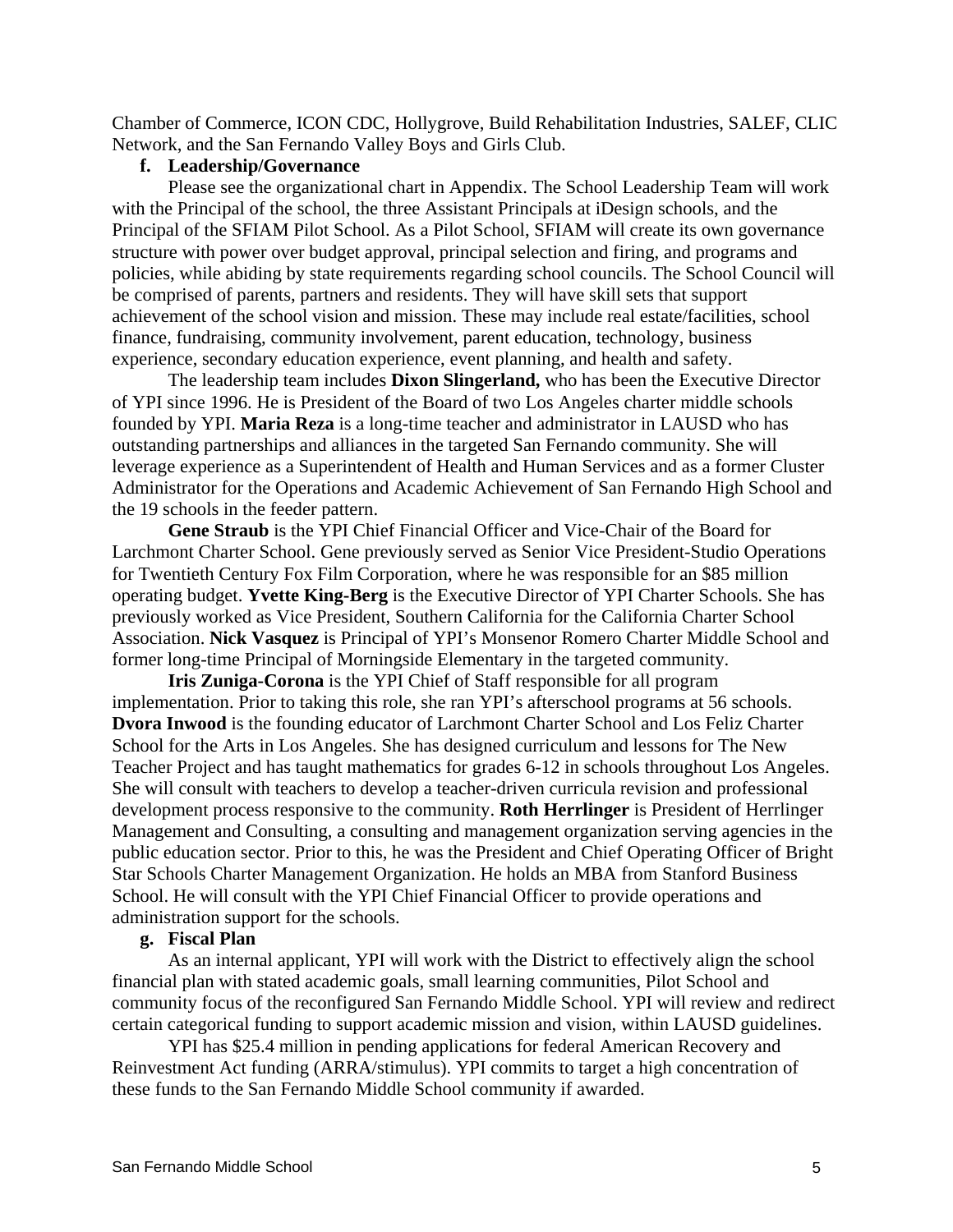Chamber of Commerce, ICON CDC, Hollygrove, Build Rehabilitation Industries, SALEF, CLIC Network, and the San Fernando Valley Boys and Girls Club.

**f. Leadership/Governance**

Please see the organizational chart in Appendix. The School Leadership Team will work with the Principal of the school, the three Assistant Principals at iDesign schools, and the Principal of the SFIAM Pilot School. As a Pilot School, SFIAM will create its own governance structure with power over budget approval, principal selection and firing, and programs and policies, while abiding by state requirements regarding school councils. The School Council will be comprised of parents, partners and residents. They will have skill sets that support achievement of the school vision and mission. These may include real estate/facilities, school finance, fundraising, community involvement, parent education, technology, business experience, secondary education experience, event planning, and health and safety.

The leadership team includes **Dixon Slingerland,** who has been the Executive Director of YPI since 1996. He is President of the Board of two Los Angeles charter middle schools founded by YPI. **Maria Reza** is a long-time teacher and administrator in LAUSD who has outstanding partnerships and alliances in the targeted San Fernando community. She will leverage experience as a Superintendent of Health and Human Services and as a former Cluster Administrator for the Operations and Academic Achievement of San Fernando High School and the 19 schools in the feeder pattern.

**Gene Straub** is the YPI Chief Financial Officer and Vice-Chair of the Board for Larchmont Charter School. Gene previously served as Senior Vice President-Studio Operations for Twentieth Century Fox Film Corporation, where he was responsible for an $85 million operating budget. **Yvette King-Berg** is the Executive Director of YPI Charter Schools. She has previously worked as Vice President, Southern California for the California Charter School Association. **Nick Vasquez** is Principal of YPI's Monsenor Romero Charter Middle School and former long-time Principal of Morningside Elementary in the targeted community.

**Iris Zuniga-Corona** is the YPI Chief of Staff responsible for all program implementation. Prior to taking this role, she ran YPI's afterschool programs at 56 schools. **Dvora Inwood** is the founding educator of Larchmont Charter School and Los Feliz Charter School for the Arts in Los Angeles. She has designed curriculum and lessons for The New Teacher Project and has taught mathematics for grades 6-12 in schools throughout Los Angeles. She will consult with teachers to develop a teacher-driven curricula revision and professional development process responsive to the community. **Roth Herrlinger** is President of Herrlinger Management and Consulting, a consulting and management organization serving agencies in the public education sector. Prior to this, he was the President and Chief Operating Officer of Bright Star Schools Charter Management Organization. He holds an MBA from Stanford Business School. He will consult with the YPI Chief Financial Officer to provide operations and administration support for the schools.

**g. Fiscal Plan**

As an internal applicant, YPI will work with the District to effectively align the school financial plan with stated academic goals, small learning communities, Pilot School and community focus of the reconfigured San Fernando Middle School. YPI will review and redirect certain categorical funding to support academic mission and vision, within LAUSD guidelines.

YPI has $25.4 million in pending applications for federal American Recovery and Reinvestment Act funding (ARRA/stimulus). YPI commits to target a high concentration of these funds to the San Fernando Middle School community if awarded.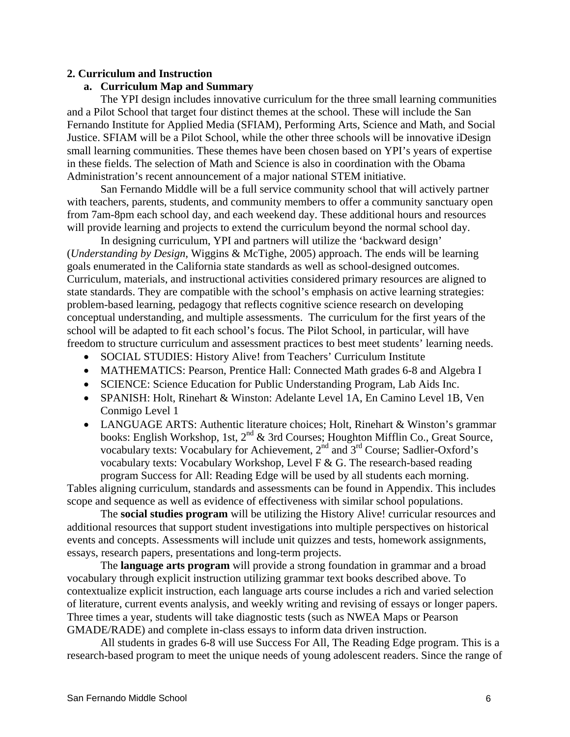## 2. Curriculum and Instruction

### a. Curriculum Map and Summary

The YPI design includes innovative curriculum for the three small learning communities and a Pilot School that target four distinct themes at the school. These will include the San Fernando Institute for Applied Media (SFIAM), Performing Arts, Science and Math, and Social Justice. SFIAM will be a Pilot School, while the other three schools will be innovative iDesign small learning communities. These themes have been chosen based on YPI's years of expertise in these fields. The selection of Math and Science is also in coordination with the Obama Administration's recent announcement of a major national STEM initiative.

San Fernando Middle will be a full service community school that will actively partner with teachers, parents, students, and community members to offer a community sanctuary open from 7am-8pm each school day, and each weekend day. These additional hours and resources will provide learning and projects to extend the curriculum beyond the normal school day.

In designing curriculum, YPI and partners will utilize the 'backward design' (*Understanding by Design*, Wiggins & McTighe, 2005) approach. The ends will be learning goals enumerated in the California state standards as well as school-designed outcomes. Curriculum, materials, and instructional activities considered primary resources are aligned to state standards. They are compatible with the school's emphasis on active learning strategies: problem-based learning, pedagogy that reflects cognitive science research on developing conceptual understanding, and multiple assessments. The curriculum for the first years of the school will be adapted to fit each school's focus. The Pilot School, in particular, will have freedom to structure curriculum and assessment practices to best meet students' learning needs.

- SOCIAL STUDIES: History Alive! from Teachers' Curriculum Institute
- MATHEMATICS: Pearson, Prentice Hall: Connected Math grades 6-8 and Algebra I
- SCIENCE: Science Education for Public Understanding Program, Lab Aids Inc.
- SPANISH: Holt, Rinehart & Winston: Adelante Level 1A, En Camino Level 1B, Ven Conmigo Level 1
- LANGUAGE ARTS: Authentic literature choices; Holt, Rinehart & Winston's grammar books: English Workshop, 1st, 2nd & 3rd Courses; Houghton Mifflin Co., Great Source, vocabulary texts: Vocabulary for Achievement, 2nd and 3rd Course; Sadlier-Oxford's vocabulary texts: Vocabulary Workshop, Level F & G. The research-based reading program Success for All: Reading Edge will be used by all students each morning.

Tables aligning curriculum, standards and assessments can be found in Appendix. This includes scope and sequence as well as evidence of effectiveness with similar school populations.

The **social studies program** will be utilizing the History Alive! curricular resources and additional resources that support student investigations into multiple perspectives on historical events and concepts. Assessments will include unit quizzes and tests, homework assignments, essays, research papers, presentations and long-term projects.

The **language arts program** will provide a strong foundation in grammar and a broad vocabulary through explicit instruction utilizing grammar text books described above. To contextualize explicit instruction, each language arts course includes a rich and varied selection of literature, current events analysis, and weekly writing and revising of essays or longer papers. Three times a year, students will take diagnostic tests (such as NWEA Maps or Pearson GMADE/RADE) and complete in-class essays to inform data driven instruction.

All students in grades 6-8 will use Success For All, The Reading Edge program. This is a research-based program to meet the unique needs of young adolescent readers. Since the range of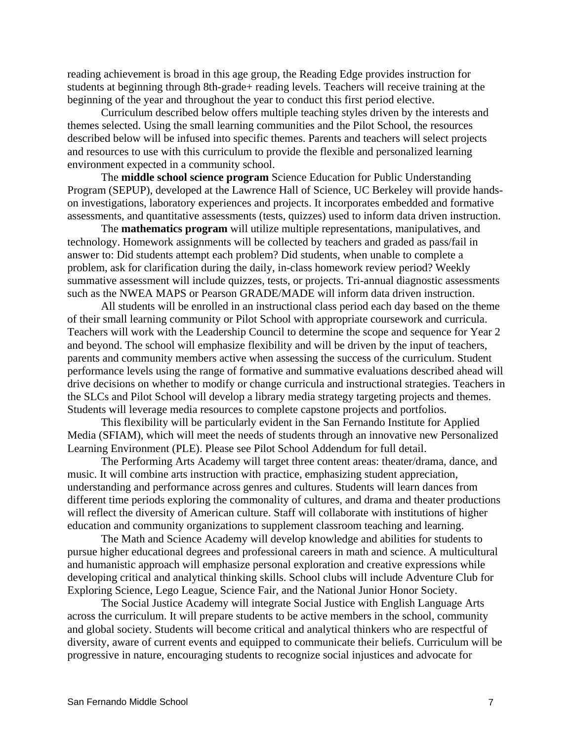reading achievement is broad in this age group, the Reading Edge provides instruction for students at beginning through 8th-grade+ reading levels. Teachers will receive training at the beginning of the year and throughout the year to conduct this first period elective.

Curriculum described below offers multiple teaching styles driven by the interests and themes selected. Using the small learning communities and the Pilot School, the resources described below will be infused into specific themes. Parents and teachers will select projects and resources to use with this curriculum to provide the flexible and personalized learning environment expected in a community school.

The **middle school science program** Science Education for Public Understanding Program (SEPUP), developed at the Lawrence Hall of Science, UC Berkeley will provide hands-on investigations, laboratory experiences and projects. It incorporates embedded and formative assessments, and quantitative assessments (tests, quizzes) used to inform data driven instruction.

The **mathematics program** will utilize multiple representations, manipulatives, and technology. Homework assignments will be collected by teachers and graded as pass/fail in answer to: Did students attempt each problem? Did students, when unable to complete a problem, ask for clarification during the daily, in-class homework review period? Weekly summative assessment will include quizzes, tests, or projects. Tri-annual diagnostic assessments such as the NWEA MAPS or Pearson GRADE/MADE will inform data driven instruction.

All students will be enrolled in an instructional class period each day based on the theme of their small learning community or Pilot School with appropriate coursework and curricula. Teachers will work with the Leadership Council to determine the scope and sequence for Year 2 and beyond. The school will emphasize flexibility and will be driven by the input of teachers, parents and community members active when assessing the success of the curriculum. Student performance levels using the range of formative and summative evaluations described ahead will drive decisions on whether to modify or change curricula and instructional strategies. Teachers in the SLCs and Pilot School will develop a library media strategy targeting projects and themes. Students will leverage media resources to complete capstone projects and portfolios.

This flexibility will be particularly evident in the San Fernando Institute for Applied Media (SFIAM), which will meet the needs of students through an innovative new Personalized Learning Environment (PLE). Please see Pilot School Addendum for full detail.

The Performing Arts Academy will target three content areas: theater/drama, dance, and music. It will combine arts instruction with practice, emphasizing student appreciation, understanding and performance across genres and cultures. Students will learn dances from different time periods exploring the commonality of cultures, and drama and theater productions will reflect the diversity of American culture. Staff will collaborate with institutions of higher education and community organizations to supplement classroom teaching and learning.

The Math and Science Academy will develop knowledge and abilities for students to pursue higher educational degrees and professional careers in math and science. A multicultural and humanistic approach will emphasize personal exploration and creative expressions while developing critical and analytical thinking skills. School clubs will include Adventure Club for Exploring Science, Lego League, Science Fair, and the National Junior Honor Society.

The Social Justice Academy will integrate Social Justice with English Language Arts across the curriculum. It will prepare students to be active members in the school, community and global society. Students will become critical and analytical thinkers who are respectful of diversity, aware of current events and equipped to communicate their beliefs. Curriculum will be progressive in nature, encouraging students to recognize social injustices and advocate for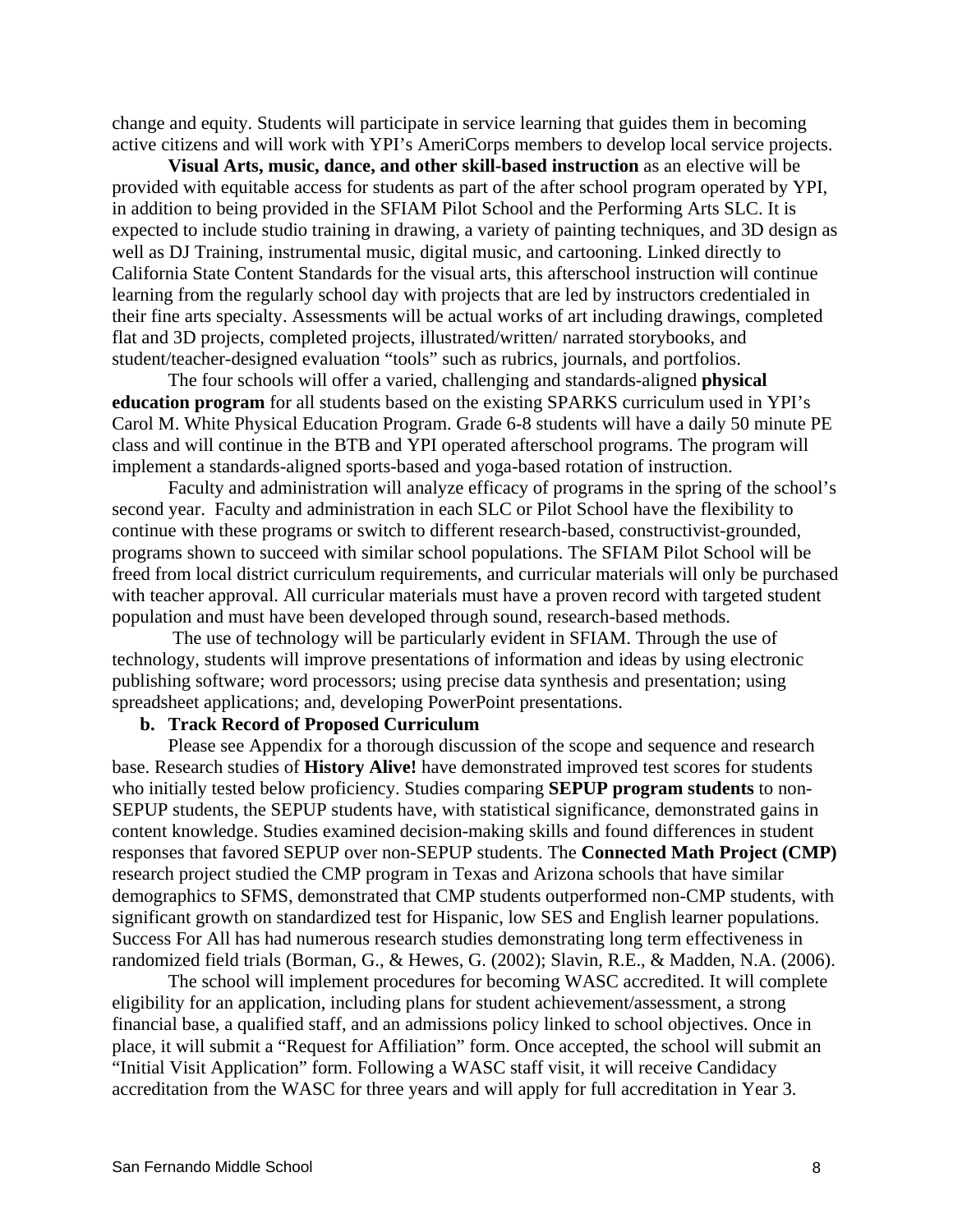change and equity. Students will participate in service learning that guides them in becoming active citizens and will work with YPI's AmeriCorps members to develop local service projects.

**Visual Arts, music, dance, and other skill-based instruction** as an elective will be provided with equitable access for students as part of the after school program operated by YPI, in addition to being provided in the SFIAM Pilot School and the Performing Arts SLC. It is expected to include studio training in drawing, a variety of painting techniques, and 3D design as well as DJ Training, instrumental music, digital music, and cartooning. Linked directly to California State Content Standards for the visual arts, this afterschool instruction will continue learning from the regularly school day with projects that are led by instructors credentialed in their fine arts specialty. Assessments will be actual works of art including drawings, completed flat and 3D projects, completed projects, illustrated/written/ narrated storybooks, and student/teacher-designed evaluation "tools" such as rubrics, journals, and portfolios.

The four schools will offer a varied, challenging and standards-aligned **physical education program** for all students based on the existing SPARKS curriculum used in YPI's Carol M. White Physical Education Program. Grade 6-8 students will have a daily 50 minute PE class and will continue in the BTB and YPI operated afterschool programs. The program will implement a standards-aligned sports-based and yoga-based rotation of instruction.

Faculty and administration will analyze efficacy of programs in the spring of the school's second year. Faculty and administration in each SLC or Pilot School have the flexibility to continue with these programs or switch to different research-based, constructivist-grounded, programs shown to succeed with similar school populations. The SFIAM Pilot School will be freed from local district curriculum requirements, and curricular materials will only be purchased with teacher approval. All curricular materials must have a proven record with targeted student population and must have been developed through sound, research-based methods.

The use of technology will be particularly evident in SFIAM. Through the use of technology, students will improve presentations of information and ideas by using electronic publishing software; word processors; using precise data synthesis and presentation; using spreadsheet applications; and, developing PowerPoint presentations.

**b. Track Record of Proposed Curriculum**

Please see Appendix for a thorough discussion of the scope and sequence and research base. Research studies of **History Alive!** have demonstrated improved test scores for students who initially tested below proficiency. Studies comparing **SEPUP program students** to non-SEPUP students, the SEPUP students have, with statistical significance, demonstrated gains in content knowledge. Studies examined decision-making skills and found differences in student responses that favored SEPUP over non-SEPUP students. The **Connected Math Project (CMP)** research project studied the CMP program in Texas and Arizona schools that have similar demographics to SFMS, demonstrated that CMP students outperformed non-CMP students, with significant growth on standardized test for Hispanic, low SES and English learner populations. Success For All has had numerous research studies demonstrating long term effectiveness in randomized field trials (Borman, G., & Hewes, G. (2002); Slavin, R.E., & Madden, N.A. (2006).

The school will implement procedures for becoming WASC accredited. It will complete eligibility for an application, including plans for student achievement/assessment, a strong financial base, a qualified staff, and an admissions policy linked to school objectives. Once in place, it will submit a "Request for Affiliation" form. Once accepted, the school will submit an "Initial Visit Application" form. Following a WASC staff visit, it will receive Candidacy accreditation from the WASC for three years and will apply for full accreditation in Year 3.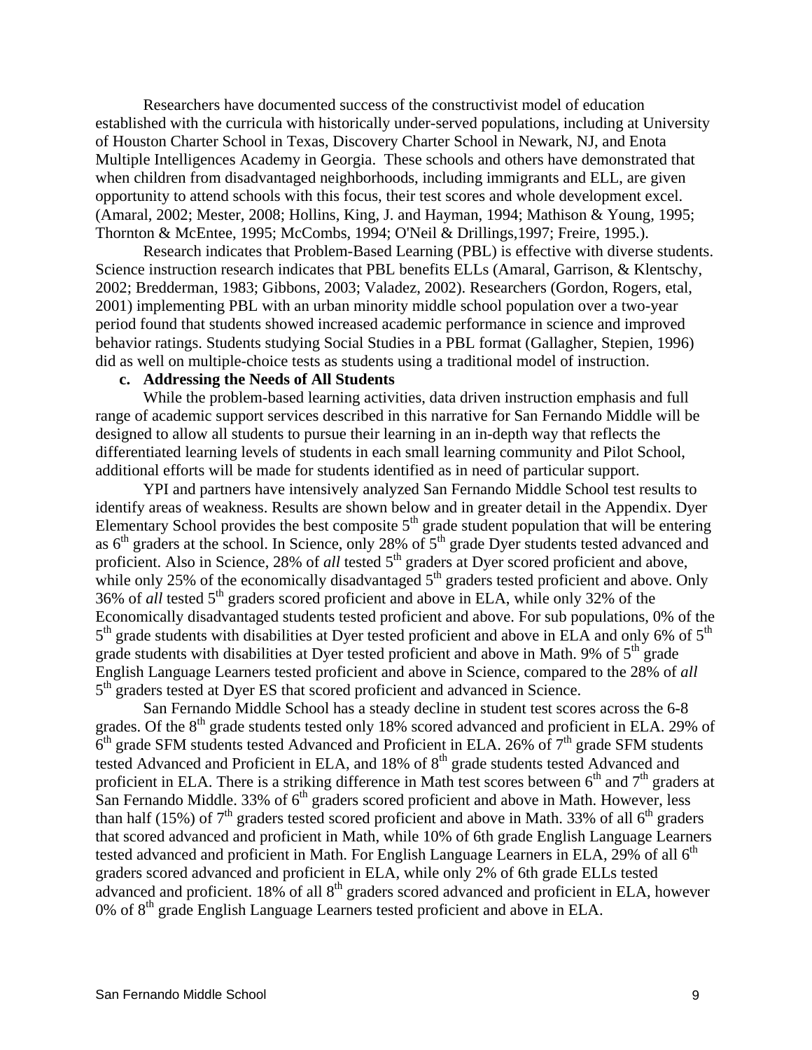Researchers have documented success of the constructivist model of education established with the curricula with historically under-served populations, including at University of Houston Charter School in Texas, Discovery Charter School in Newark, NJ, and Enota Multiple Intelligences Academy in Georgia. These schools and others have demonstrated that when children from disadvantaged neighborhoods, including immigrants and ELL, are given opportunity to attend schools with this focus, their test scores and whole development excel. (Amaral, 2002; Mester, 2008; Hollins, King, J. and Hayman, 1994; Mathison & Young, 1995; Thornton & McEntee, 1995; McCombs, 1994; O'Neil & Drillings,1997; Freire, 1995.).

Research indicates that Problem-Based Learning (PBL) is effective with diverse students. Science instruction research indicates that PBL benefits ELLs (Amaral, Garrison, & Klentschy, 2002; Bredderman, 1983; Gibbons, 2003; Valadez, 2002). Researchers (Gordon, Rogers, etal, 2001) implementing PBL with an urban minority middle school population over a two-year period found that students showed increased academic performance in science and improved behavior ratings. Students studying Social Studies in a PBL format (Gallagher, Stepien, 1996) did as well on multiple-choice tests as students using a traditional model of instruction.

**c. Addressing the Needs of All Students**

While the problem-based learning activities, data driven instruction emphasis and full range of academic support services described in this narrative for San Fernando Middle will be designed to allow all students to pursue their learning in an in-depth way that reflects the differentiated learning levels of students in each small learning community and Pilot School, additional efforts will be made for students identified as in need of particular support.

YPI and partners have intensively analyzed San Fernando Middle School test results to identify areas of weakness. Results are shown below and in greater detail in the Appendix. Dyer Elementary School provides the best composite 5th grade student population that will be entering as 6th graders at the school. In Science, only 28% of 5th grade Dyer students tested advanced and proficient. Also in Science, 28% of *all* tested 5th graders at Dyer scored proficient and above, while only 25% of the economically disadvantaged 5th graders tested proficient and above. Only 36% of *all* tested 5th graders scored proficient and above in ELA, while only 32% of the Economically disadvantaged students tested proficient and above. For sub populations, 0% of the 5th grade students with disabilities at Dyer tested proficient and above in ELA and only 6% of 5th grade students with disabilities at Dyer tested proficient and above in Math. 9% of 5th grade English Language Learners tested proficient and above in Science, compared to the 28% of *all* 5th graders tested at Dyer ES that scored proficient and advanced in Science.

San Fernando Middle School has a steady decline in student test scores across the 6-8 grades. Of the 8th grade students tested only 18% scored advanced and proficient in ELA. 29% of 6th grade SFM students tested Advanced and Proficient in ELA. 26% of 7th grade SFM students tested Advanced and Proficient in ELA, and 18% of 8th grade students tested Advanced and proficient in ELA. There is a striking difference in Math test scores between 6th and 7th graders at San Fernando Middle. 33% of 6th graders scored proficient and above in Math. However, less than half (15%) of 7th graders tested scored proficient and above in Math. 33% of all 6th graders that scored advanced and proficient in Math, while 10% of 6th grade English Language Learners tested advanced and proficient in Math. For English Language Learners in ELA, 29% of all 6th graders scored advanced and proficient in ELA, while only 2% of 6th grade ELLs tested advanced and proficient. 18% of all 8th graders scored advanced and proficient in ELA, however 0% of 8th grade English Language Learners tested proficient and above in ELA.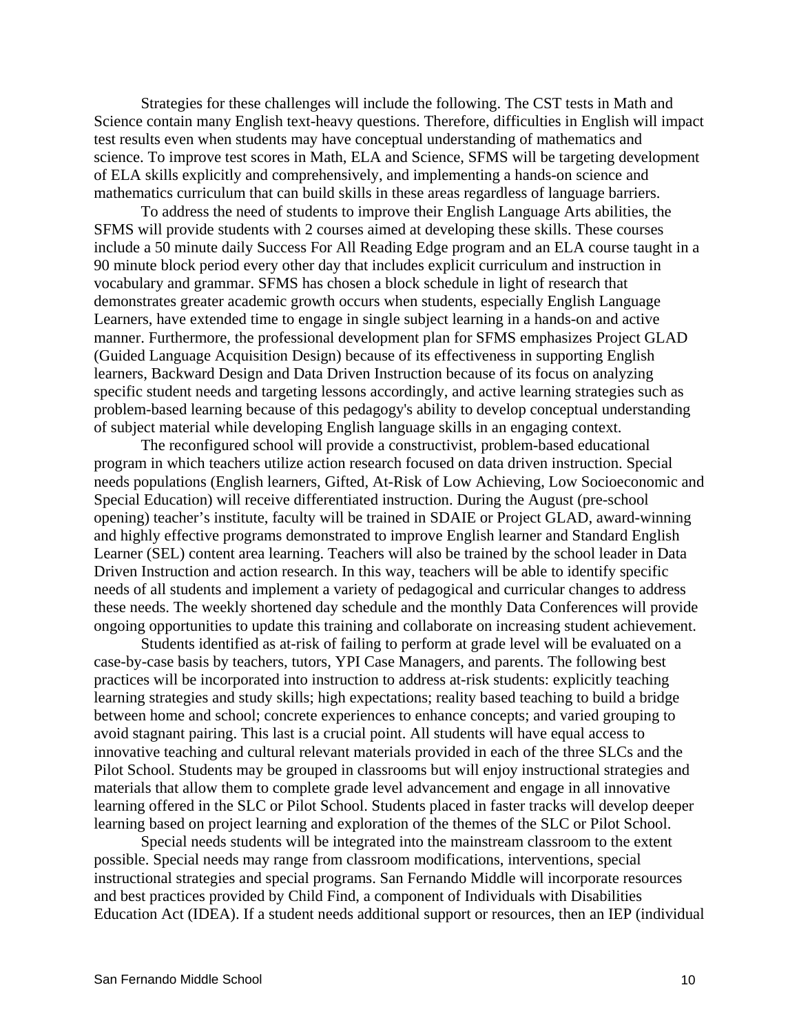Strategies for these challenges will include the following. The CST tests in Math and Science contain many English text-heavy questions. Therefore, difficulties in English will impact test results even when students may have conceptual understanding of mathematics and science. To improve test scores in Math, ELA and Science, SFMS will be targeting development of ELA skills explicitly and comprehensively, and implementing a hands-on science and mathematics curriculum that can build skills in these areas regardless of language barriers.

To address the need of students to improve their English Language Arts abilities, the SFMS will provide students with 2 courses aimed at developing these skills. These courses include a 50 minute daily Success For All Reading Edge program and an ELA course taught in a 90 minute block period every other day that includes explicit curriculum and instruction in vocabulary and grammar. SFMS has chosen a block schedule in light of research that demonstrates greater academic growth occurs when students, especially English Language Learners, have extended time to engage in single subject learning in a hands-on and active manner. Furthermore, the professional development plan for SFMS emphasizes Project GLAD (Guided Language Acquisition Design) because of its effectiveness in supporting English learners, Backward Design and Data Driven Instruction because of its focus on analyzing specific student needs and targeting lessons accordingly, and active learning strategies such as problem-based learning because of this pedagogy's ability to develop conceptual understanding of subject material while developing English language skills in an engaging context.

The reconfigured school will provide a constructivist, problem-based educational program in which teachers utilize action research focused on data driven instruction. Special needs populations (English learners, Gifted, At-Risk of Low Achieving, Low Socioeconomic and Special Education) will receive differentiated instruction. During the August (pre-school opening) teacher's institute, faculty will be trained in SDAIE or Project GLAD, award-winning and highly effective programs demonstrated to improve English learner and Standard English Learner (SEL) content area learning. Teachers will also be trained by the school leader in Data Driven Instruction and action research. In this way, teachers will be able to identify specific needs of all students and implement a variety of pedagogical and curricular changes to address these needs. The weekly shortened day schedule and the monthly Data Conferences will provide ongoing opportunities to update this training and collaborate on increasing student achievement.

Students identified as at-risk of failing to perform at grade level will be evaluated on a case-by-case basis by teachers, tutors, YPI Case Managers, and parents. The following best practices will be incorporated into instruction to address at-risk students: explicitly teaching learning strategies and study skills; high expectations; reality based teaching to build a bridge between home and school; concrete experiences to enhance concepts; and varied grouping to avoid stagnant pairing. This last is a crucial point. All students will have equal access to innovative teaching and cultural relevant materials provided in each of the three SLCs and the Pilot School. Students may be grouped in classrooms but will enjoy instructional strategies and materials that allow them to complete grade level advancement and engage in all innovative learning offered in the SLC or Pilot School. Students placed in faster tracks will develop deeper learning based on project learning and exploration of the themes of the SLC or Pilot School.

Special needs students will be integrated into the mainstream classroom to the extent possible. Special needs may range from classroom modifications, interventions, special instructional strategies and special programs. San Fernando Middle will incorporate resources and best practices provided by Child Find, a component of Individuals with Disabilities Education Act (IDEA). If a student needs additional support or resources, then an IEP (individual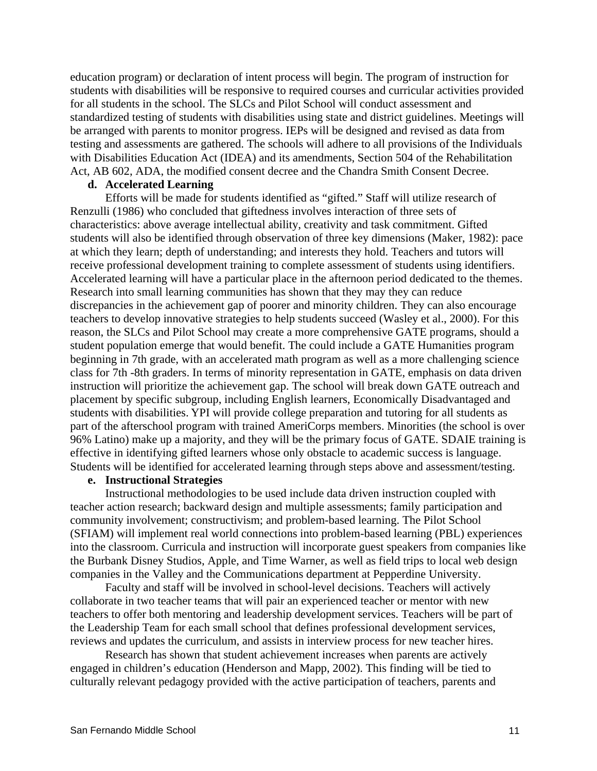education program) or declaration of intent process will begin. The program of instruction for students with disabilities will be responsive to required courses and curricular activities provided for all students in the school. The SLCs and Pilot School will conduct assessment and standardized testing of students with disabilities using state and district guidelines. Meetings will be arranged with parents to monitor progress. IEPs will be designed and revised as data from testing and assessments are gathered. The schools will adhere to all provisions of the Individuals with Disabilities Education Act (IDEA) and its amendments, Section 504 of the Rehabilitation Act, AB 602, ADA, the modified consent decree and the Chandra Smith Consent Decree.

**d. Accelerated Learning**

Efforts will be made for students identified as "gifted." Staff will utilize research of Renzulli (1986) who concluded that giftedness involves interaction of three sets of characteristics: above average intellectual ability, creativity and task commitment. Gifted students will also be identified through observation of three key dimensions (Maker, 1982): pace at which they learn; depth of understanding; and interests they hold. Teachers and tutors will receive professional development training to complete assessment of students using identifiers. Accelerated learning will have a particular place in the afternoon period dedicated to the themes. Research into small learning communities has shown that they may they can reduce discrepancies in the achievement gap of poorer and minority children. They can also encourage teachers to develop innovative strategies to help students succeed (Wasley et al., 2000). For this reason, the SLCs and Pilot School may create a more comprehensive GATE programs, should a student population emerge that would benefit. The could include a GATE Humanities program beginning in 7th grade, with an accelerated math program as well as a more challenging science class for 7th -8th graders. In terms of minority representation in GATE, emphasis on data driven instruction will prioritize the achievement gap. The school will break down GATE outreach and placement by specific subgroup, including English learners, Economically Disadvantaged and students with disabilities. YPI will provide college preparation and tutoring for all students as part of the afterschool program with trained AmeriCorps members. Minorities (the school is over 96% Latino) make up a majority, and they will be the primary focus of GATE. SDAIE training is effective in identifying gifted learners whose only obstacle to academic success is language. Students will be identified for accelerated learning through steps above and assessment/testing.

**e. Instructional Strategies**

Instructional methodologies to be used include data driven instruction coupled with teacher action research; backward design and multiple assessments; family participation and community involvement; constructivism; and problem-based learning. The Pilot School (SFIAM) will implement real world connections into problem-based learning (PBL) experiences into the classroom. Curricula and instruction will incorporate guest speakers from companies like the Burbank Disney Studios, Apple, and Time Warner, as well as field trips to local web design companies in the Valley and the Communications department at Pepperdine University.

Faculty and staff will be involved in school-level decisions. Teachers will actively collaborate in two teacher teams that will pair an experienced teacher or mentor with new teachers to offer both mentoring and leadership development services. Teachers will be part of the Leadership Team for each small school that defines professional development services, reviews and updates the curriculum, and assists in interview process for new teacher hires.

Research has shown that student achievement increases when parents are actively engaged in children's education (Henderson and Mapp, 2002). This finding will be tied to culturally relevant pedagogy provided with the active participation of teachers, parents and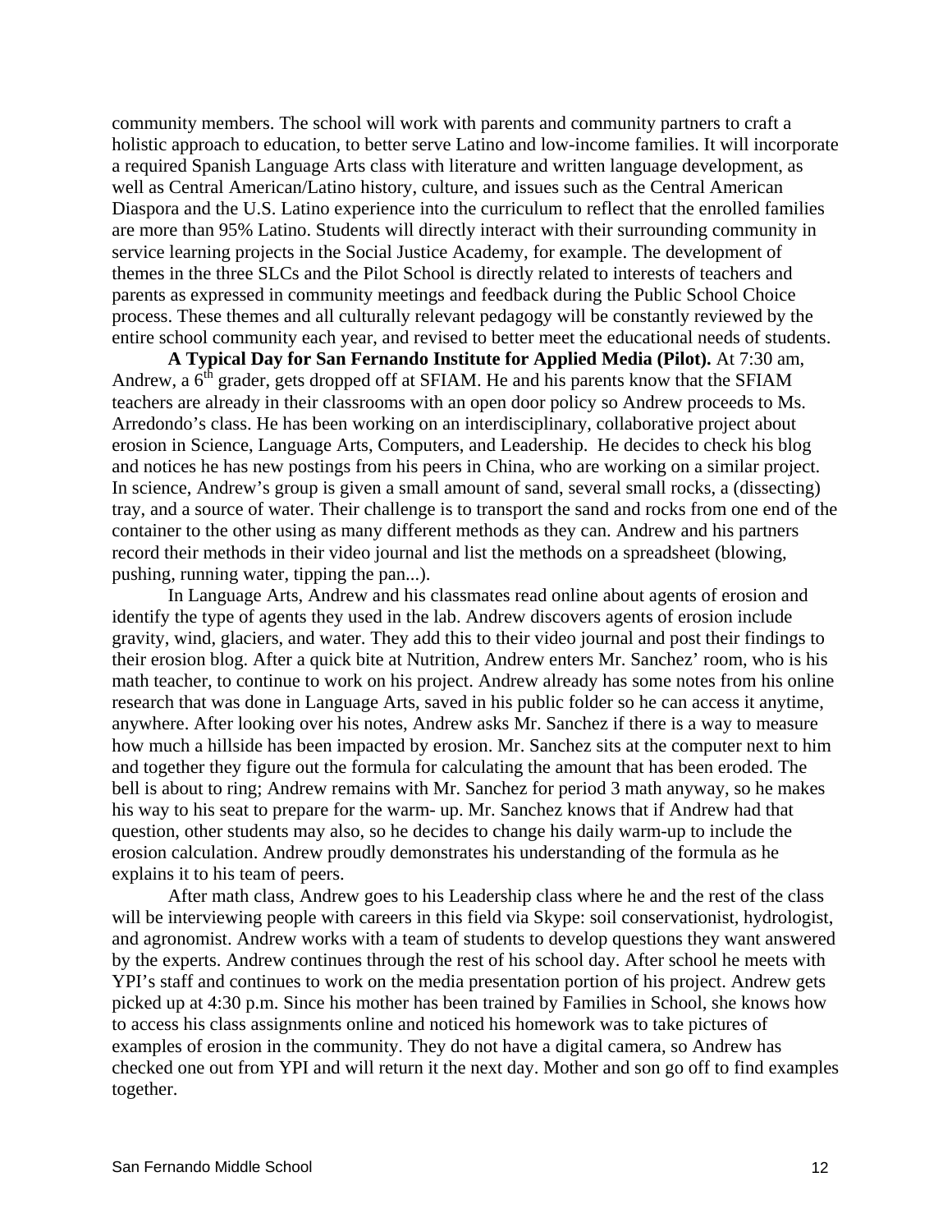community members. The school will work with parents and community partners to craft a holistic approach to education, to better serve Latino and low-income families. It will incorporate a required Spanish Language Arts class with literature and written language development, as well as Central American/Latino history, culture, and issues such as the Central American Diaspora and the U.S. Latino experience into the curriculum to reflect that the enrolled families are more than 95% Latino. Students will directly interact with their surrounding community in service learning projects in the Social Justice Academy, for example. The development of themes in the three SLCs and the Pilot School is directly related to interests of teachers and parents as expressed in community meetings and feedback during the Public School Choice process. These themes and all culturally relevant pedagogy will be constantly reviewed by the entire school community each year, and revised to better meet the educational needs of students.

**A Typical Day for San Fernando Institute for Applied Media (Pilot).** At 7:30 am, Andrew, a 6th grader, gets dropped off at SFIAM. He and his parents know that the SFIAM teachers are already in their classrooms with an open door policy so Andrew proceeds to Ms. Arredondo's class. He has been working on an interdisciplinary, collaborative project about erosion in Science, Language Arts, Computers, and Leadership. He decides to check his blog and notices he has new postings from his peers in China, who are working on a similar project. In science, Andrew's group is given a small amount of sand, several small rocks, a (dissecting) tray, and a source of water. Their challenge is to transport the sand and rocks from one end of the container to the other using as many different methods as they can. Andrew and his partners record their methods in their video journal and list the methods on a spreadsheet (blowing, pushing, running water, tipping the pan...).

In Language Arts, Andrew and his classmates read online about agents of erosion and identify the type of agents they used in the lab. Andrew discovers agents of erosion include gravity, wind, glaciers, and water. They add this to their video journal and post their findings to their erosion blog. After a quick bite at Nutrition, Andrew enters Mr. Sanchez' room, who is his math teacher, to continue to work on his project. Andrew already has some notes from his online research that was done in Language Arts, saved in his public folder so he can access it anytime, anywhere. After looking over his notes, Andrew asks Mr. Sanchez if there is a way to measure how much a hillside has been impacted by erosion. Mr. Sanchez sits at the computer next to him and together they figure out the formula for calculating the amount that has been eroded. The bell is about to ring; Andrew remains with Mr. Sanchez for period 3 math anyway, so he makes his way to his seat to prepare for the warm- up. Mr. Sanchez knows that if Andrew had that question, other students may also, so he decides to change his daily warm-up to include the erosion calculation. Andrew proudly demonstrates his understanding of the formula as he explains it to his team of peers.

After math class, Andrew goes to his Leadership class where he and the rest of the class will be interviewing people with careers in this field via Skype: soil conservationist, hydrologist, and agronomist. Andrew works with a team of students to develop questions they want answered by the experts. Andrew continues through the rest of his school day. After school he meets with YPI's staff and continues to work on the media presentation portion of his project. Andrew gets picked up at 4:30 p.m. Since his mother has been trained by Families in School, she knows how to access his class assignments online and noticed his homework was to take pictures of examples of erosion in the community. They do not have a digital camera, so Andrew has checked one out from YPI and will return it the next day. Mother and son go off to find examples together.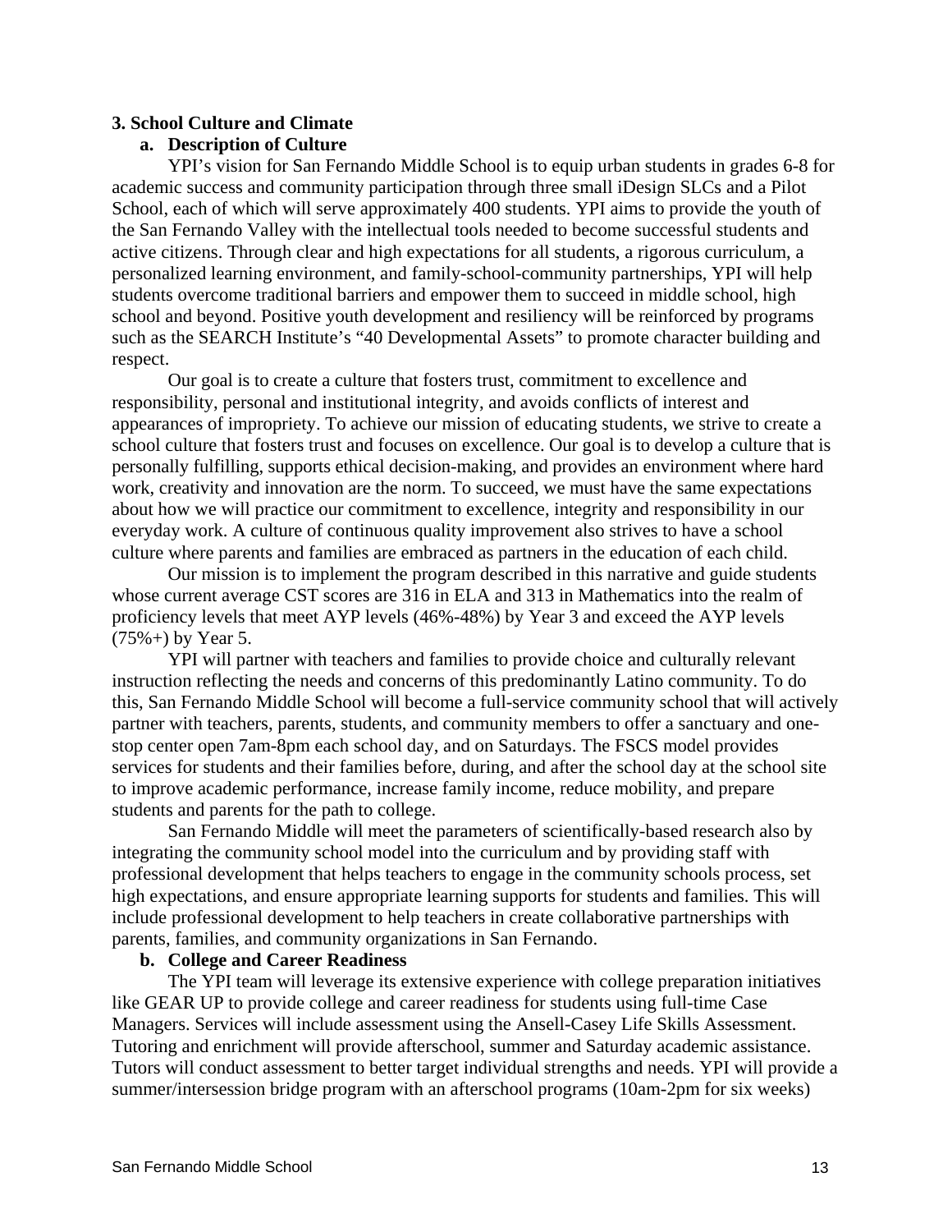### 3. School Culture and Climate

#### a. Description of Culture

YPI's vision for San Fernando Middle School is to equip urban students in grades 6-8 for academic success and community participation through three small iDesign SLCs and a Pilot School, each of which will serve approximately 400 students. YPI aims to provide the youth of the San Fernando Valley with the intellectual tools needed to become successful students and active citizens. Through clear and high expectations for all students, a rigorous curriculum, a personalized learning environment, and family-school-community partnerships, YPI will help students overcome traditional barriers and empower them to succeed in middle school, high school and beyond. Positive youth development and resiliency will be reinforced by programs such as the SEARCH Institute's "40 Developmental Assets" to promote character building and respect.

Our goal is to create a culture that fosters trust, commitment to excellence and responsibility, personal and institutional integrity, and avoids conflicts of interest and appearances of impropriety. To achieve our mission of educating students, we strive to create a school culture that fosters trust and focuses on excellence. Our goal is to develop a culture that is personally fulfilling, supports ethical decision-making, and provides an environment where hard work, creativity and innovation are the norm. To succeed, we must have the same expectations about how we will practice our commitment to excellence, integrity and responsibility in our everyday work. A culture of continuous quality improvement also strives to have a school culture where parents and families are embraced as partners in the education of each child.

Our mission is to implement the program described in this narrative and guide students whose current average CST scores are 316 in ELA and 313 in Mathematics into the realm of proficiency levels that meet AYP levels (46%-48%) by Year 3 and exceed the AYP levels (75%+) by Year 5.

YPI will partner with teachers and families to provide choice and culturally relevant instruction reflecting the needs and concerns of this predominantly Latino community. To do this, San Fernando Middle School will become a full-service community school that will actively partner with teachers, parents, students, and community members to offer a sanctuary and one-stop center open 7am-8pm each school day, and on Saturdays. The FSCS model provides services for students and their families before, during, and after the school day at the school site to improve academic performance, increase family income, reduce mobility, and prepare students and parents for the path to college.

San Fernando Middle will meet the parameters of scientifically-based research also by integrating the community school model into the curriculum and by providing staff with professional development that helps teachers to engage in the community schools process, set high expectations, and ensure appropriate learning supports for students and families. This will include professional development to help teachers in create collaborative partnerships with parents, families, and community organizations in San Fernando.

#### b. College and Career Readiness

The YPI team will leverage its extensive experience with college preparation initiatives like GEAR UP to provide college and career readiness for students using full-time Case Managers. Services will include assessment using the Ansell-Casey Life Skills Assessment. Tutoring and enrichment will provide afterschool, summer and Saturday academic assistance. Tutors will conduct assessment to better target individual strengths and needs. YPI will provide a summer/intersession bridge program with an afterschool programs (10am-2pm for six weeks)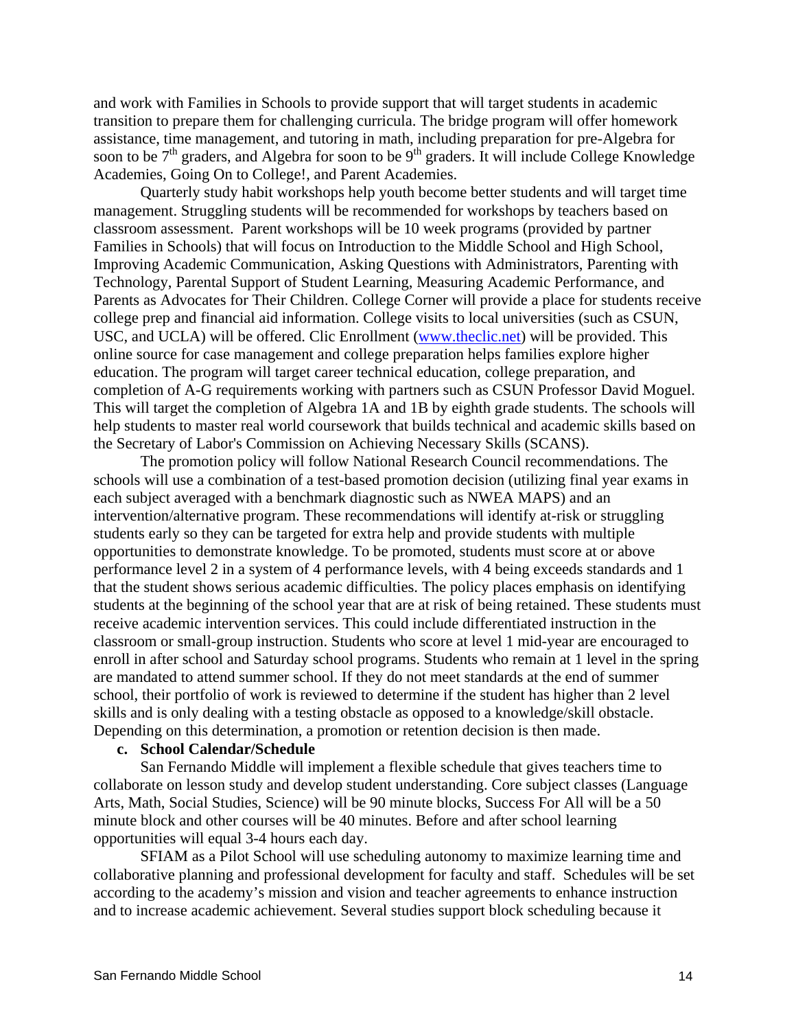and work with Families in Schools to provide support that will target students in academic transition to prepare them for challenging curricula. The bridge program will offer homework assistance, time management, and tutoring in math, including preparation for pre-Algebra for soon to be 7th graders, and Algebra for soon to be 9th graders. It will include College Knowledge Academies, Going On to College!, and Parent Academies.

Quarterly study habit workshops help youth become better students and will target time management. Struggling students will be recommended for workshops by teachers based on classroom assessment. Parent workshops will be 10 week programs (provided by partner Families in Schools) that will focus on Introduction to the Middle School and High School, Improving Academic Communication, Asking Questions with Administrators, Parenting with Technology, Parental Support of Student Learning, Measuring Academic Performance, and Parents as Advocates for Their Children. College Corner will provide a place for students receive college prep and financial aid information. College visits to local universities (such as CSUN, USC, and UCLA) will be offered. Clic Enrollment (www.theclic.net) will be provided. This online source for case management and college preparation helps families explore higher education. The program will target career technical education, college preparation, and completion of A-G requirements working with partners such as CSUN Professor David Moguel. This will target the completion of Algebra 1A and 1B by eighth grade students. The schools will help students to master real world coursework that builds technical and academic skills based on the Secretary of Labor's Commission on Achieving Necessary Skills (SCANS).

The promotion policy will follow National Research Council recommendations. The schools will use a combination of a test-based promotion decision (utilizing final year exams in each subject averaged with a benchmark diagnostic such as NWEA MAPS) and an intervention/alternative program. These recommendations will identify at-risk or struggling students early so they can be targeted for extra help and provide students with multiple opportunities to demonstrate knowledge. To be promoted, students must score at or above performance level 2 in a system of 4 performance levels, with 4 being exceeds standards and 1 that the student shows serious academic difficulties. The policy places emphasis on identifying students at the beginning of the school year that are at risk of being retained. These students must receive academic intervention services. This could include differentiated instruction in the classroom or small-group instruction. Students who score at level 1 mid-year are encouraged to enroll in after school and Saturday school programs. Students who remain at 1 level in the spring are mandated to attend summer school. If they do not meet standards at the end of summer school, their portfolio of work is reviewed to determine if the student has higher than 2 level skills and is only dealing with a testing obstacle as opposed to a knowledge/skill obstacle. Depending on this determination, a promotion or retention decision is then made.

**c. School Calendar/Schedule**

San Fernando Middle will implement a flexible schedule that gives teachers time to collaborate on lesson study and develop student understanding. Core subject classes (Language Arts, Math, Social Studies, Science) will be 90 minute blocks, Success For All will be a 50 minute block and other courses will be 40 minutes. Before and after school learning opportunities will equal 3-4 hours each day.

SFIAM as a Pilot School will use scheduling autonomy to maximize learning time and collaborative planning and professional development for faculty and staff. Schedules will be set according to the academy's mission and vision and teacher agreements to enhance instruction and to increase academic achievement. Several studies support block scheduling because it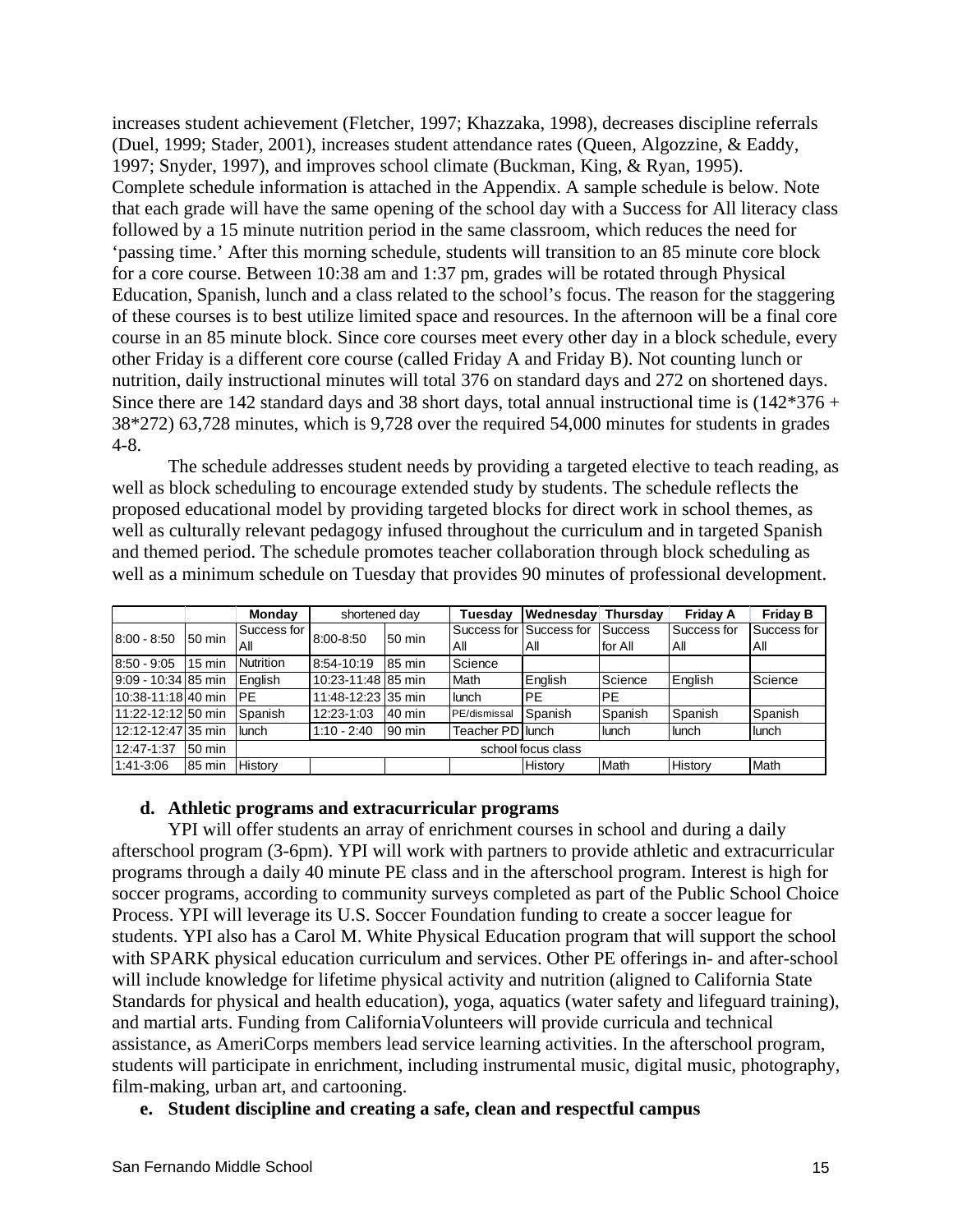increases student achievement (Fletcher, 1997; Khazzaka, 1998), decreases discipline referrals (Duel, 1999; Stader, 2001), increases student attendance rates (Queen, Algozzine, & Eaddy, 1997; Snyder, 1997), and improves school climate (Buckman, King, & Ryan, 1995). Complete schedule information is attached in the Appendix. A sample schedule is below. Note that each grade will have the same opening of the school day with a Success for All literacy class followed by a 15 minute nutrition period in the same classroom, which reduces the need for 'passing time.' After this morning schedule, students will transition to an 85 minute core block for a core course. Between 10:38 am and 1:37 pm, grades will be rotated through Physical Education, Spanish, lunch and a class related to the school's focus. The reason for the staggering of these courses is to best utilize limited space and resources. In the afternoon will be a final core course in an 85 minute block. Since core courses meet every other day in a block schedule, every other Friday is a different core course (called Friday A and Friday B). Not counting lunch or nutrition, daily instructional minutes will total 376 on standard days and 272 on shortened days. Since there are 142 standard days and 38 short days, total annual instructional time is (142*376 + 38*272) 63,728 minutes, which is 9,728 over the required 54,000 minutes for students in grades 4-8.

The schedule addresses student needs by providing a targeted elective to teach reading, as well as block scheduling to encourage extended study by students. The schedule reflects the proposed educational model by providing targeted blocks for direct work in school themes, as well as culturally relevant pedagogy infused throughout the curriculum and in targeted Spanish and themed period. The schedule promotes teacher collaboration through block scheduling as well as a minimum schedule on Tuesday that provides 90 minutes of professional development.

| | | Monday | shortened day | | Tuesday | Wednesday | Thursday | Friday A | Friday B |
|---|---|---|---|---|---|---|---|---|---|
| 8:00 - 8:50 | 50 min | Success for All | 8:00-8:50 | 50 min | Success for All | Success for All | Success for All | Success for All | Success for All |
| 8:50 - 9:05 | 15 min | Nutrition | 8:54-10:19 | 85 min | Science | | | | |
| 9:09 - 10:34 | 85 min | English | 10:23-11:48 | 85 min | Math | English | Science | English | Science |
| 10:38-11:18 | 40 min | PE | 11:48-12:23 | 35 min | lunch | PE | PE | | |
| 11:22-12:12 | 50 min | Spanish | 12:23-1:03 | 40 min | PE/dismissal | Spanish | Spanish | Spanish | Spanish |
| 12:12-12:47 | 35 min | lunch | 1:10 - 2:40 | 90 min | Teacher PD | lunch | lunch | lunch | lunch |
| 12:47-1:37 | 50 min | school focus class | | | | | | | |
| 1:41-3:06 | 85 min | History | | | | History | Math | History | Math |

**d. Athletic programs and extracurricular programs**

YPI will offer students an array of enrichment courses in school and during a daily afterschool program (3-6pm). YPI will work with partners to provide athletic and extracurricular programs through a daily 40 minute PE class and in the afterschool program. Interest is high for soccer programs, according to community surveys completed as part of the Public School Choice Process. YPI will leverage its U.S. Soccer Foundation funding to create a soccer league for students. YPI also has a Carol M. White Physical Education program that will support the school with SPARK physical education curriculum and services. Other PE offerings in- and after-school will include knowledge for lifetime physical activity and nutrition (aligned to California State Standards for physical and health education), yoga, aquatics (water safety and lifeguard training), and martial arts. Funding from CaliforniaVolunteers will provide curricula and technical assistance, as AmeriCorps members lead service learning activities. In the afterschool program, students will participate in enrichment, including instrumental music, digital music, photography, film-making, urban art, and cartooning.

**e. Student discipline and creating a safe, clean and respectful campus**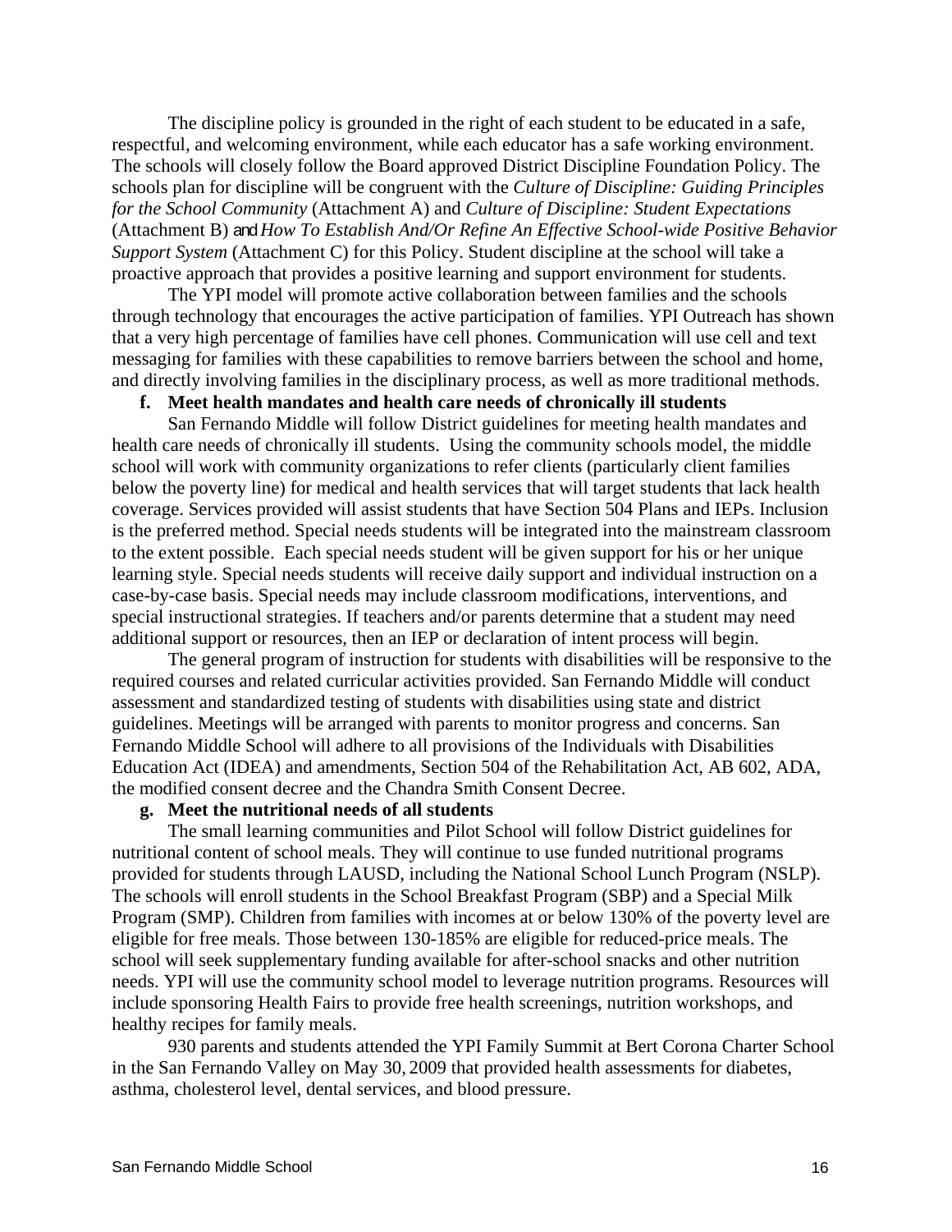The discipline policy is grounded in the right of each student to be educated in a safe, respectful, and welcoming environment, while each educator has a safe working environment. The schools will closely follow the Board approved District Discipline Foundation Policy. The schools plan for discipline will be congruent with the *Culture of Discipline: Guiding Principles for the School Community* (Attachment A) and *Culture of Discipline: Student Expectations* (Attachment B) and *How To Establish And/Or Refine An Effective School-wide Positive Behavior Support System* (Attachment C) for this Policy. Student discipline at the school will take a proactive approach that provides a positive learning and support environment for students.

The YPI model will promote active collaboration between families and the schools through technology that encourages the active participation of families. YPI Outreach has shown that a very high percentage of families have cell phones. Communication will use cell and text messaging for families with these capabilities to remove barriers between the school and home, and directly involving families in the disciplinary process, as well as more traditional methods.

**f. Meet health mandates and health care needs of chronically ill students**

San Fernando Middle will follow District guidelines for meeting health mandates and health care needs of chronically ill students. Using the community schools model, the middle school will work with community organizations to refer clients (particularly client families below the poverty line) for medical and health services that will target students that lack health coverage. Services provided will assist students that have Section 504 Plans and IEPs. Inclusion is the preferred method. Special needs students will be integrated into the mainstream classroom to the extent possible. Each special needs student will be given support for his or her unique learning style. Special needs students will receive daily support and individual instruction on a case-by-case basis. Special needs may include classroom modifications, interventions, and special instructional strategies. If teachers and/or parents determine that a student may need additional support or resources, then an IEP or declaration of intent process will begin.

The general program of instruction for students with disabilities will be responsive to the required courses and related curricular activities provided. San Fernando Middle will conduct assessment and standardized testing of students with disabilities using state and district guidelines. Meetings will be arranged with parents to monitor progress and concerns. San Fernando Middle School will adhere to all provisions of the Individuals with Disabilities Education Act (IDEA) and amendments, Section 504 of the Rehabilitation Act, AB 602, ADA, the modified consent decree and the Chandra Smith Consent Decree.

**g. Meet the nutritional needs of all students**

The small learning communities and Pilot School will follow District guidelines for nutritional content of school meals. They will continue to use funded nutritional programs provided for students through LAUSD, including the National School Lunch Program (NSLP). The schools will enroll students in the School Breakfast Program (SBP) and a Special Milk Program (SMP). Children from families with incomes at or below 130% of the poverty level are eligible for free meals. Those between 130-185% are eligible for reduced-price meals. The school will seek supplementary funding available for after-school snacks and other nutrition needs. YPI will use the community school model to leverage nutrition programs. Resources will include sponsoring Health Fairs to provide free health screenings, nutrition workshops, and healthy recipes for family meals.

930 parents and students attended the YPI Family Summit at Bert Corona Charter School in the San Fernando Valley on May 30, 2009 that provided health assessments for diabetes, asthma, cholesterol level, dental services, and blood pressure.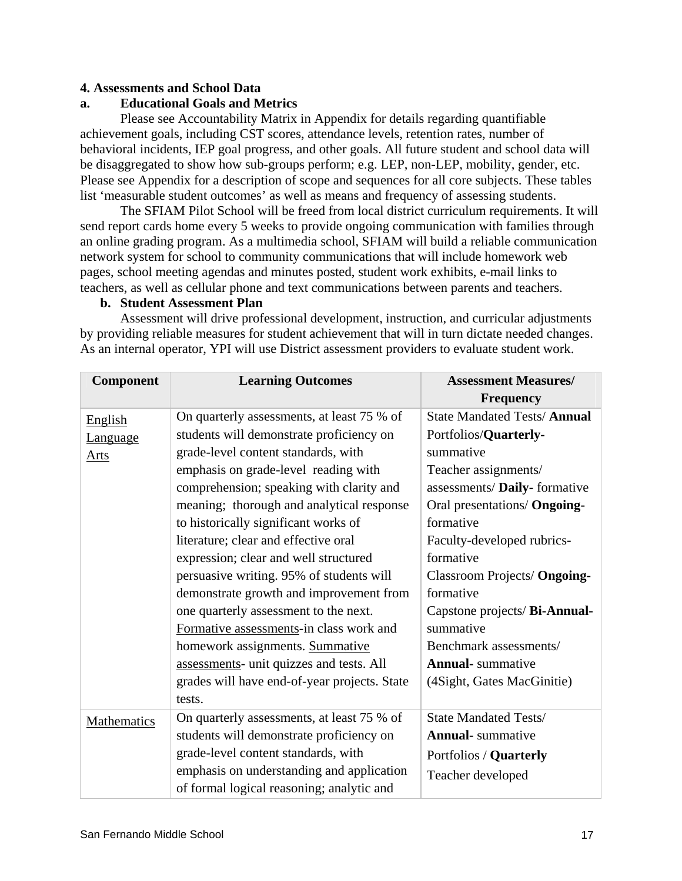### 4. Assessments and School Data

#### a. Educational Goals and Metrics

Please see Accountability Matrix in Appendix for details regarding quantifiable achievement goals, including CST scores, attendance levels, retention rates, number of behavioral incidents, IEP goal progress, and other goals. All future student and school data will be disaggregated to show how sub-groups perform; e.g. LEP, non-LEP, mobility, gender, etc. Please see Appendix for a description of scope and sequences for all core subjects. These tables list 'measurable student outcomes' as well as means and frequency of assessing students.

The SFIAM Pilot School will be freed from local district curriculum requirements. It will send report cards home every 5 weeks to provide ongoing communication with families through an online grading program. As a multimedia school, SFIAM will build a reliable communication network system for school to community communications that will include homework web pages, school meeting agendas and minutes posted, student work exhibits, e-mail links to teachers, as well as cellular phone and text communications between parents and teachers.

#### b. Student Assessment Plan

Assessment will drive professional development, instruction, and curricular adjustments by providing reliable measures for student achievement that will in turn dictate needed changes. As an internal operator, YPI will use District assessment providers to evaluate student work.

| Component | Learning Outcomes | Assessment Measures/ Frequency |
|---|---|---|
| English Language Arts | On quarterly assessments, at least 75 % of students will demonstrate proficiency on grade-level content standards, with emphasis on grade-level reading with comprehension; speaking with clarity and meaning; thorough and analytical response to historically significant works of literature; clear and effective oral expression; clear and well structured persuasive writing. 95% of students will demonstrate growth and improvement from one quarterly assessment to the next. Formative assessments-in class work and homework assignments. Summative assessments- unit quizzes and tests. All grades will have end-of-year projects. State tests. | State Mandated Tests/ **Annual**<br>Portfolios/**Quarterly**- summative<br>Teacher assignments/ assessments/ **Daily-** formative<br>Oral presentations/ **Ongoing-** formative<br>Faculty-developed rubrics- formative<br>Classroom Projects/ **Ongoing-** formative<br>Capstone projects/ **Bi-Annual-** summative<br>Benchmark assessments/ **Annual-** summative (4Sight, Gates MacGinitie) |
| Mathematics | On quarterly assessments, at least 75 % of students will demonstrate proficiency on grade-level content standards, with emphasis on understanding and application of formal logical reasoning; analytic and | State Mandated Tests/ **Annual-** summative<br>Portfolios / **Quarterly**<br>Teacher developed |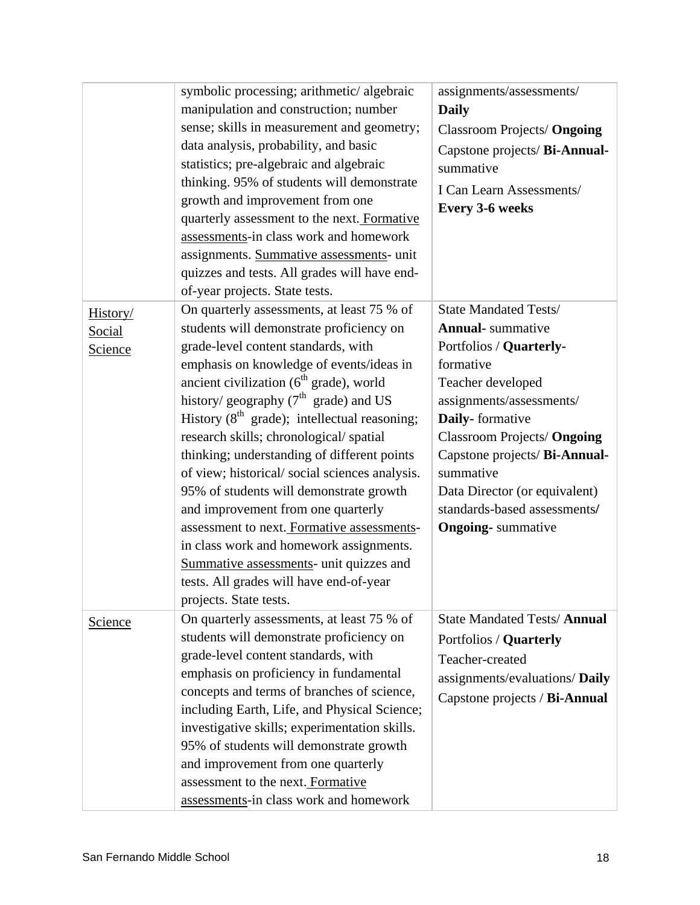| | | |
|---|---|---|
| | symbolic processing; arithmetic/ algebraic manipulation and construction; number sense; skills in measurement and geometry; data analysis, probability, and basic statistics; pre-algebraic and algebraic thinking. 95% of students will demonstrate growth and improvement from one quarterly assessment to the next. <u>Formative assessments</u>-in class work and homework assignments. <u>Summative assessments</u>- unit quizzes and tests. All grades will have end-of-year projects. State tests. | assignments/assessments/ **Daily**<br>Classroom Projects/ **Ongoing**<br>Capstone projects/ **Bi-Annual**-summative<br>I Can Learn Assessments/ **Every 3-6 weeks** |
| <u>History/ Social Science</u> | On quarterly assessments, at least 75 % of students will demonstrate proficiency on grade-level content standards, with emphasis on knowledge of events/ideas in ancient civilization (6th grade), world history/ geography (7th grade) and US History (8th grade); intellectual reasoning; research skills; chronological/ spatial thinking; understanding of different points of view; historical/ social sciences analysis. 95% of students will demonstrate growth and improvement from one quarterly assessment to next. <u>Formative assessments</u>-in class work and homework assignments. <u>Summative assessments</u>- unit quizzes and tests. All grades will have end-of-year projects. State tests. | State Mandated Tests/ **Annual**- summative<br>Portfolios / **Quarterly**-formative<br>Teacher developed assignments/assessments/ **Daily**- formative<br>Classroom Projects/ **Ongoing**<br>Capstone projects/ **Bi-Annual**-summative<br>Data Director (or equivalent) standards-based assessments/ **Ongoing**- summative |
| <u>Science</u> | On quarterly assessments, at least 75 % of students will demonstrate proficiency on grade-level content standards, with emphasis on proficiency in fundamental concepts and terms of branches of science, including Earth, Life, and Physical Science; investigative skills; experimentation skills. 95% of students will demonstrate growth and improvement from one quarterly assessment to the next. <u>Formative assessments</u>-in class work and homework | State Mandated Tests/ **Annual**<br>Portfolios / **Quarterly**<br>Teacher-created assignments/evaluations/ **Daily**<br>Capstone projects / **Bi-Annual** |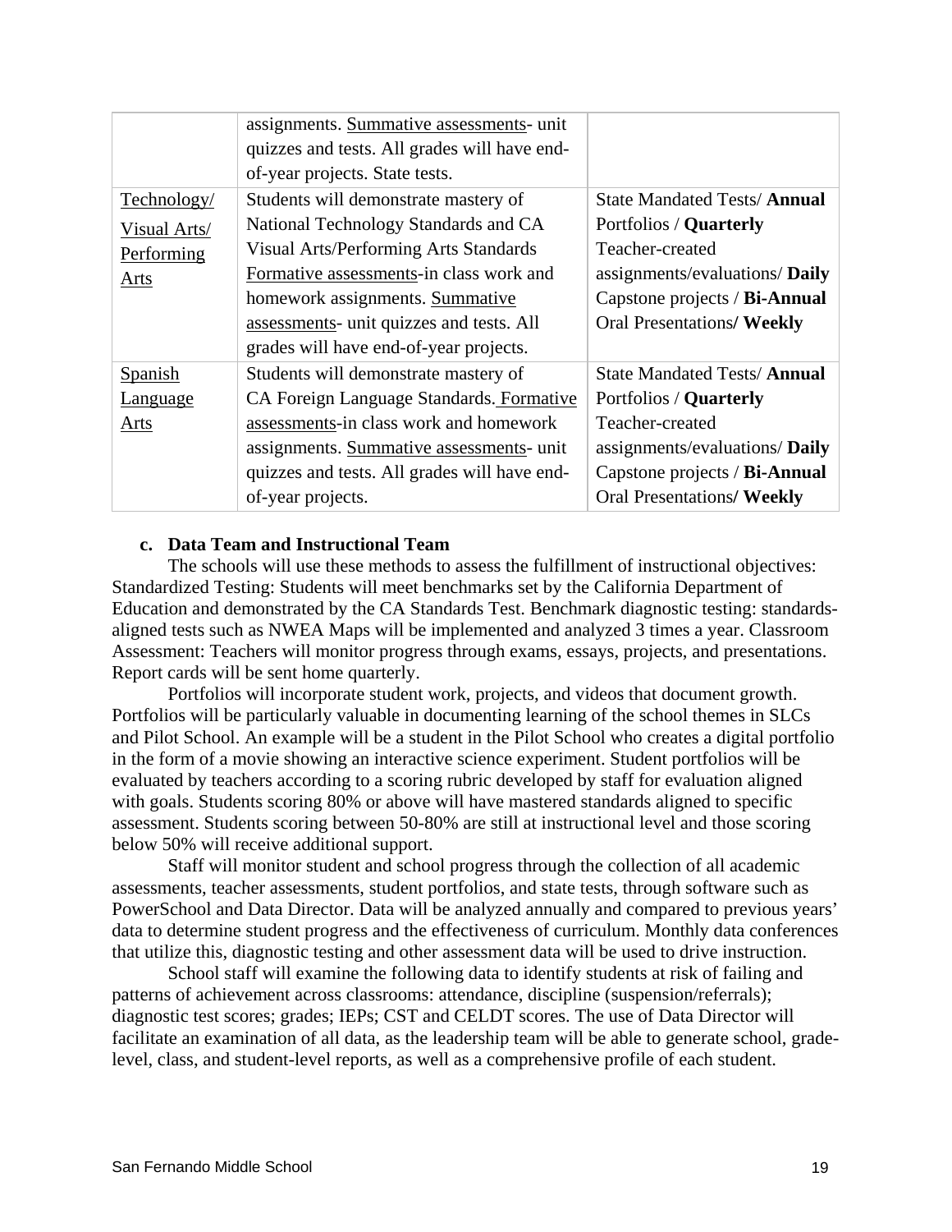| | | |
|---|---|---|
| | assignments. <u>Summative assessments</u>- unit quizzes and tests. All grades will have end-of-year projects. State tests. | |
| <u>Technology/ Visual Arts/ Performing Arts</u> | Students will demonstrate mastery of National Technology Standards and CA Visual Arts/Performing Arts Standards <u>Formative assessments</u>-in class work and homework assignments. <u>Summative assessments</u>- unit quizzes and tests. All grades will have end-of-year projects. | State Mandated Tests/ **Annual**<br>Portfolios / **Quarterly**<br>Teacher-created assignments/evaluations/ **Daily**<br>Capstone projects / **Bi-Annual**<br>Oral Presentations**/ Weekly** |
| <u>Spanish Language Arts</u> | Students will demonstrate mastery of CA Foreign Language Standards. <u>Formative assessments</u>-in class work and homework assignments. <u>Summative assessments</u>- unit quizzes and tests. All grades will have end-of-year projects. | State Mandated Tests/ **Annual**<br>Portfolios / **Quarterly**<br>Teacher-created assignments/evaluations/ **Daily**<br>Capstone projects / **Bi-Annual**<br>Oral Presentations**/ Weekly** |

**c. Data Team and Instructional Team**

The schools will use these methods to assess the fulfillment of instructional objectives: Standardized Testing: Students will meet benchmarks set by the California Department of Education and demonstrated by the CA Standards Test. Benchmark diagnostic testing: standards-aligned tests such as NWEA Maps will be implemented and analyzed 3 times a year. Classroom Assessment: Teachers will monitor progress through exams, essays, projects, and presentations. Report cards will be sent home quarterly.

Portfolios will incorporate student work, projects, and videos that document growth. Portfolios will be particularly valuable in documenting learning of the school themes in SLCs and Pilot School. An example will be a student in the Pilot School who creates a digital portfolio in the form of a movie showing an interactive science experiment. Student portfolios will be evaluated by teachers according to a scoring rubric developed by staff for evaluation aligned with goals. Students scoring 80% or above will have mastered standards aligned to specific assessment. Students scoring between 50-80% are still at instructional level and those scoring below 50% will receive additional support.

Staff will monitor student and school progress through the collection of all academic assessments, teacher assessments, student portfolios, and state tests, through software such as PowerSchool and Data Director. Data will be analyzed annually and compared to previous years' data to determine student progress and the effectiveness of curriculum. Monthly data conferences that utilize this, diagnostic testing and other assessment data will be used to drive instruction.

School staff will examine the following data to identify students at risk of failing and patterns of achievement across classrooms: attendance, discipline (suspension/referrals); diagnostic test scores; grades; IEPs; CST and CELDT scores. The use of Data Director will facilitate an examination of all data, as the leadership team will be able to generate school, grade-level, class, and student-level reports, as well as a comprehensive profile of each student.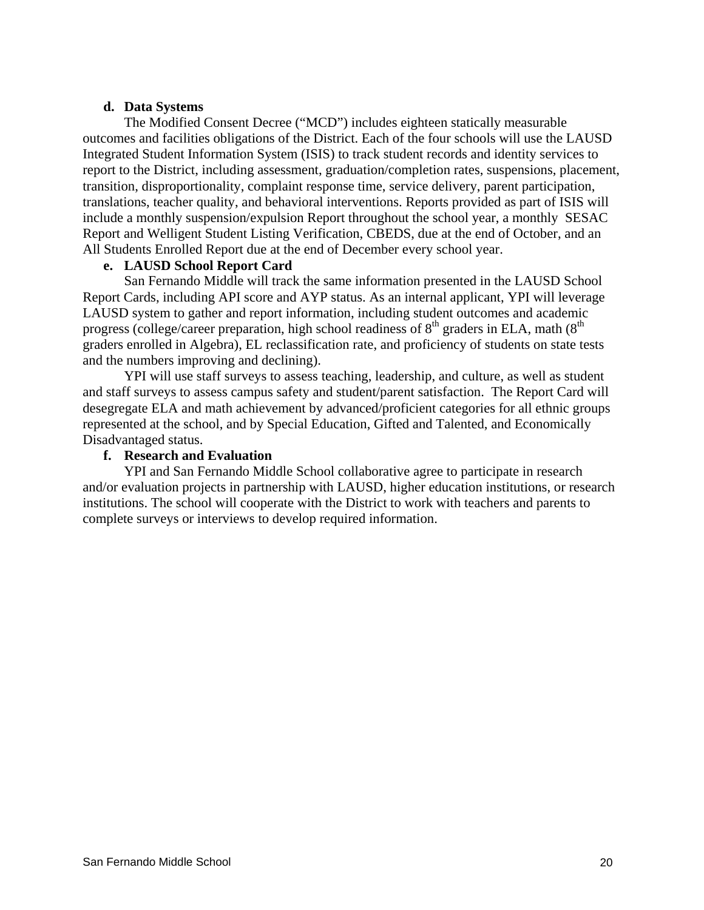**d. Data Systems**

The Modified Consent Decree ("MCD") includes eighteen statically measurable outcomes and facilities obligations of the District. Each of the four schools will use the LAUSD Integrated Student Information System (ISIS) to track student records and identity services to report to the District, including assessment, graduation/completion rates, suspensions, placement, transition, disproportionality, complaint response time, service delivery, parent participation, translations, teacher quality, and behavioral interventions. Reports provided as part of ISIS will include a monthly suspension/expulsion Report throughout the school year, a monthly SESAC Report and Welligent Student Listing Verification, CBEDS, due at the end of October, and an All Students Enrolled Report due at the end of December every school year.

**e. LAUSD School Report Card**

San Fernando Middle will track the same information presented in the LAUSD School Report Cards, including API score and AYP status. As an internal applicant, YPI will leverage LAUSD system to gather and report information, including student outcomes and academic progress (college/career preparation, high school readiness of 8th graders in ELA, math (8th graders enrolled in Algebra), EL reclassification rate, and proficiency of students on state tests and the numbers improving and declining).

YPI will use staff surveys to assess teaching, leadership, and culture, as well as student and staff surveys to assess campus safety and student/parent satisfaction. The Report Card will desegregate ELA and math achievement by advanced/proficient categories for all ethnic groups represented at the school, and by Special Education, Gifted and Talented, and Economically Disadvantaged status.

**f. Research and Evaluation**

YPI and San Fernando Middle School collaborative agree to participate in research and/or evaluation projects in partnership with LAUSD, higher education institutions, or research institutions. The school will cooperate with the District to work with teachers and parents to complete surveys or interviews to develop required information.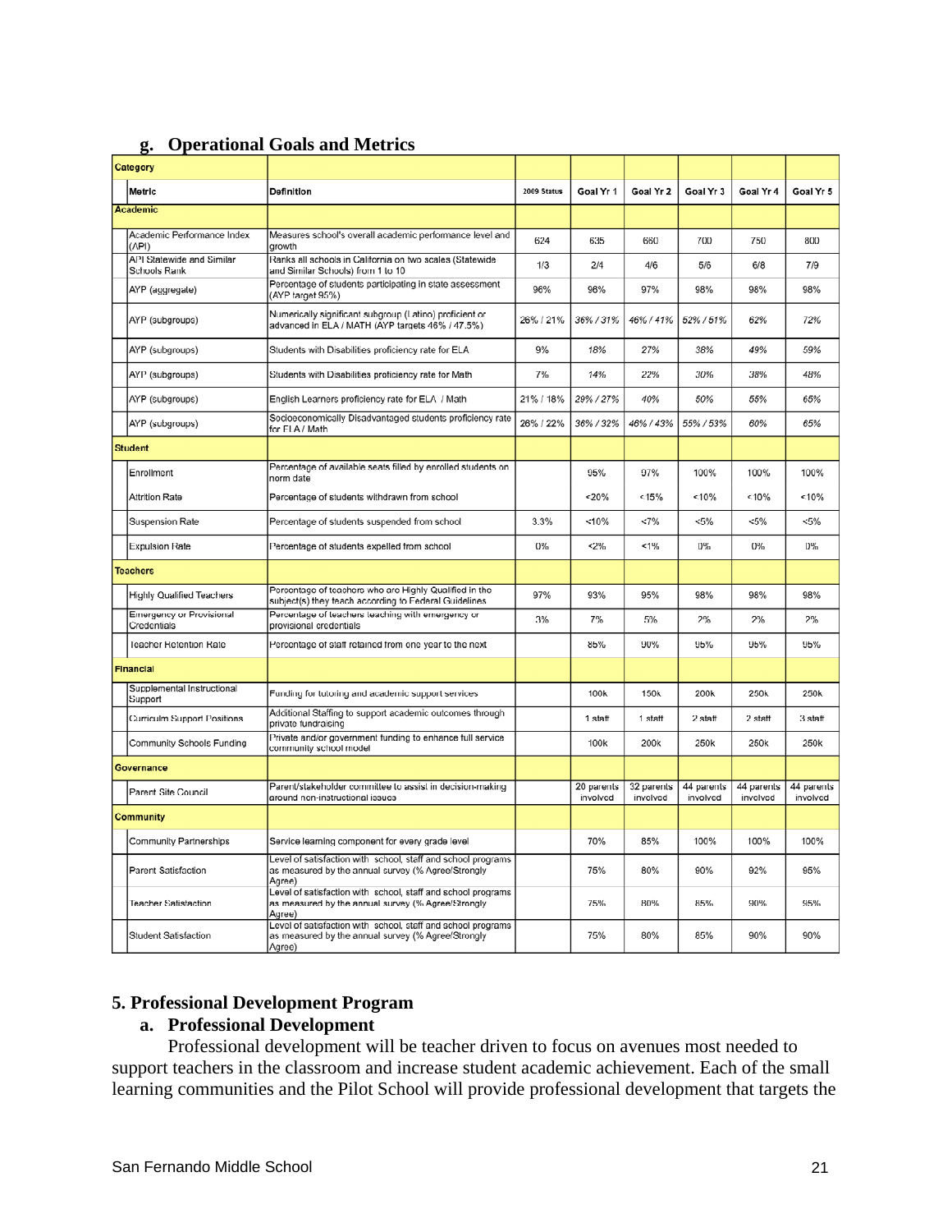### g. Operational Goals and Metrics

| Category | | | | | | | |
|---|---|---|---|---|---|---|---|
| Metric | Definition | 2009 Status | Goal Yr 1 | Goal Yr 2 | Goal Yr 3 | Goal Yr 4 | Goal Yr 5 |
| **Academic** | | | | | | | |
| Academic Performance Index (API) | Measures school's overall academic performance level and growth | 624 | 635 | 660 | 700 | 750 | 800 |
| API Statewide and Similar Schools Rank | Ranks all schools in California on two scales (Statewide and Similar Schools) from 1 to 10 | 1/3 | 2/4 | 4/6 | 5/6 | 6/8 | 7/9 |
| AYP (aggregate) | Percentage of students participating in state assessment (AYP target 95%) | 96% | 96% | 97% | 98% | 98% | 98% |
| AYP (subgroups) | Numerically significant subgroup (Latino) proficient or advanced in ELA / MATH (AYP targets 46% / 47.5%) | 26% / 21% | 36% / 31% | 46% / 41% | 52% / 51% | 62% | 72% |
| AYP (subgroups) | Students with Disabilities proficiency rate for ELA | 9% | 18% | 27% | 38% | 49% | 59% |
| AYP (subgroups) | Students with Disabilities proficiency rate for Math | 7% | 14% | 22% | 30% | 38% | 48% |
| AYP (subgroups) | English Learners proficiency rate for ELA / Math | 21% / 18% | 29% / 27% | 40% | 50% | 55% | 65% |
| AYP (subgroups) | Socioeconomically Disadvantaged students proficiency rate for ELA / Math | 26% / 22% | 36% / 32% | 46% / 43% | 55% / 53% | 60% | 65% |
| **Student** | | | | | | | |
| Enrollment | Percentage of available seats filled by enrolled students on norm date | | 95% | 97% | 100% | 100% | 100% |
| Attrition Rate | Percentage of students withdrawn from school | | <20% | <15% | <10% | <10% | <10% |
| Suspension Rate | Percentage of students suspended from school | 3.3% | <10% | <7% | <5% | <5% | <5% |
| Expulsion Rate | Percentage of students expelled from school | 0% | <2% | <1% | 0% | 0% | 0% |
| **Teachers** | | | | | | | |
| Highly Qualified Teachers | Percentage of teachers who are Highly Qualified in the subject(s) they teach according to Federal Guidelines | 97% | 93% | 95% | 98% | 98% | 98% |
| Emergency or Provisional Credentials | Percentage of teachers teaching with emergency or provisional credentials | 3% | 7% | 5% | 2% | 2% | 2% |
| Teacher Retention Rate | Percentage of staff retained from one year to the next | | 85% | 90% | 95% | 95% | 95% |
| **Financial** | | | | | | | |
| Supplemental Instructional Support | Funding for tutoring and academic support services | | 100k | 150k | 200k | 250k | 250k |
| Curriculm Support Positions | Additional Staffing to support academic outcomes through private fundraising | | 1 staff | 1 staff | 2 staff | 2 staff | 3 staff |
| Community Schools Funding | Private and/or government funding to enhance full service community school model | | 100k | 200k | 250k | 250k | 250k |
| **Governance** | | | | | | | |
| Parent Site Council | Parent/stakeholder committee to assist in decision-making around non-instructional issues | | 20 parents involved | 32 parents involved | 44 parents involved | 44 parents involved | 44 parents involved |
| **Community** | | | | | | | |
| Community Partnerships | Service learning component for every grade level | | 70% | 85% | 100% | 100% | 100% |
| Parent Satisfaction | Level of satisfaction with school, staff and school programs as measured by the annual survey (% Agree/Strongly Agree) | | 75% | 80% | 90% | 92% | 95% |
| Teacher Satisfaction | Level of satisfaction with school, staff and school programs as measured by the annual survey (% Agree/Strongly Agree) | | 75% | 80% | 85% | 90% | 95% |
| Student Satisfaction | Level of satisfaction with school, staff and school programs as measured by the annual survey (% Agree/Strongly Agree) | | 75% | 80% | 85% | 90% | 90% |

## 5. Professional Development Program

### a. Professional Development

Professional development will be teacher driven to focus on avenues most needed to support teachers in the classroom and increase student academic achievement. Each of the small learning communities and the Pilot School will provide professional development that targets the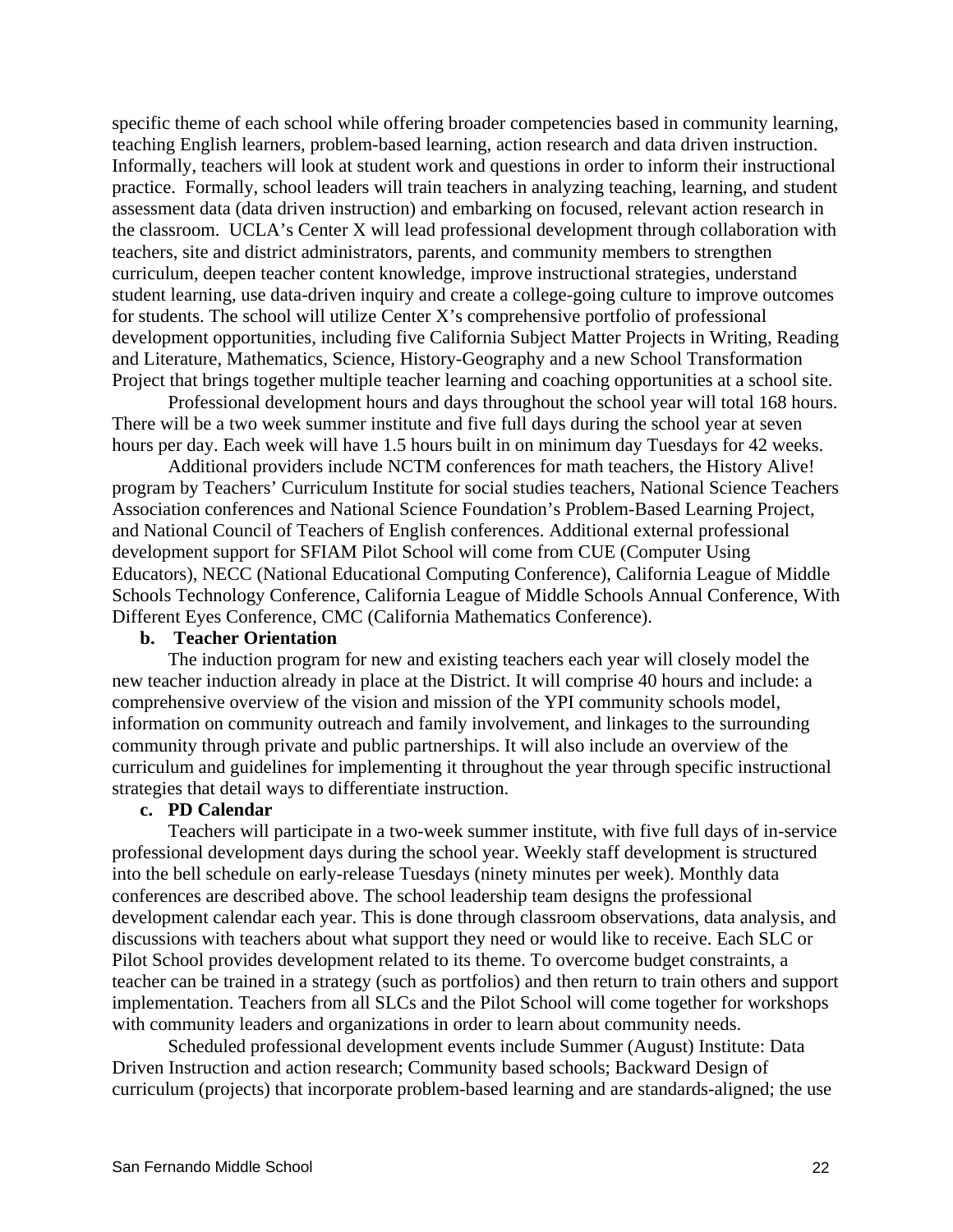specific theme of each school while offering broader competencies based in community learning, teaching English learners, problem-based learning, action research and data driven instruction. Informally, teachers will look at student work and questions in order to inform their instructional practice. Formally, school leaders will train teachers in analyzing teaching, learning, and student assessment data (data driven instruction) and embarking on focused, relevant action research in the classroom. UCLA's Center X will lead professional development through collaboration with teachers, site and district administrators, parents, and community members to strengthen curriculum, deepen teacher content knowledge, improve instructional strategies, understand student learning, use data-driven inquiry and create a college-going culture to improve outcomes for students. The school will utilize Center X's comprehensive portfolio of professional development opportunities, including five California Subject Matter Projects in Writing, Reading and Literature, Mathematics, Science, History-Geography and a new School Transformation Project that brings together multiple teacher learning and coaching opportunities at a school site.

Professional development hours and days throughout the school year will total 168 hours. There will be a two week summer institute and five full days during the school year at seven hours per day. Each week will have 1.5 hours built in on minimum day Tuesdays for 42 weeks.

Additional providers include NCTM conferences for math teachers, the History Alive! program by Teachers' Curriculum Institute for social studies teachers, National Science Teachers Association conferences and National Science Foundation's Problem-Based Learning Project, and National Council of Teachers of English conferences. Additional external professional development support for SFIAM Pilot School will come from CUE (Computer Using Educators), NECC (National Educational Computing Conference), California League of Middle Schools Technology Conference, California League of Middle Schools Annual Conference, With Different Eyes Conference, CMC (California Mathematics Conference).

**b. Teacher Orientation**

The induction program for new and existing teachers each year will closely model the new teacher induction already in place at the District. It will comprise 40 hours and include: a comprehensive overview of the vision and mission of the YPI community schools model, information on community outreach and family involvement, and linkages to the surrounding community through private and public partnerships. It will also include an overview of the curriculum and guidelines for implementing it throughout the year through specific instructional strategies that detail ways to differentiate instruction.

**c. PD Calendar**

Teachers will participate in a two-week summer institute, with five full days of in-service professional development days during the school year. Weekly staff development is structured into the bell schedule on early-release Tuesdays (ninety minutes per week). Monthly data conferences are described above. The school leadership team designs the professional development calendar each year. This is done through classroom observations, data analysis, and discussions with teachers about what support they need or would like to receive. Each SLC or Pilot School provides development related to its theme. To overcome budget constraints, a teacher can be trained in a strategy (such as portfolios) and then return to train others and support implementation. Teachers from all SLCs and the Pilot School will come together for workshops with community leaders and organizations in order to learn about community needs.

Scheduled professional development events include Summer (August) Institute: Data Driven Instruction and action research; Community based schools; Backward Design of curriculum (projects) that incorporate problem-based learning and are standards-aligned; the use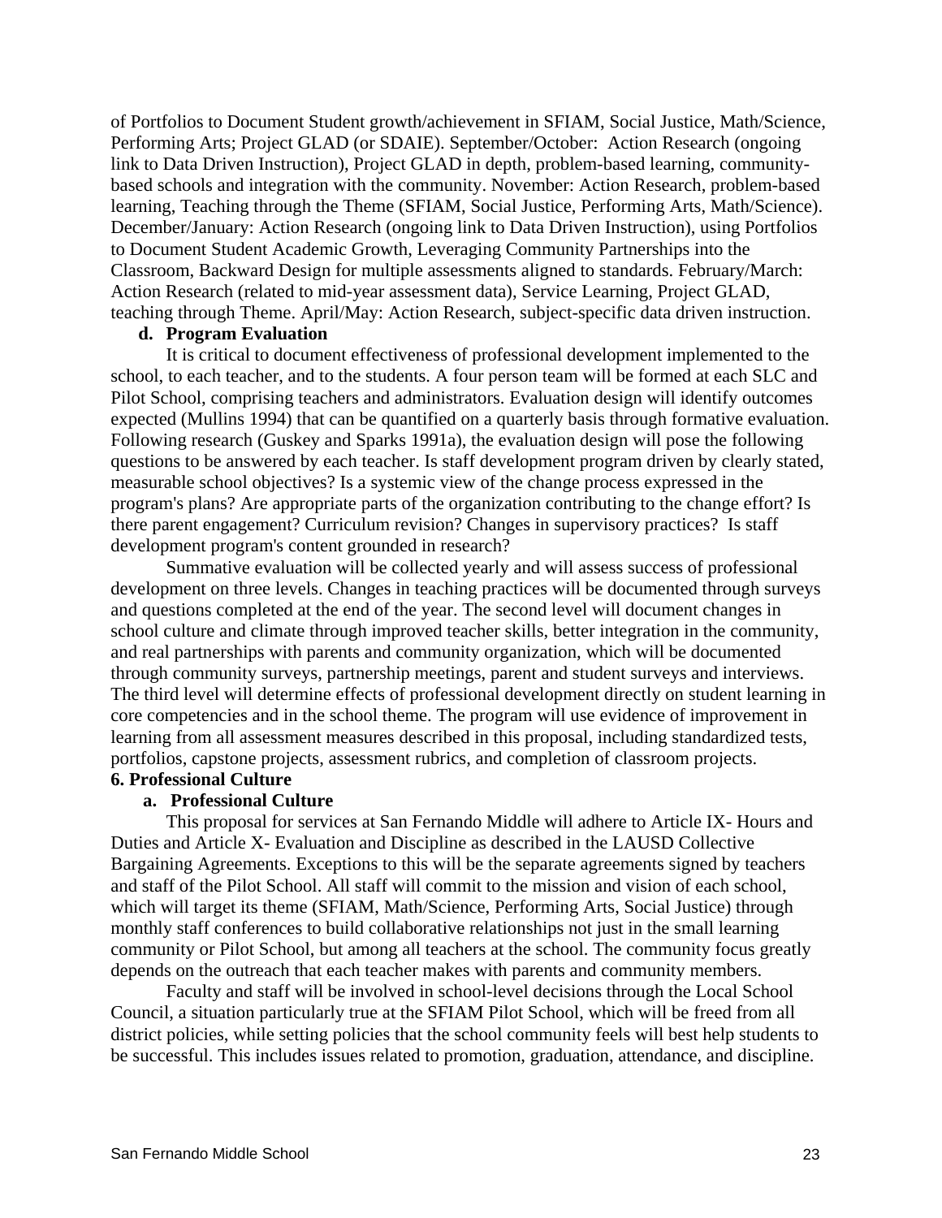of Portfolios to Document Student growth/achievement in SFIAM, Social Justice, Math/Science, Performing Arts; Project GLAD (or SDAIE). September/October: Action Research (ongoing link to Data Driven Instruction), Project GLAD in depth, problem-based learning, community-based schools and integration with the community. November: Action Research, problem-based learning, Teaching through the Theme (SFIAM, Social Justice, Performing Arts, Math/Science). December/January: Action Research (ongoing link to Data Driven Instruction), using Portfolios to Document Student Academic Growth, Leveraging Community Partnerships into the Classroom, Backward Design for multiple assessments aligned to standards. February/March: Action Research (related to mid-year assessment data), Service Learning, Project GLAD, teaching through Theme. April/May: Action Research, subject-specific data driven instruction.

**d. Program Evaluation**

It is critical to document effectiveness of professional development implemented to the school, to each teacher, and to the students. A four person team will be formed at each SLC and Pilot School, comprising teachers and administrators. Evaluation design will identify outcomes expected (Mullins 1994) that can be quantified on a quarterly basis through formative evaluation. Following research (Guskey and Sparks 1991a), the evaluation design will pose the following questions to be answered by each teacher. Is staff development program driven by clearly stated, measurable school objectives? Is a systemic view of the change process expressed in the program's plans? Are appropriate parts of the organization contributing to the change effort? Is there parent engagement? Curriculum revision? Changes in supervisory practices? Is staff development program's content grounded in research?

Summative evaluation will be collected yearly and will assess success of professional development on three levels. Changes in teaching practices will be documented through surveys and questions completed at the end of the year. The second level will document changes in school culture and climate through improved teacher skills, better integration in the community, and real partnerships with parents and community organization, which will be documented through community surveys, partnership meetings, parent and student surveys and interviews. The third level will determine effects of professional development directly on student learning in core competencies and in the school theme. The program will use evidence of improvement in learning from all assessment measures described in this proposal, including standardized tests, portfolios, capstone projects, assessment rubrics, and completion of classroom projects.

**6. Professional Culture**

**a. Professional Culture**

This proposal for services at San Fernando Middle will adhere to Article IX- Hours and Duties and Article X- Evaluation and Discipline as described in the LAUSD Collective Bargaining Agreements. Exceptions to this will be the separate agreements signed by teachers and staff of the Pilot School. All staff will commit to the mission and vision of each school, which will target its theme (SFIAM, Math/Science, Performing Arts, Social Justice) through monthly staff conferences to build collaborative relationships not just in the small learning community or Pilot School, but among all teachers at the school. The community focus greatly depends on the outreach that each teacher makes with parents and community members.

Faculty and staff will be involved in school-level decisions through the Local School Council, a situation particularly true at the SFIAM Pilot School, which will be freed from all district policies, while setting policies that the school community feels will best help students to be successful. This includes issues related to promotion, graduation, attendance, and discipline.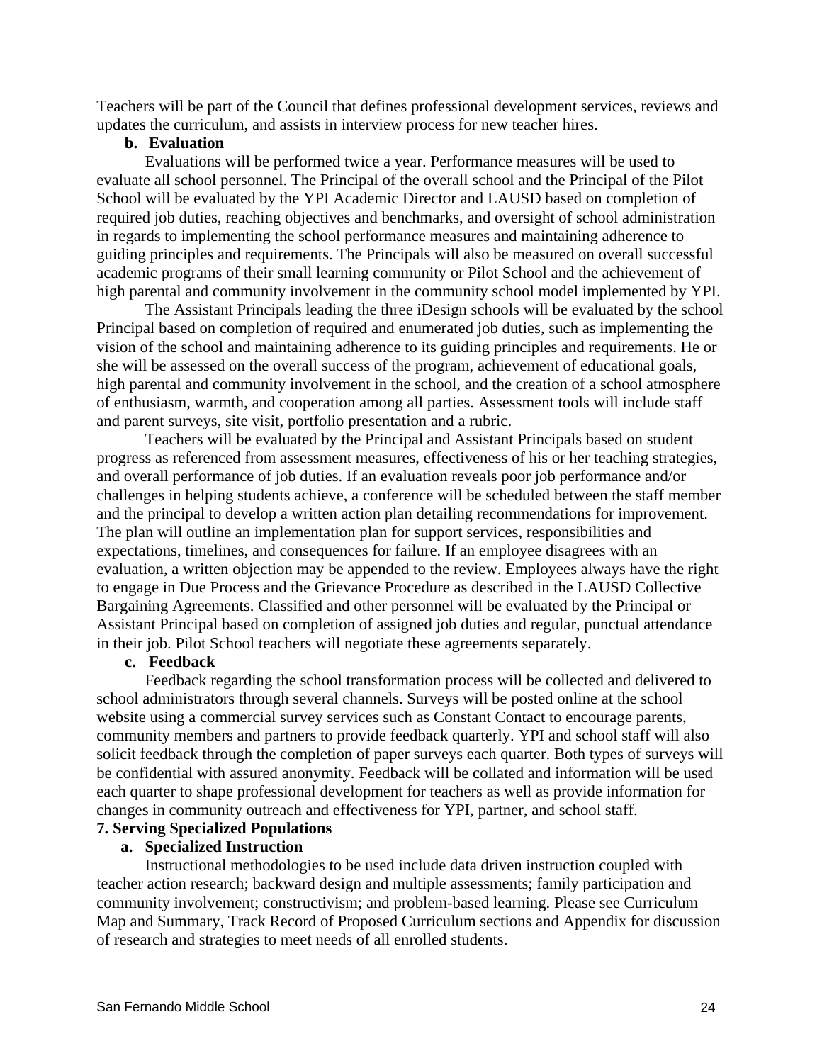Teachers will be part of the Council that defines professional development services, reviews and updates the curriculum, and assists in interview process for new teacher hires.

**b. Evaluation**

Evaluations will be performed twice a year. Performance measures will be used to evaluate all school personnel. The Principal of the overall school and the Principal of the Pilot School will be evaluated by the YPI Academic Director and LAUSD based on completion of required job duties, reaching objectives and benchmarks, and oversight of school administration in regards to implementing the school performance measures and maintaining adherence to guiding principles and requirements. The Principals will also be measured on overall successful academic programs of their small learning community or Pilot School and the achievement of high parental and community involvement in the community school model implemented by YPI.

The Assistant Principals leading the three iDesign schools will be evaluated by the school Principal based on completion of required and enumerated job duties, such as implementing the vision of the school and maintaining adherence to its guiding principles and requirements. He or she will be assessed on the overall success of the program, achievement of educational goals, high parental and community involvement in the school, and the creation of a school atmosphere of enthusiasm, warmth, and cooperation among all parties. Assessment tools will include staff and parent surveys, site visit, portfolio presentation and a rubric.

Teachers will be evaluated by the Principal and Assistant Principals based on student progress as referenced from assessment measures, effectiveness of his or her teaching strategies, and overall performance of job duties. If an evaluation reveals poor job performance and/or challenges in helping students achieve, a conference will be scheduled between the staff member and the principal to develop a written action plan detailing recommendations for improvement. The plan will outline an implementation plan for support services, responsibilities and expectations, timelines, and consequences for failure. If an employee disagrees with an evaluation, a written objection may be appended to the review. Employees always have the right to engage in Due Process and the Grievance Procedure as described in the LAUSD Collective Bargaining Agreements. Classified and other personnel will be evaluated by the Principal or Assistant Principal based on completion of assigned job duties and regular, punctual attendance in their job. Pilot School teachers will negotiate these agreements separately.

**c. Feedback**

Feedback regarding the school transformation process will be collected and delivered to school administrators through several channels. Surveys will be posted online at the school website using a commercial survey services such as Constant Contact to encourage parents, community members and partners to provide feedback quarterly. YPI and school staff will also solicit feedback through the completion of paper surveys each quarter. Both types of surveys will be confidential with assured anonymity. Feedback will be collated and information will be used each quarter to shape professional development for teachers as well as provide information for changes in community outreach and effectiveness for YPI, partner, and school staff.

**7. Serving Specialized Populations**

**a. Specialized Instruction**

Instructional methodologies to be used include data driven instruction coupled with teacher action research; backward design and multiple assessments; family participation and community involvement; constructivism; and problem-based learning. Please see Curriculum Map and Summary, Track Record of Proposed Curriculum sections and Appendix for discussion of research and strategies to meet needs of all enrolled students.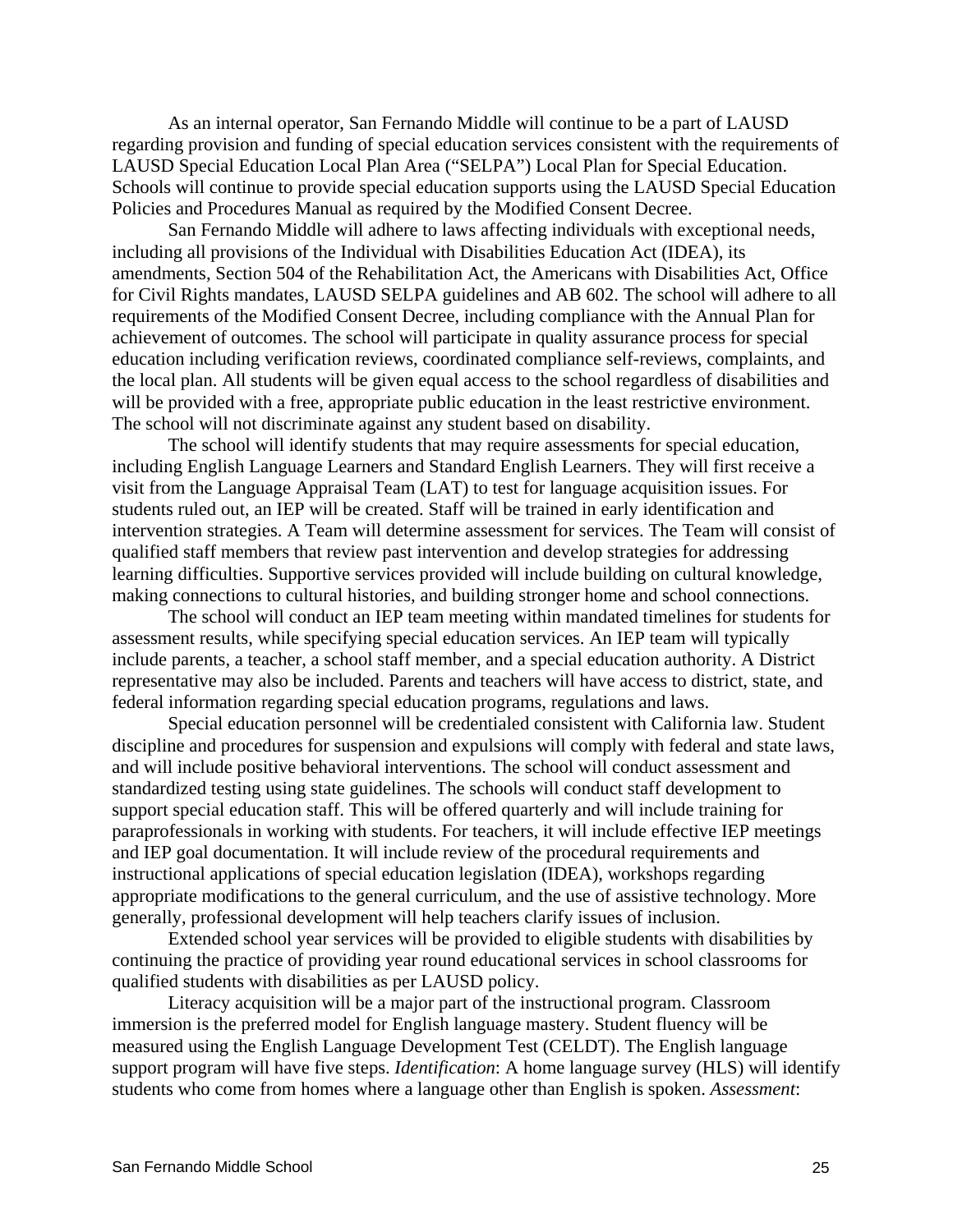As an internal operator, San Fernando Middle will continue to be a part of LAUSD regarding provision and funding of special education services consistent with the requirements of LAUSD Special Education Local Plan Area ("SELPA") Local Plan for Special Education. Schools will continue to provide special education supports using the LAUSD Special Education Policies and Procedures Manual as required by the Modified Consent Decree.

San Fernando Middle will adhere to laws affecting individuals with exceptional needs, including all provisions of the Individual with Disabilities Education Act (IDEA), its amendments, Section 504 of the Rehabilitation Act, the Americans with Disabilities Act, Office for Civil Rights mandates, LAUSD SELPA guidelines and AB 602. The school will adhere to all requirements of the Modified Consent Decree, including compliance with the Annual Plan for achievement of outcomes. The school will participate in quality assurance process for special education including verification reviews, coordinated compliance self-reviews, complaints, and the local plan. All students will be given equal access to the school regardless of disabilities and will be provided with a free, appropriate public education in the least restrictive environment. The school will not discriminate against any student based on disability.

The school will identify students that may require assessments for special education, including English Language Learners and Standard English Learners. They will first receive a visit from the Language Appraisal Team (LAT) to test for language acquisition issues. For students ruled out, an IEP will be created. Staff will be trained in early identification and intervention strategies. A Team will determine assessment for services. The Team will consist of qualified staff members that review past intervention and develop strategies for addressing learning difficulties. Supportive services provided will include building on cultural knowledge, making connections to cultural histories, and building stronger home and school connections.

The school will conduct an IEP team meeting within mandated timelines for students for assessment results, while specifying special education services. An IEP team will typically include parents, a teacher, a school staff member, and a special education authority. A District representative may also be included. Parents and teachers will have access to district, state, and federal information regarding special education programs, regulations and laws.

Special education personnel will be credentialed consistent with California law. Student discipline and procedures for suspension and expulsions will comply with federal and state laws, and will include positive behavioral interventions. The school will conduct assessment and standardized testing using state guidelines. The schools will conduct staff development to support special education staff. This will be offered quarterly and will include training for paraprofessionals in working with students. For teachers, it will include effective IEP meetings and IEP goal documentation. It will include review of the procedural requirements and instructional applications of special education legislation (IDEA), workshops regarding appropriate modifications to the general curriculum, and the use of assistive technology. More generally, professional development will help teachers clarify issues of inclusion.

Extended school year services will be provided to eligible students with disabilities by continuing the practice of providing year round educational services in school classrooms for qualified students with disabilities as per LAUSD policy.

Literacy acquisition will be a major part of the instructional program. Classroom immersion is the preferred model for English language mastery. Student fluency will be measured using the English Language Development Test (CELDT). The English language support program will have five steps. *Identification*: A home language survey (HLS) will identify students who come from homes where a language other than English is spoken. *Assessment*: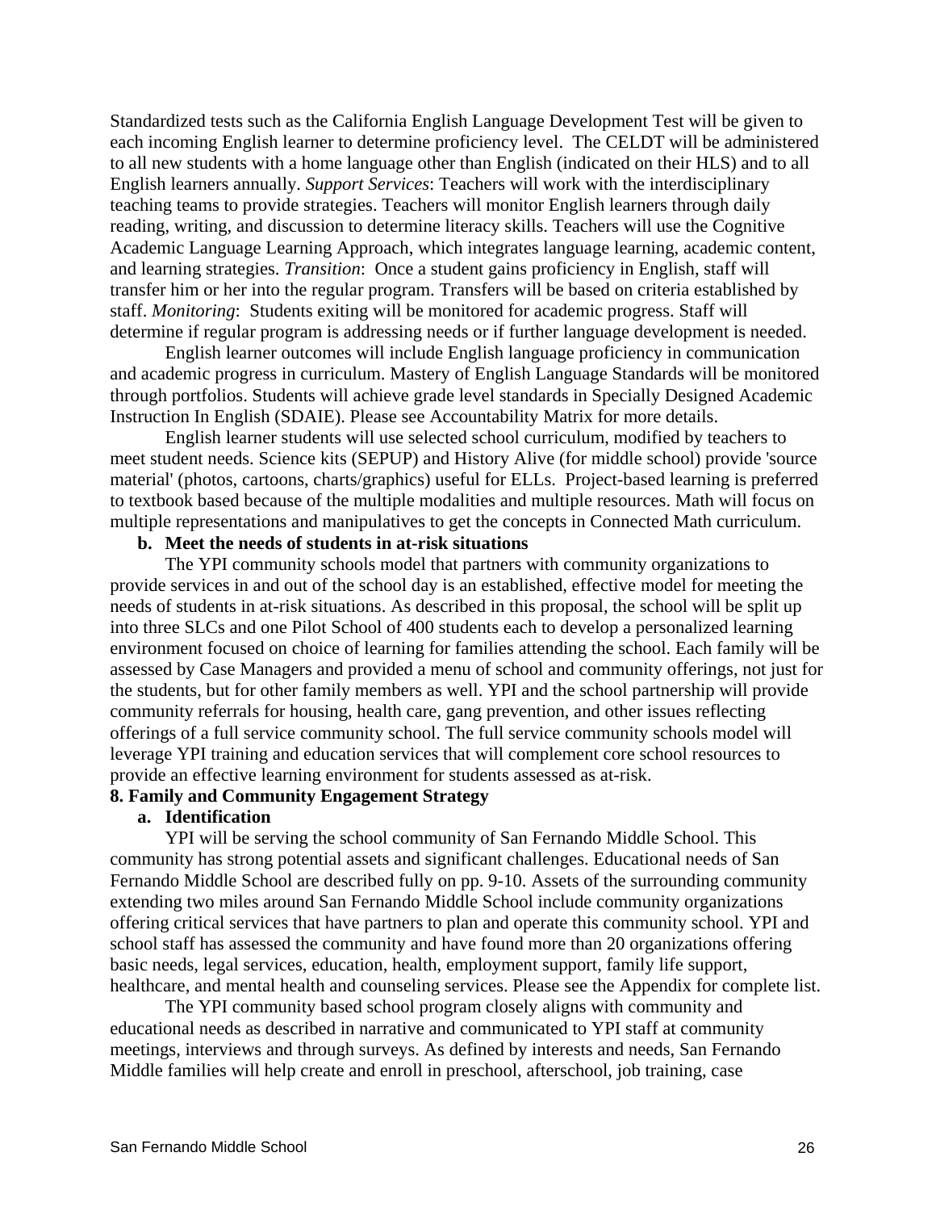Standardized tests such as the California English Language Development Test will be given to each incoming English learner to determine proficiency level. The CELDT will be administered to all new students with a home language other than English (indicated on their HLS) and to all English learners annually. *Support Services*: Teachers will work with the interdisciplinary teaching teams to provide strategies. Teachers will monitor English learners through daily reading, writing, and discussion to determine literacy skills. Teachers will use the Cognitive Academic Language Learning Approach, which integrates language learning, academic content, and learning strategies. *Transition*: Once a student gains proficiency in English, staff will transfer him or her into the regular program. Transfers will be based on criteria established by staff. *Monitoring*: Students exiting will be monitored for academic progress. Staff will determine if regular program is addressing needs or if further language development is needed.

English learner outcomes will include English language proficiency in communication and academic progress in curriculum. Mastery of English Language Standards will be monitored through portfolios. Students will achieve grade level standards in Specially Designed Academic Instruction In English (SDAIE). Please see Accountability Matrix for more details.

English learner students will use selected school curriculum, modified by teachers to meet student needs. Science kits (SEPUP) and History Alive (for middle school) provide 'source material' (photos, cartoons, charts/graphics) useful for ELLs. Project-based learning is preferred to textbook based because of the multiple modalities and multiple resources. Math will focus on multiple representations and manipulatives to get the concepts in Connected Math curriculum.

**b. Meet the needs of students in at-risk situations**

The YPI community schools model that partners with community organizations to provide services in and out of the school day is an established, effective model for meeting the needs of students in at-risk situations. As described in this proposal, the school will be split up into three SLCs and one Pilot School of 400 students each to develop a personalized learning environment focused on choice of learning for families attending the school. Each family will be assessed by Case Managers and provided a menu of school and community offerings, not just for the students, but for other family members as well. YPI and the school partnership will provide community referrals for housing, health care, gang prevention, and other issues reflecting offerings of a full service community school. The full service community schools model will leverage YPI training and education services that will complement core school resources to provide an effective learning environment for students assessed as at-risk.

**8. Family and Community Engagement Strategy**

**a. Identification**

YPI will be serving the school community of San Fernando Middle School. This community has strong potential assets and significant challenges. Educational needs of San Fernando Middle School are described fully on pp. 9-10. Assets of the surrounding community extending two miles around San Fernando Middle School include community organizations offering critical services that have partners to plan and operate this community school. YPI and school staff has assessed the community and have found more than 20 organizations offering basic needs, legal services, education, health, employment support, family life support, healthcare, and mental health and counseling services. Please see the Appendix for complete list.

The YPI community based school program closely aligns with community and educational needs as described in narrative and communicated to YPI staff at community meetings, interviews and through surveys. As defined by interests and needs, San Fernando Middle families will help create and enroll in preschool, afterschool, job training, case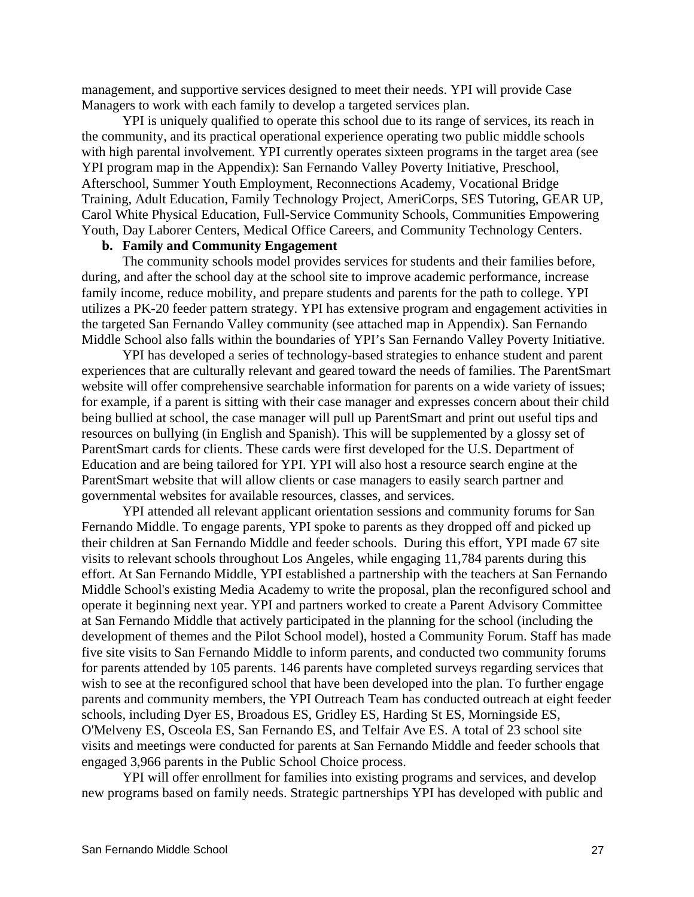management, and supportive services designed to meet their needs. YPI will provide Case Managers to work with each family to develop a targeted services plan.

YPI is uniquely qualified to operate this school due to its range of services, its reach in the community, and its practical operational experience operating two public middle schools with high parental involvement. YPI currently operates sixteen programs in the target area (see YPI program map in the Appendix): San Fernando Valley Poverty Initiative, Preschool, Afterschool, Summer Youth Employment, Reconnections Academy, Vocational Bridge Training, Adult Education, Family Technology Project, AmeriCorps, SES Tutoring, GEAR UP, Carol White Physical Education, Full-Service Community Schools, Communities Empowering Youth, Day Laborer Centers, Medical Office Careers, and Community Technology Centers.

**b. Family and Community Engagement**

The community schools model provides services for students and their families before, during, and after the school day at the school site to improve academic performance, increase family income, reduce mobility, and prepare students and parents for the path to college. YPI utilizes a PK-20 feeder pattern strategy. YPI has extensive program and engagement activities in the targeted San Fernando Valley community (see attached map in Appendix). San Fernando Middle School also falls within the boundaries of YPI's San Fernando Valley Poverty Initiative.

YPI has developed a series of technology-based strategies to enhance student and parent experiences that are culturally relevant and geared toward the needs of families. The ParentSmart website will offer comprehensive searchable information for parents on a wide variety of issues; for example, if a parent is sitting with their case manager and expresses concern about their child being bullied at school, the case manager will pull up ParentSmart and print out useful tips and resources on bullying (in English and Spanish). This will be supplemented by a glossy set of ParentSmart cards for clients. These cards were first developed for the U.S. Department of Education and are being tailored for YPI. YPI will also host a resource search engine at the ParentSmart website that will allow clients or case managers to easily search partner and governmental websites for available resources, classes, and services.

YPI attended all relevant applicant orientation sessions and community forums for San Fernando Middle. To engage parents, YPI spoke to parents as they dropped off and picked up their children at San Fernando Middle and feeder schools. During this effort, YPI made 67 site visits to relevant schools throughout Los Angeles, while engaging 11,784 parents during this effort. At San Fernando Middle, YPI established a partnership with the teachers at San Fernando Middle School's existing Media Academy to write the proposal, plan the reconfigured school and operate it beginning next year. YPI and partners worked to create a Parent Advisory Committee at San Fernando Middle that actively participated in the planning for the school (including the development of themes and the Pilot School model), hosted a Community Forum. Staff has made five site visits to San Fernando Middle to inform parents, and conducted two community forums for parents attended by 105 parents. 146 parents have completed surveys regarding services that wish to see at the reconfigured school that have been developed into the plan. To further engage parents and community members, the YPI Outreach Team has conducted outreach at eight feeder schools, including Dyer ES, Broadous ES, Gridley ES, Harding St ES, Morningside ES, O'Melveny ES, Osceola ES, San Fernando ES, and Telfair Ave ES. A total of 23 school site visits and meetings were conducted for parents at San Fernando Middle and feeder schools that engaged 3,966 parents in the Public School Choice process.

YPI will offer enrollment for families into existing programs and services, and develop new programs based on family needs. Strategic partnerships YPI has developed with public and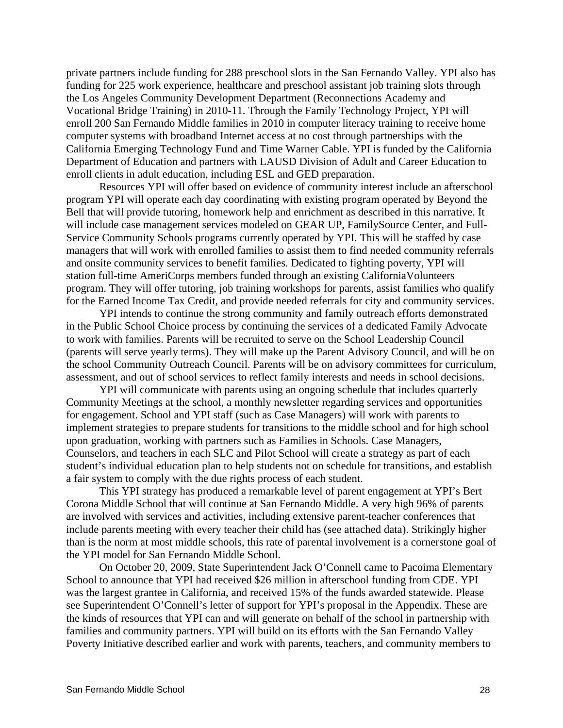private partners include funding for 288 preschool slots in the San Fernando Valley. YPI also has funding for 225 work experience, healthcare and preschool assistant job training slots through the Los Angeles Community Development Department (Reconnections Academy and Vocational Bridge Training) in 2010-11. Through the Family Technology Project, YPI will enroll 200 San Fernando Middle families in 2010 in computer literacy training to receive home computer systems with broadband Internet access at no cost through partnerships with the California Emerging Technology Fund and Time Warner Cable. YPI is funded by the California Department of Education and partners with LAUSD Division of Adult and Career Education to enroll clients in adult education, including ESL and GED preparation.

Resources YPI will offer based on evidence of community interest include an afterschool program YPI will operate each day coordinating with existing program operated by Beyond the Bell that will provide tutoring, homework help and enrichment as described in this narrative. It will include case management services modeled on GEAR UP, FamilySource Center, and Full-Service Community Schools programs currently operated by YPI. This will be staffed by case managers that will work with enrolled families to assist them to find needed community referrals and onsite community services to benefit families. Dedicated to fighting poverty, YPI will station full-time AmeriCorps members funded through an existing CaliforniaVolunteers program. They will offer tutoring, job training workshops for parents, assist families who qualify for the Earned Income Tax Credit, and provide needed referrals for city and community services.

YPI intends to continue the strong community and family outreach efforts demonstrated in the Public School Choice process by continuing the services of a dedicated Family Advocate to work with families. Parents will be recruited to serve on the School Leadership Council (parents will serve yearly terms). They will make up the Parent Advisory Council, and will be on the school Community Outreach Council. Parents will be on advisory committees for curriculum, assessment, and out of school services to reflect family interests and needs in school decisions.

YPI will communicate with parents using an ongoing schedule that includes quarterly Community Meetings at the school, a monthly newsletter regarding services and opportunities for engagement. School and YPI staff (such as Case Managers) will work with parents to implement strategies to prepare students for transitions to the middle school and for high school upon graduation, working with partners such as Families in Schools. Case Managers, Counselors, and teachers in each SLC and Pilot School will create a strategy as part of each student's individual education plan to help students not on schedule for transitions, and establish a fair system to comply with the due rights process of each student.

This YPI strategy has produced a remarkable level of parent engagement at YPI's Bert Corona Middle School that will continue at San Fernando Middle. A very high 96% of parents are involved with services and activities, including extensive parent-teacher conferences that include parents meeting with every teacher their child has (see attached data). Strikingly higher than is the norm at most middle schools, this rate of parental involvement is a cornerstone goal of the YPI model for San Fernando Middle School.

On October 20, 2009, State Superintendent Jack O'Connell came to Pacoima Elementary School to announce that YPI had received \$26 million in afterschool funding from CDE. YPI was the largest grantee in California, and received 15% of the funds awarded statewide. Please see Superintendent O'Connell's letter of support for YPI's proposal in the Appendix. These are the kinds of resources that YPI can and will generate on behalf of the school in partnership with families and community partners. YPI will build on its efforts with the San Fernando Valley Poverty Initiative described earlier and work with parents, teachers, and community members to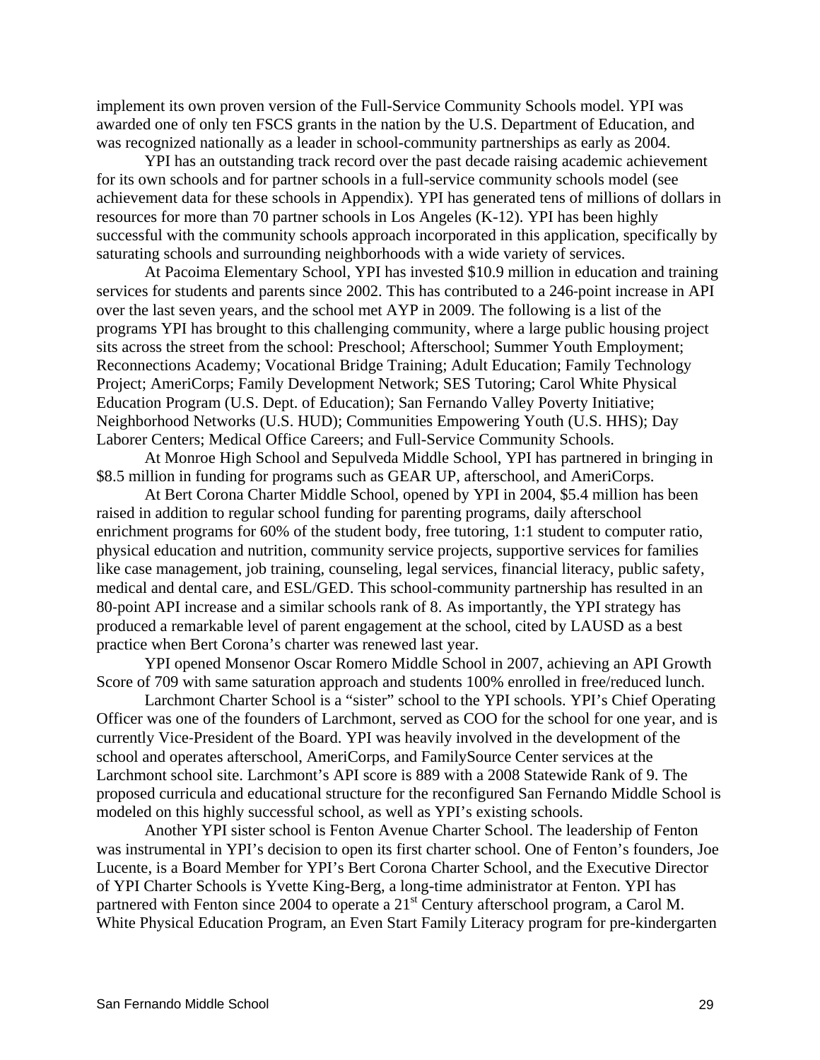implement its own proven version of the Full-Service Community Schools model. YPI was awarded one of only ten FSCS grants in the nation by the U.S. Department of Education, and was recognized nationally as a leader in school-community partnerships as early as 2004.

YPI has an outstanding track record over the past decade raising academic achievement for its own schools and for partner schools in a full-service community schools model (see achievement data for these schools in Appendix). YPI has generated tens of millions of dollars in resources for more than 70 partner schools in Los Angeles (K-12). YPI has been highly successful with the community schools approach incorporated in this application, specifically by saturating schools and surrounding neighborhoods with a wide variety of services.

At Pacoima Elementary School, YPI has invested $10.9 million in education and training services for students and parents since 2002. This has contributed to a 246-point increase in API over the last seven years, and the school met AYP in 2009. The following is a list of the programs YPI has brought to this challenging community, where a large public housing project sits across the street from the school: Preschool; Afterschool; Summer Youth Employment; Reconnections Academy; Vocational Bridge Training; Adult Education; Family Technology Project; AmeriCorps; Family Development Network; SES Tutoring; Carol White Physical Education Program (U.S. Dept. of Education); San Fernando Valley Poverty Initiative; Neighborhood Networks (U.S. HUD); Communities Empowering Youth (U.S. HHS); Day Laborer Centers; Medical Office Careers; and Full-Service Community Schools.

At Monroe High School and Sepulveda Middle School, YPI has partnered in bringing in $8.5 million in funding for programs such as GEAR UP, afterschool, and AmeriCorps.

At Bert Corona Charter Middle School, opened by YPI in 2004, $5.4 million has been raised in addition to regular school funding for parenting programs, daily afterschool enrichment programs for 60% of the student body, free tutoring, 1:1 student to computer ratio, physical education and nutrition, community service projects, supportive services for families like case management, job training, counseling, legal services, financial literacy, public safety, medical and dental care, and ESL/GED. This school-community partnership has resulted in an 80-point API increase and a similar schools rank of 8. As importantly, the YPI strategy has produced a remarkable level of parent engagement at the school, cited by LAUSD as a best practice when Bert Corona's charter was renewed last year.

YPI opened Monsenor Oscar Romero Middle School in 2007, achieving an API Growth Score of 709 with same saturation approach and students 100% enrolled in free/reduced lunch.

Larchmont Charter School is a "sister" school to the YPI schools. YPI's Chief Operating Officer was one of the founders of Larchmont, served as COO for the school for one year, and is currently Vice-President of the Board. YPI was heavily involved in the development of the school and operates afterschool, AmeriCorps, and FamilySource Center services at the Larchmont school site. Larchmont's API score is 889 with a 2008 Statewide Rank of 9. The proposed curricula and educational structure for the reconfigured San Fernando Middle School is modeled on this highly successful school, as well as YPI's existing schools.

Another YPI sister school is Fenton Avenue Charter School. The leadership of Fenton was instrumental in YPI's decision to open its first charter school. One of Fenton's founders, Joe Lucente, is a Board Member for YPI's Bert Corona Charter School, and the Executive Director of YPI Charter Schools is Yvette King-Berg, a long-time administrator at Fenton. YPI has partnered with Fenton since 2004 to operate a 21st Century afterschool program, a Carol M. White Physical Education Program, an Even Start Family Literacy program for pre-kindergarten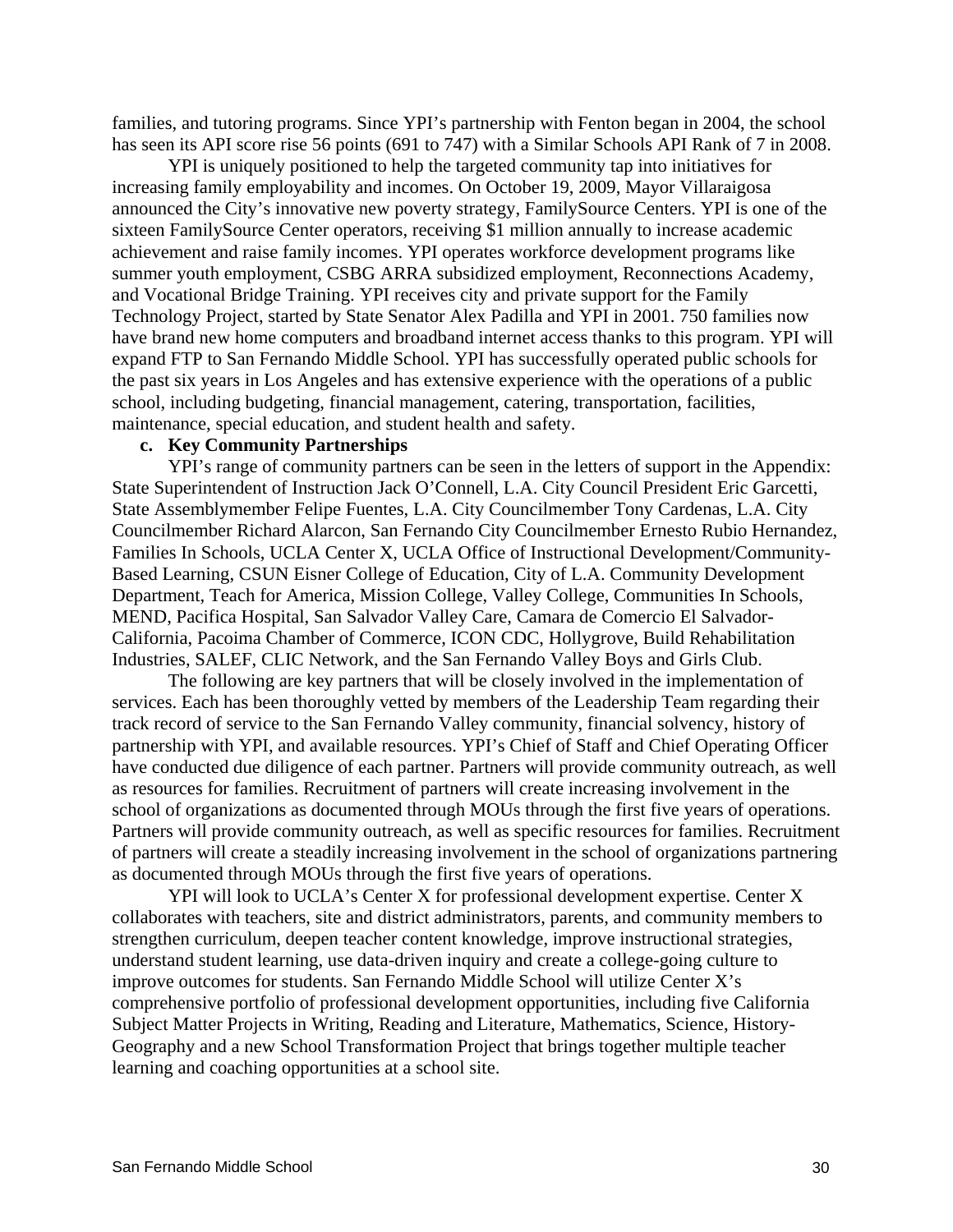families, and tutoring programs. Since YPI's partnership with Fenton began in 2004, the school has seen its API score rise 56 points (691 to 747) with a Similar Schools API Rank of 7 in 2008.

YPI is uniquely positioned to help the targeted community tap into initiatives for increasing family employability and incomes. On October 19, 2009, Mayor Villaraigosa announced the City's innovative new poverty strategy, FamilySource Centers. YPI is one of the sixteen FamilySource Center operators, receiving $1 million annually to increase academic achievement and raise family incomes. YPI operates workforce development programs like summer youth employment, CSBG ARRA subsidized employment, Reconnections Academy, and Vocational Bridge Training. YPI receives city and private support for the Family Technology Project, started by State Senator Alex Padilla and YPI in 2001. 750 families now have brand new home computers and broadband internet access thanks to this program. YPI will expand FTP to San Fernando Middle School. YPI has successfully operated public schools for the past six years in Los Angeles and has extensive experience with the operations of a public school, including budgeting, financial management, catering, transportation, facilities, maintenance, special education, and student health and safety.

**c. Key Community Partnerships**

YPI's range of community partners can be seen in the letters of support in the Appendix: State Superintendent of Instruction Jack O'Connell, L.A. City Council President Eric Garcetti, State Assemblymember Felipe Fuentes, L.A. City Councilmember Tony Cardenas, L.A. City Councilmember Richard Alarcon, San Fernando City Councilmember Ernesto Rubio Hernandez, Families In Schools, UCLA Center X, UCLA Office of Instructional Development/Community-Based Learning, CSUN Eisner College of Education, City of L.A. Community Development Department, Teach for America, Mission College, Valley College, Communities In Schools, MEND, Pacifica Hospital, San Salvador Valley Care, Camara de Comercio El Salvador-California, Pacoima Chamber of Commerce, ICON CDC, Hollygrove, Build Rehabilitation Industries, SALEF, CLIC Network, and the San Fernando Valley Boys and Girls Club.

The following are key partners that will be closely involved in the implementation of services. Each has been thoroughly vetted by members of the Leadership Team regarding their track record of service to the San Fernando Valley community, financial solvency, history of partnership with YPI, and available resources. YPI's Chief of Staff and Chief Operating Officer have conducted due diligence of each partner. Partners will provide community outreach, as well as resources for families. Recruitment of partners will create increasing involvement in the school of organizations as documented through MOUs through the first five years of operations. Partners will provide community outreach, as well as specific resources for families. Recruitment of partners will create a steadily increasing involvement in the school of organizations partnering as documented through MOUs through the first five years of operations.

YPI will look to UCLA's Center X for professional development expertise. Center X collaborates with teachers, site and district administrators, parents, and community members to strengthen curriculum, deepen teacher content knowledge, improve instructional strategies, understand student learning, use data-driven inquiry and create a college-going culture to improve outcomes for students. San Fernando Middle School will utilize Center X's comprehensive portfolio of professional development opportunities, including five California Subject Matter Projects in Writing, Reading and Literature, Mathematics, Science, History-Geography and a new School Transformation Project that brings together multiple teacher learning and coaching opportunities at a school site.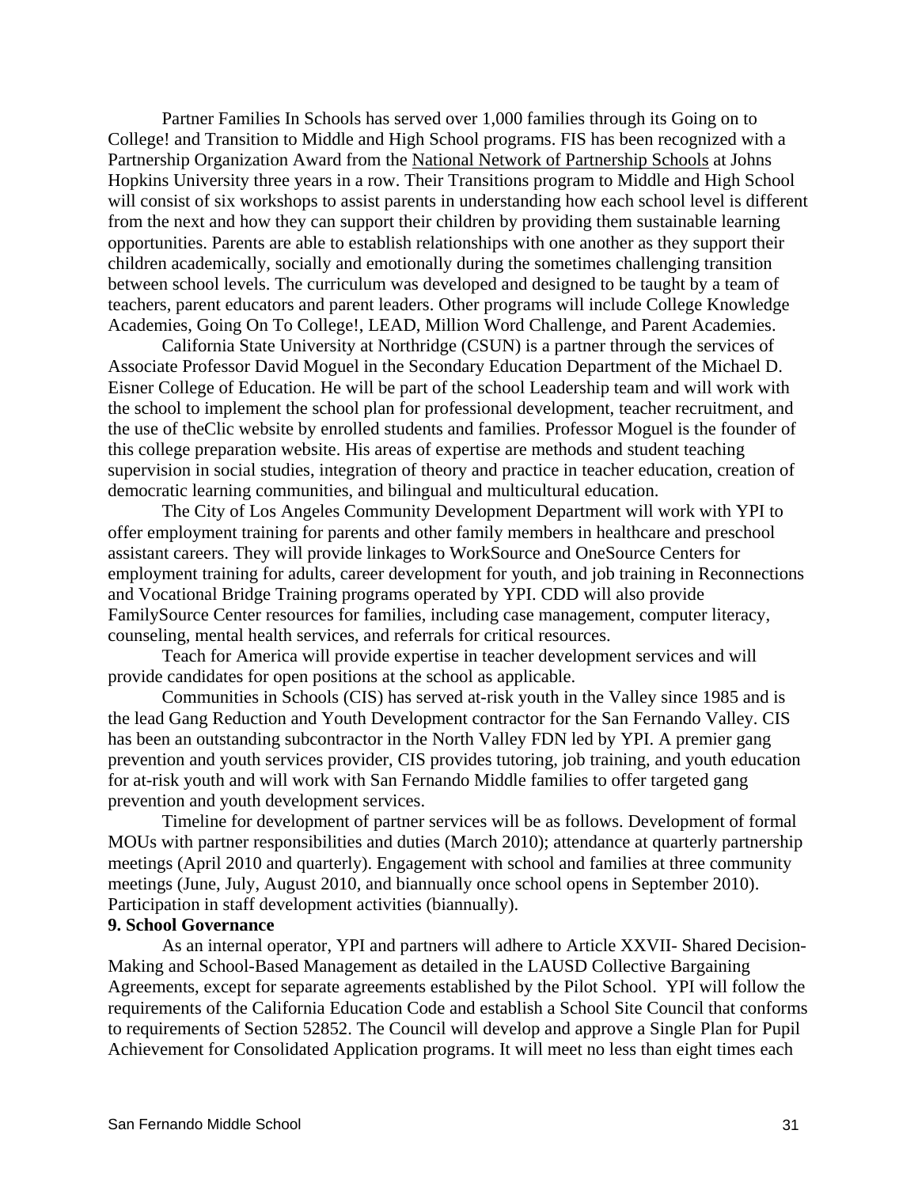Partner Families In Schools has served over 1,000 families through its Going on to College! and Transition to Middle and High School programs. FIS has been recognized with a Partnership Organization Award from the National Network of Partnership Schools at Johns Hopkins University three years in a row. Their Transitions program to Middle and High School will consist of six workshops to assist parents in understanding how each school level is different from the next and how they can support their children by providing them sustainable learning opportunities. Parents are able to establish relationships with one another as they support their children academically, socially and emotionally during the sometimes challenging transition between school levels. The curriculum was developed and designed to be taught by a team of teachers, parent educators and parent leaders. Other programs will include College Knowledge Academies, Going On To College!, LEAD, Million Word Challenge, and Parent Academies.

California State University at Northridge (CSUN) is a partner through the services of Associate Professor David Moguel in the Secondary Education Department of the Michael D. Eisner College of Education. He will be part of the school Leadership team and will work with the school to implement the school plan for professional development, teacher recruitment, and the use of theClic website by enrolled students and families. Professor Moguel is the founder of this college preparation website. His areas of expertise are methods and student teaching supervision in social studies, integration of theory and practice in teacher education, creation of democratic learning communities, and bilingual and multicultural education.

The City of Los Angeles Community Development Department will work with YPI to offer employment training for parents and other family members in healthcare and preschool assistant careers. They will provide linkages to WorkSource and OneSource Centers for employment training for adults, career development for youth, and job training in Reconnections and Vocational Bridge Training programs operated by YPI. CDD will also provide FamilySource Center resources for families, including case management, computer literacy, counseling, mental health services, and referrals for critical resources.

Teach for America will provide expertise in teacher development services and will provide candidates for open positions at the school as applicable.

Communities in Schools (CIS) has served at-risk youth in the Valley since 1985 and is the lead Gang Reduction and Youth Development contractor for the San Fernando Valley. CIS has been an outstanding subcontractor in the North Valley FDN led by YPI. A premier gang prevention and youth services provider, CIS provides tutoring, job training, and youth education for at-risk youth and will work with San Fernando Middle families to offer targeted gang prevention and youth development services.

Timeline for development of partner services will be as follows. Development of formal MOUs with partner responsibilities and duties (March 2010); attendance at quarterly partnership meetings (April 2010 and quarterly). Engagement with school and families at three community meetings (June, July, August 2010, and biannually once school opens in September 2010). Participation in staff development activities (biannually).

**9. School Governance**

As an internal operator, YPI and partners will adhere to Article XXVII- Shared Decision-Making and School-Based Management as detailed in the LAUSD Collective Bargaining Agreements, except for separate agreements established by the Pilot School. YPI will follow the requirements of the California Education Code and establish a School Site Council that conforms to requirements of Section 52852. The Council will develop and approve a Single Plan for Pupil Achievement for Consolidated Application programs. It will meet no less than eight times each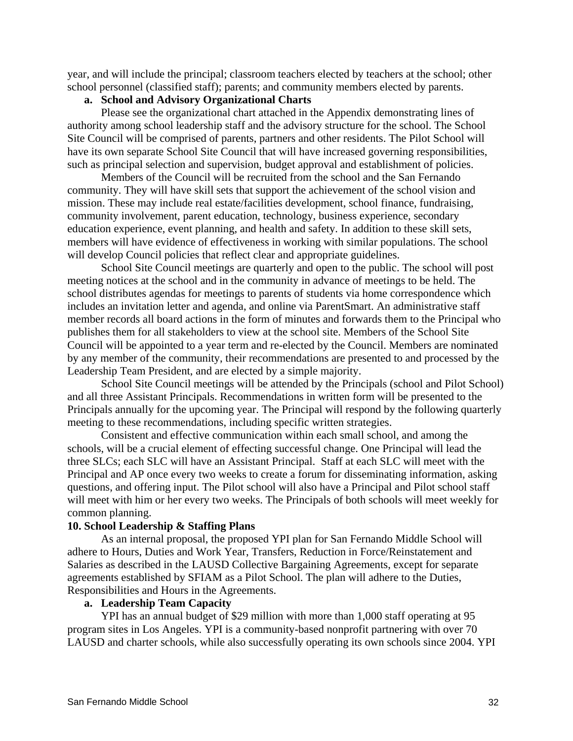year, and will include the principal; classroom teachers elected by teachers at the school; other school personnel (classified staff); parents; and community members elected by parents.

**a. School and Advisory Organizational Charts**

Please see the organizational chart attached in the Appendix demonstrating lines of authority among school leadership staff and the advisory structure for the school. The School Site Council will be comprised of parents, partners and other residents. The Pilot School will have its own separate School Site Council that will have increased governing responsibilities, such as principal selection and supervision, budget approval and establishment of policies.

Members of the Council will be recruited from the school and the San Fernando community. They will have skill sets that support the achievement of the school vision and mission. These may include real estate/facilities development, school finance, fundraising, community involvement, parent education, technology, business experience, secondary education experience, event planning, and health and safety. In addition to these skill sets, members will have evidence of effectiveness in working with similar populations. The school will develop Council policies that reflect clear and appropriate guidelines.

School Site Council meetings are quarterly and open to the public. The school will post meeting notices at the school and in the community in advance of meetings to be held. The school distributes agendas for meetings to parents of students via home correspondence which includes an invitation letter and agenda, and online via ParentSmart. An administrative staff member records all board actions in the form of minutes and forwards them to the Principal who publishes them for all stakeholders to view at the school site. Members of the School Site Council will be appointed to a year term and re-elected by the Council. Members are nominated by any member of the community, their recommendations are presented to and processed by the Leadership Team President, and are elected by a simple majority.

School Site Council meetings will be attended by the Principals (school and Pilot School) and all three Assistant Principals. Recommendations in written form will be presented to the Principals annually for the upcoming year. The Principal will respond by the following quarterly meeting to these recommendations, including specific written strategies.

Consistent and effective communication within each small school, and among the schools, will be a crucial element of effecting successful change. One Principal will lead the three SLCs; each SLC will have an Assistant Principal. Staff at each SLC will meet with the Principal and AP once every two weeks to create a forum for disseminating information, asking questions, and offering input. The Pilot school will also have a Principal and Pilot school staff will meet with him or her every two weeks. The Principals of both schools will meet weekly for common planning.

**10. School Leadership & Staffing Plans**

As an internal proposal, the proposed YPI plan for San Fernando Middle School will adhere to Hours, Duties and Work Year, Transfers, Reduction in Force/Reinstatement and Salaries as described in the LAUSD Collective Bargaining Agreements, except for separate agreements established by SFIAM as a Pilot School. The plan will adhere to the Duties, Responsibilities and Hours in the Agreements.

**a. Leadership Team Capacity**

YPI has an annual budget of $29 million with more than 1,000 staff operating at 95 program sites in Los Angeles. YPI is a community-based nonprofit partnering with over 70 LAUSD and charter schools, while also successfully operating its own schools since 2004. YPI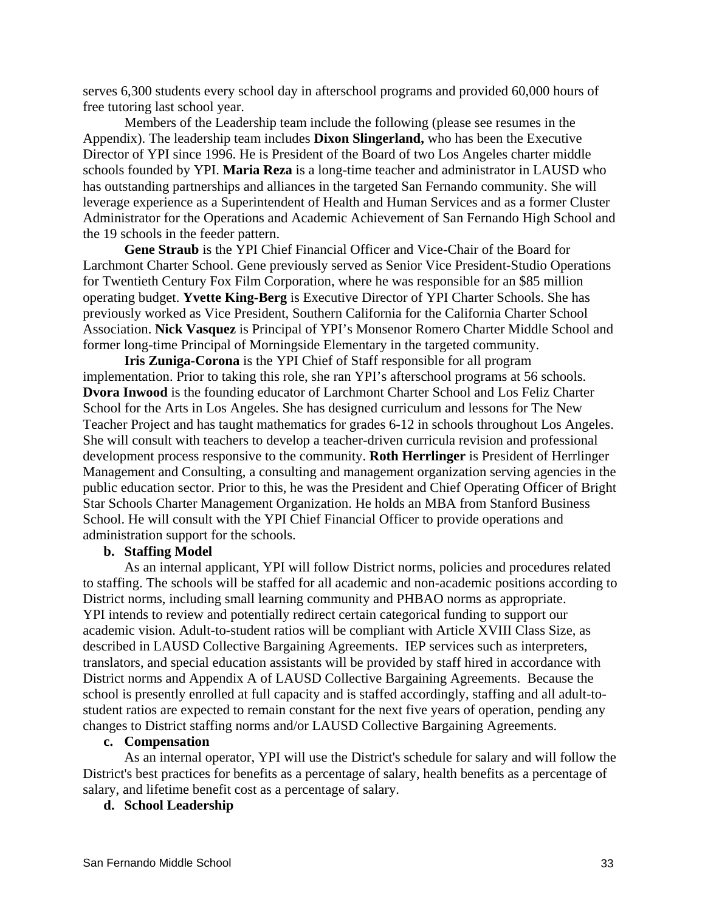serves 6,300 students every school day in afterschool programs and provided 60,000 hours of free tutoring last school year.

Members of the Leadership team include the following (please see resumes in the Appendix). The leadership team includes **Dixon Slingerland,** who has been the Executive Director of YPI since 1996. He is President of the Board of two Los Angeles charter middle schools founded by YPI. **Maria Reza** is a long-time teacher and administrator in LAUSD who has outstanding partnerships and alliances in the targeted San Fernando community. She will leverage experience as a Superintendent of Health and Human Services and as a former Cluster Administrator for the Operations and Academic Achievement of San Fernando High School and the 19 schools in the feeder pattern.

**Gene Straub** is the YPI Chief Financial Officer and Vice-Chair of the Board for Larchmont Charter School. Gene previously served as Senior Vice President-Studio Operations for Twentieth Century Fox Film Corporation, where he was responsible for an $85 million operating budget. **Yvette King-Berg** is Executive Director of YPI Charter Schools. She has previously worked as Vice President, Southern California for the California Charter School Association. **Nick Vasquez** is Principal of YPI's Monsenor Romero Charter Middle School and former long-time Principal of Morningside Elementary in the targeted community.

**Iris Zuniga-Corona** is the YPI Chief of Staff responsible for all program implementation. Prior to taking this role, she ran YPI's afterschool programs at 56 schools. **Dvora Inwood** is the founding educator of Larchmont Charter School and Los Feliz Charter School for the Arts in Los Angeles. She has designed curriculum and lessons for The New Teacher Project and has taught mathematics for grades 6-12 in schools throughout Los Angeles. She will consult with teachers to develop a teacher-driven curricula revision and professional development process responsive to the community. **Roth Herrlinger** is President of Herrlinger Management and Consulting, a consulting and management organization serving agencies in the public education sector. Prior to this, he was the President and Chief Operating Officer of Bright Star Schools Charter Management Organization. He holds an MBA from Stanford Business School. He will consult with the YPI Chief Financial Officer to provide operations and administration support for the schools.

**b. Staffing Model**

As an internal applicant, YPI will follow District norms, policies and procedures related to staffing. The schools will be staffed for all academic and non-academic positions according to District norms, including small learning community and PHBAO norms as appropriate. YPI intends to review and potentially redirect certain categorical funding to support our academic vision. Adult-to-student ratios will be compliant with Article XVIII Class Size, as described in LAUSD Collective Bargaining Agreements. IEP services such as interpreters, translators, and special education assistants will be provided by staff hired in accordance with District norms and Appendix A of LAUSD Collective Bargaining Agreements. Because the school is presently enrolled at full capacity and is staffed accordingly, staffing and all adult-to-student ratios are expected to remain constant for the next five years of operation, pending any changes to District staffing norms and/or LAUSD Collective Bargaining Agreements.

**c. Compensation**

As an internal operator, YPI will use the District's schedule for salary and will follow the District's best practices for benefits as a percentage of salary, health benefits as a percentage of salary, and lifetime benefit cost as a percentage of salary.

**d. School Leadership**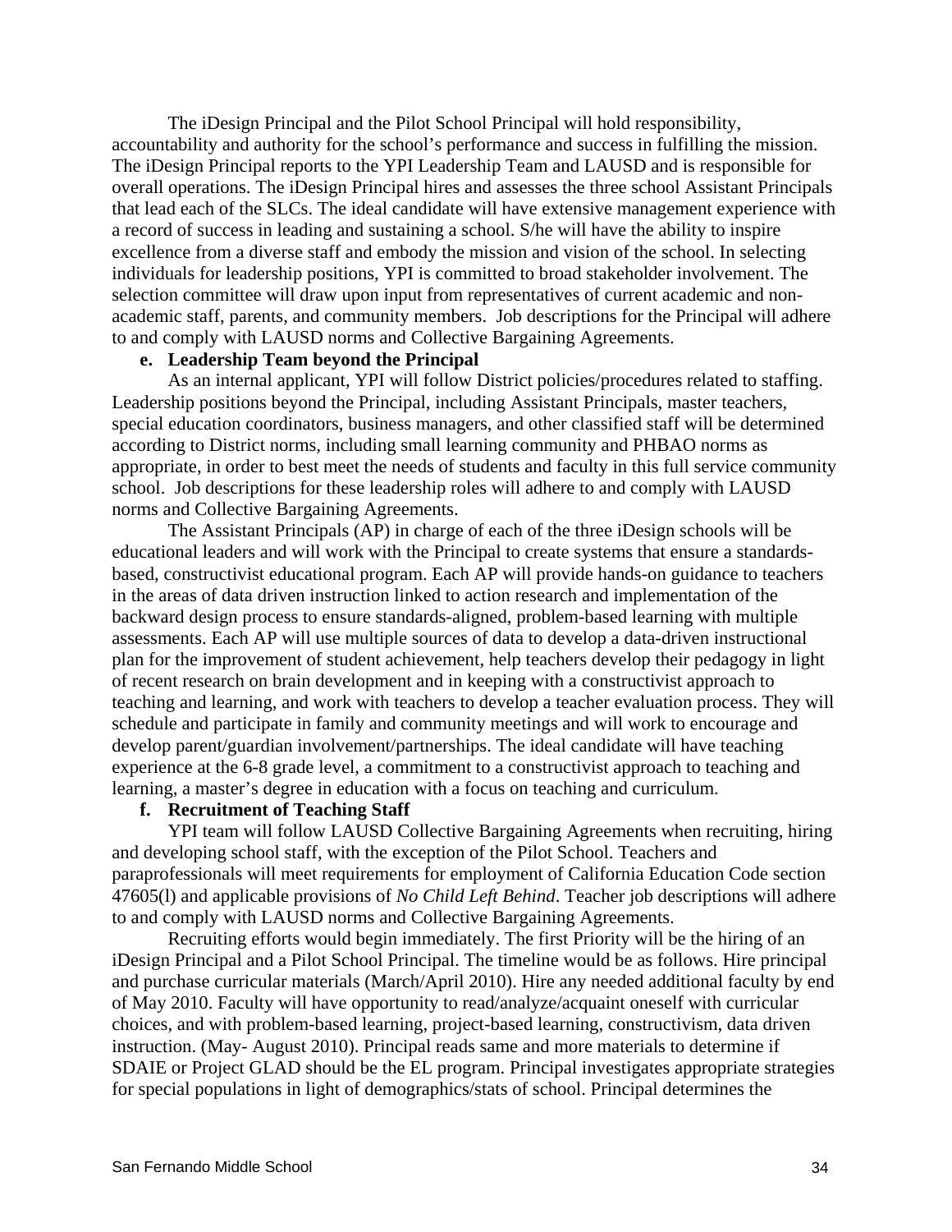The iDesign Principal and the Pilot School Principal will hold responsibility, accountability and authority for the school's performance and success in fulfilling the mission. The iDesign Principal reports to the YPI Leadership Team and LAUSD and is responsible for overall operations. The iDesign Principal hires and assesses the three school Assistant Principals that lead each of the SLCs. The ideal candidate will have extensive management experience with a record of success in leading and sustaining a school. S/he will have the ability to inspire excellence from a diverse staff and embody the mission and vision of the school. In selecting individuals for leadership positions, YPI is committed to broad stakeholder involvement. The selection committee will draw upon input from representatives of current academic and non-academic staff, parents, and community members. Job descriptions for the Principal will adhere to and comply with LAUSD norms and Collective Bargaining Agreements.

**e. Leadership Team beyond the Principal**

As an internal applicant, YPI will follow District policies/procedures related to staffing. Leadership positions beyond the Principal, including Assistant Principals, master teachers, special education coordinators, business managers, and other classified staff will be determined according to District norms, including small learning community and PHBAO norms as appropriate, in order to best meet the needs of students and faculty in this full service community school. Job descriptions for these leadership roles will adhere to and comply with LAUSD norms and Collective Bargaining Agreements.

The Assistant Principals (AP) in charge of each of the three iDesign schools will be educational leaders and will work with the Principal to create systems that ensure a standards-based, constructivist educational program. Each AP will provide hands-on guidance to teachers in the areas of data driven instruction linked to action research and implementation of the backward design process to ensure standards-aligned, problem-based learning with multiple assessments. Each AP will use multiple sources of data to develop a data-driven instructional plan for the improvement of student achievement, help teachers develop their pedagogy in light of recent research on brain development and in keeping with a constructivist approach to teaching and learning, and work with teachers to develop a teacher evaluation process. They will schedule and participate in family and community meetings and will work to encourage and develop parent/guardian involvement/partnerships. The ideal candidate will have teaching experience at the 6-8 grade level, a commitment to a constructivist approach to teaching and learning, a master's degree in education with a focus on teaching and curriculum.

**f. Recruitment of Teaching Staff**

YPI team will follow LAUSD Collective Bargaining Agreements when recruiting, hiring and developing school staff, with the exception of the Pilot School. Teachers and paraprofessionals will meet requirements for employment of California Education Code section 47605(l) and applicable provisions of *No Child Left Behind*. Teacher job descriptions will adhere to and comply with LAUSD norms and Collective Bargaining Agreements.

Recruiting efforts would begin immediately. The first Priority will be the hiring of an iDesign Principal and a Pilot School Principal. The timeline would be as follows. Hire principal and purchase curricular materials (March/April 2010). Hire any needed additional faculty by end of May 2010. Faculty will have opportunity to read/analyze/acquaint oneself with curricular choices, and with problem-based learning, project-based learning, constructivism, data driven instruction. (May- August 2010). Principal reads same and more materials to determine if SDAIE or Project GLAD should be the EL program. Principal investigates appropriate strategies for special populations in light of demographics/stats of school. Principal determines the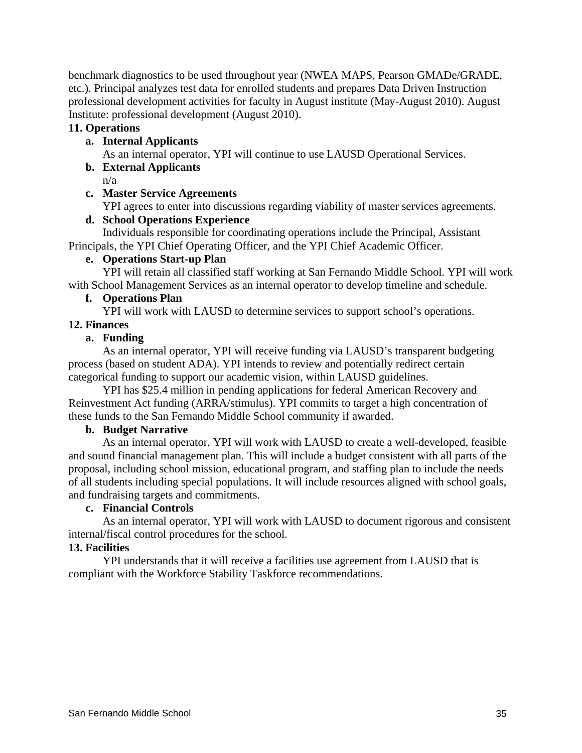benchmark diagnostics to be used throughout year (NWEA MAPS, Pearson GMADe/GRADE, etc.). Principal analyzes test data for enrolled students and prepares Data Driven Instruction professional development activities for faculty in August institute (May-August 2010). August Institute: professional development (August 2010).

**11. Operations**

**a. Internal Applicants**

As an internal operator, YPI will continue to use LAUSD Operational Services.

**b. External Applicants**

n/a

**c. Master Service Agreements**

YPI agrees to enter into discussions regarding viability of master services agreements.

**d. School Operations Experience**

Individuals responsible for coordinating operations include the Principal, Assistant Principals, the YPI Chief Operating Officer, and the YPI Chief Academic Officer.

**e. Operations Start-up Plan**

YPI will retain all classified staff working at San Fernando Middle School. YPI will work with School Management Services as an internal operator to develop timeline and schedule.

**f. Operations Plan**

YPI will work with LAUSD to determine services to support school's operations.

**12. Finances**

**a. Funding**

As an internal operator, YPI will receive funding via LAUSD's transparent budgeting process (based on student ADA). YPI intends to review and potentially redirect certain categorical funding to support our academic vision, within LAUSD guidelines.

YPI has $25.4 million in pending applications for federal American Recovery and Reinvestment Act funding (ARRA/stimulus). YPI commits to target a high concentration of these funds to the San Fernando Middle School community if awarded.

**b. Budget Narrative**

As an internal operator, YPI will work with LAUSD to create a well-developed, feasible and sound financial management plan. This will include a budget consistent with all parts of the proposal, including school mission, educational program, and staffing plan to include the needs of all students including special populations. It will include resources aligned with school goals, and fundraising targets and commitments.

**c. Financial Controls**

As an internal operator, YPI will work with LAUSD to document rigorous and consistent internal/fiscal control procedures for the school.

**13. Facilities**

YPI understands that it will receive a facilities use agreement from LAUSD that is compliant with the Workforce Stability Taskforce recommendations.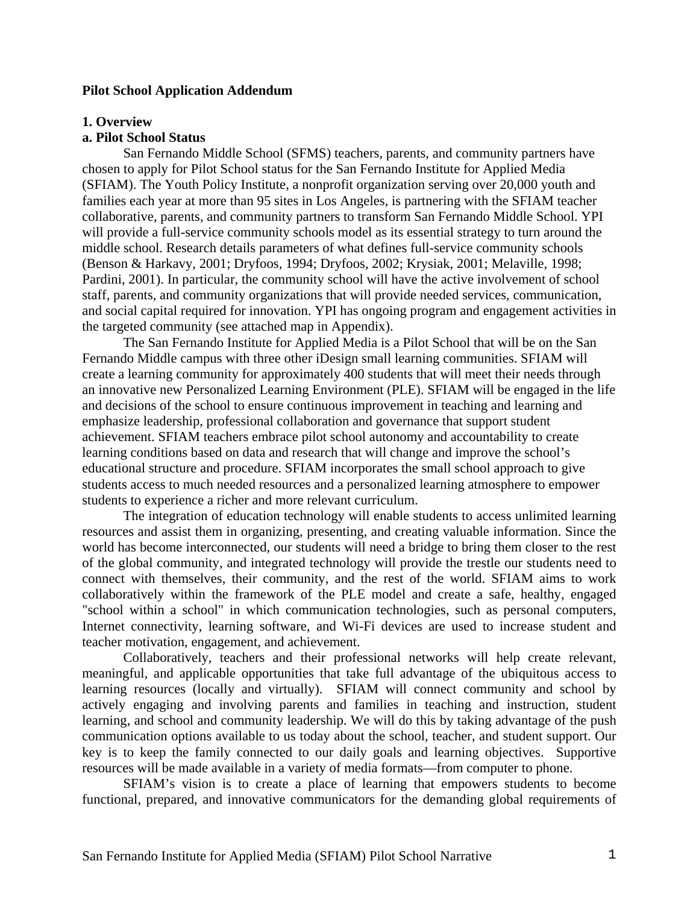**Pilot School Application Addendum**

**1. Overview**

**a. Pilot School Status**

San Fernando Middle School (SFMS) teachers, parents, and community partners have chosen to apply for Pilot School status for the San Fernando Institute for Applied Media (SFIAM). The Youth Policy Institute, a nonprofit organization serving over 20,000 youth and families each year at more than 95 sites in Los Angeles, is partnering with the SFIAM teacher collaborative, parents, and community partners to transform San Fernando Middle School. YPI will provide a full-service community schools model as its essential strategy to turn around the middle school. Research details parameters of what defines full-service community schools (Benson & Harkavy, 2001; Dryfoos, 1994; Dryfoos, 2002; Krysiak, 2001; Melaville, 1998; Pardini, 2001). In particular, the community school will have the active involvement of school staff, parents, and community organizations that will provide needed services, communication, and social capital required for innovation. YPI has ongoing program and engagement activities in the targeted community (see attached map in Appendix).

The San Fernando Institute for Applied Media is a Pilot School that will be on the San Fernando Middle campus with three other iDesign small learning communities. SFIAM will create a learning community for approximately 400 students that will meet their needs through an innovative new Personalized Learning Environment (PLE). SFIAM will be engaged in the life and decisions of the school to ensure continuous improvement in teaching and learning and emphasize leadership, professional collaboration and governance that support student achievement. SFIAM teachers embrace pilot school autonomy and accountability to create learning conditions based on data and research that will change and improve the school's educational structure and procedure. SFIAM incorporates the small school approach to give students access to much needed resources and a personalized learning atmosphere to empower students to experience a richer and more relevant curriculum.

The integration of education technology will enable students to access unlimited learning resources and assist them in organizing, presenting, and creating valuable information. Since the world has become interconnected, our students will need a bridge to bring them closer to the rest of the global community, and integrated technology will provide the trestle our students need to connect with themselves, their community, and the rest of the world. SFIAM aims to work collaboratively within the framework of the PLE model and create a safe, healthy, engaged "school within a school" in which communication technologies, such as personal computers, Internet connectivity, learning software, and Wi-Fi devices are used to increase student and teacher motivation, engagement, and achievement.

Collaboratively, teachers and their professional networks will help create relevant, meaningful, and applicable opportunities that take full advantage of the ubiquitous access to learning resources (locally and virtually). SFIAM will connect community and school by actively engaging and involving parents and families in teaching and instruction, student learning, and school and community leadership. We will do this by taking advantage of the push communication options available to us today about the school, teacher, and student support. Our key is to keep the family connected to our daily goals and learning objectives. Supportive resources will be made available in a variety of media formats—from computer to phone.

SFIAM's vision is to create a place of learning that empowers students to become functional, prepared, and innovative communicators for the demanding global requirements of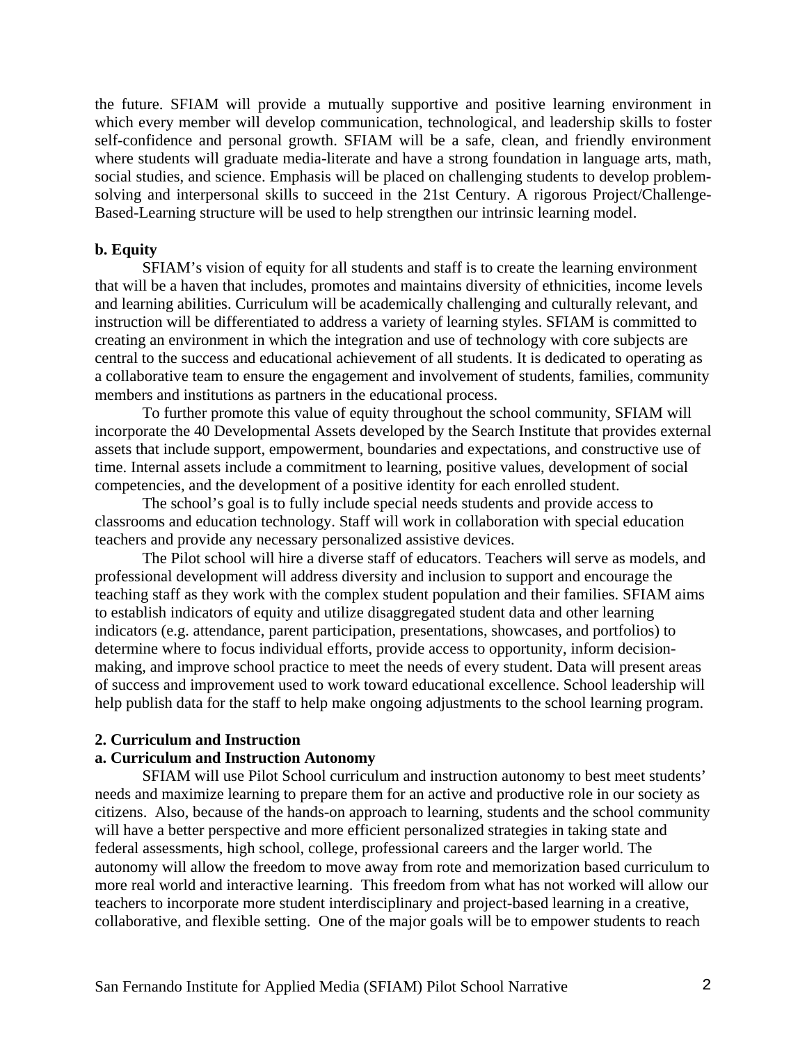the future. SFIAM will provide a mutually supportive and positive learning environment in which every member will develop communication, technological, and leadership skills to foster self-confidence and personal growth. SFIAM will be a safe, clean, and friendly environment where students will graduate media-literate and have a strong foundation in language arts, math, social studies, and science. Emphasis will be placed on challenging students to develop problem-solving and interpersonal skills to succeed in the 21st Century. A rigorous Project/Challenge-Based-Learning structure will be used to help strengthen our intrinsic learning model.

**b. Equity**

SFIAM's vision of equity for all students and staff is to create the learning environment that will be a haven that includes, promotes and maintains diversity of ethnicities, income levels and learning abilities. Curriculum will be academically challenging and culturally relevant, and instruction will be differentiated to address a variety of learning styles. SFIAM is committed to creating an environment in which the integration and use of technology with core subjects are central to the success and educational achievement of all students. It is dedicated to operating as a collaborative team to ensure the engagement and involvement of students, families, community members and institutions as partners in the educational process.

To further promote this value of equity throughout the school community, SFIAM will incorporate the 40 Developmental Assets developed by the Search Institute that provides external assets that include support, empowerment, boundaries and expectations, and constructive use of time. Internal assets include a commitment to learning, positive values, development of social competencies, and the development of a positive identity for each enrolled student.

The school's goal is to fully include special needs students and provide access to classrooms and education technology. Staff will work in collaboration with special education teachers and provide any necessary personalized assistive devices.

The Pilot school will hire a diverse staff of educators. Teachers will serve as models, and professional development will address diversity and inclusion to support and encourage the teaching staff as they work with the complex student population and their families. SFIAM aims to establish indicators of equity and utilize disaggregated student data and other learning indicators (e.g. attendance, parent participation, presentations, showcases, and portfolios) to determine where to focus individual efforts, provide access to opportunity, inform decision-making, and improve school practice to meet the needs of every student. Data will present areas of success and improvement used to work toward educational excellence. School leadership will help publish data for the staff to help make ongoing adjustments to the school learning program.

**2. Curriculum and Instruction**

**a. Curriculum and Instruction Autonomy**

SFIAM will use Pilot School curriculum and instruction autonomy to best meet students' needs and maximize learning to prepare them for an active and productive role in our society as citizens. Also, because of the hands-on approach to learning, students and the school community will have a better perspective and more efficient personalized strategies in taking state and federal assessments, high school, college, professional careers and the larger world. The autonomy will allow the freedom to move away from rote and memorization based curriculum to more real world and interactive learning. This freedom from what has not worked will allow our teachers to incorporate more student interdisciplinary and project-based learning in a creative, collaborative, and flexible setting. One of the major goals will be to empower students to reach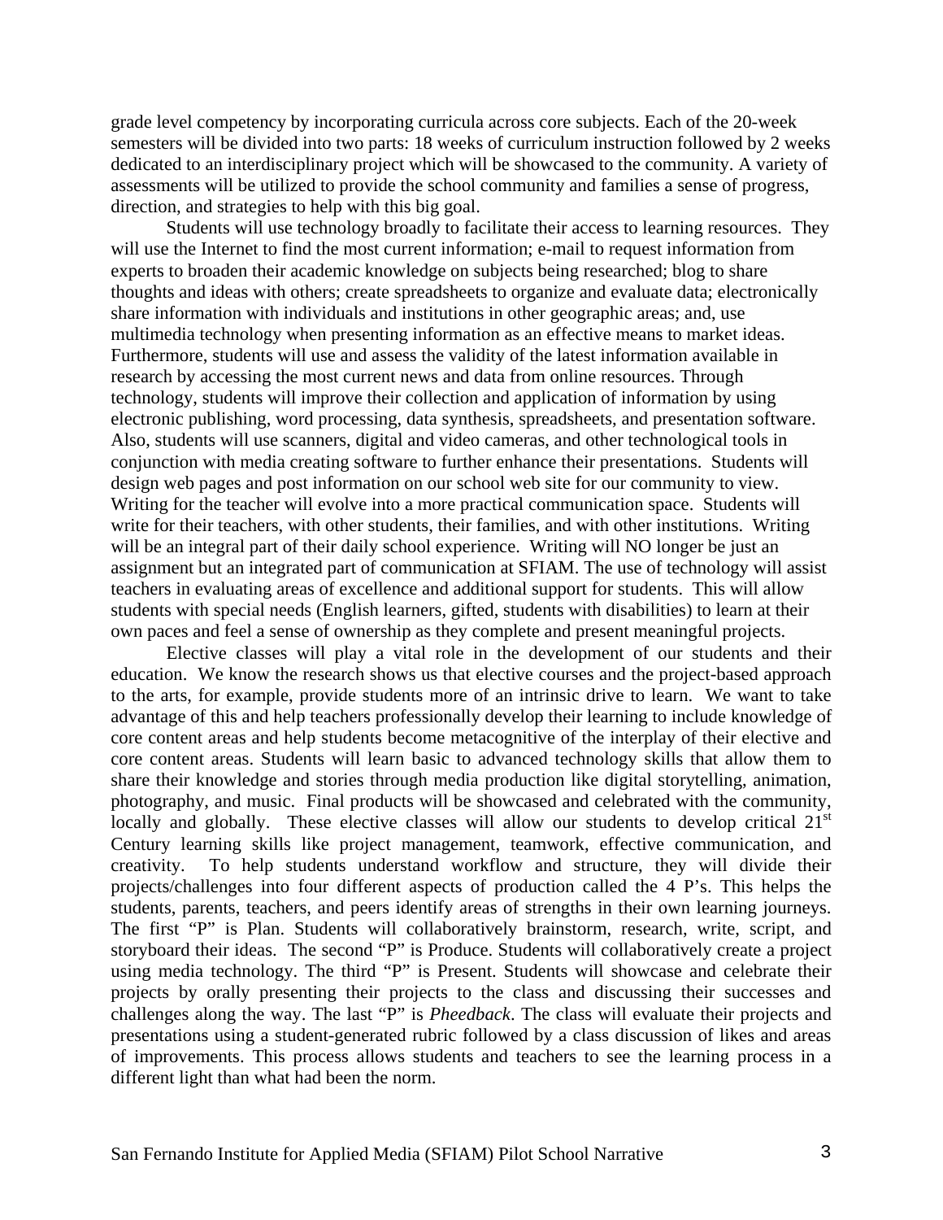grade level competency by incorporating curricula across core subjects. Each of the 20-week semesters will be divided into two parts: 18 weeks of curriculum instruction followed by 2 weeks dedicated to an interdisciplinary project which will be showcased to the community. A variety of assessments will be utilized to provide the school community and families a sense of progress, direction, and strategies to help with this big goal.

Students will use technology broadly to facilitate their access to learning resources. They will use the Internet to find the most current information; e-mail to request information from experts to broaden their academic knowledge on subjects being researched; blog to share thoughts and ideas with others; create spreadsheets to organize and evaluate data; electronically share information with individuals and institutions in other geographic areas; and, use multimedia technology when presenting information as an effective means to market ideas. Furthermore, students will use and assess the validity of the latest information available in research by accessing the most current news and data from online resources. Through technology, students will improve their collection and application of information by using electronic publishing, word processing, data synthesis, spreadsheets, and presentation software. Also, students will use scanners, digital and video cameras, and other technological tools in conjunction with media creating software to further enhance their presentations. Students will design web pages and post information on our school web site for our community to view. Writing for the teacher will evolve into a more practical communication space. Students will write for their teachers, with other students, their families, and with other institutions. Writing will be an integral part of their daily school experience. Writing will NO longer be just an assignment but an integrated part of communication at SFIAM. The use of technology will assist teachers in evaluating areas of excellence and additional support for students. This will allow students with special needs (English learners, gifted, students with disabilities) to learn at their own paces and feel a sense of ownership as they complete and present meaningful projects.

Elective classes will play a vital role in the development of our students and their education. We know the research shows us that elective courses and the project-based approach to the arts, for example, provide students more of an intrinsic drive to learn. We want to take advantage of this and help teachers professionally develop their learning to include knowledge of core content areas and help students become metacognitive of the interplay of their elective and core content areas. Students will learn basic to advanced technology skills that allow them to share their knowledge and stories through media production like digital storytelling, animation, photography, and music. Final products will be showcased and celebrated with the community, locally and globally. These elective classes will allow our students to develop critical 21st Century learning skills like project management, teamwork, effective communication, and creativity. To help students understand workflow and structure, they will divide their projects/challenges into four different aspects of production called the 4 P's. This helps the students, parents, teachers, and peers identify areas of strengths in their own learning journeys. The first "P" is Plan. Students will collaboratively brainstorm, research, write, script, and storyboard their ideas. The second "P" is Produce. Students will collaboratively create a project using media technology. The third "P" is Present. Students will showcase and celebrate their projects by orally presenting their projects to the class and discussing their successes and challenges along the way. The last "P" is *Pheedback*. The class will evaluate their projects and presentations using a student-generated rubric followed by a class discussion of likes and areas of improvements. This process allows students and teachers to see the learning process in a different light than what had been the norm.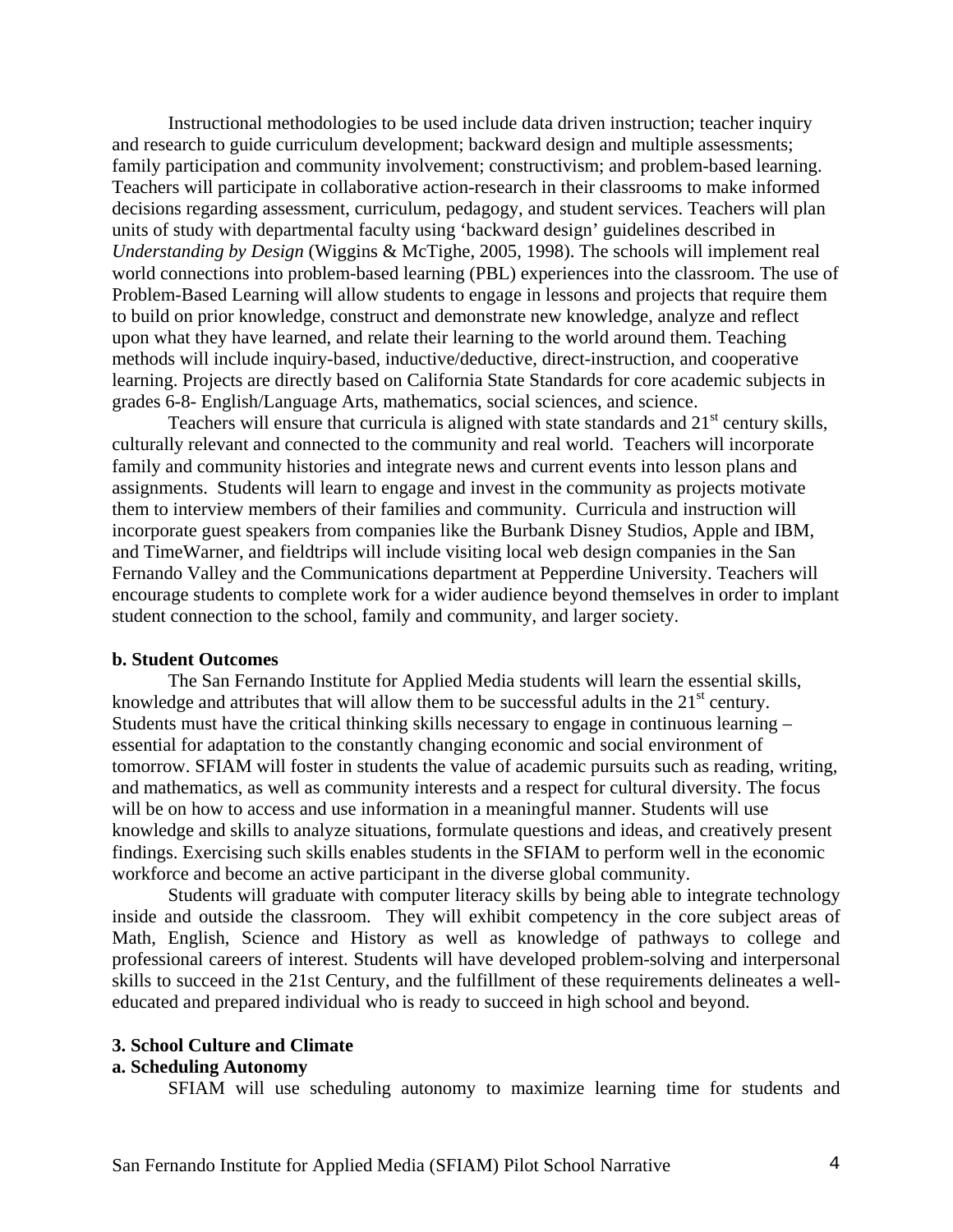Instructional methodologies to be used include data driven instruction; teacher inquiry and research to guide curriculum development; backward design and multiple assessments; family participation and community involvement; constructivism; and problem-based learning. Teachers will participate in collaborative action-research in their classrooms to make informed decisions regarding assessment, curriculum, pedagogy, and student services. Teachers will plan units of study with departmental faculty using 'backward design' guidelines described in *Understanding by Design* (Wiggins & McTighe, 2005, 1998). The schools will implement real world connections into problem-based learning (PBL) experiences into the classroom. The use of Problem-Based Learning will allow students to engage in lessons and projects that require them to build on prior knowledge, construct and demonstrate new knowledge, analyze and reflect upon what they have learned, and relate their learning to the world around them. Teaching methods will include inquiry-based, inductive/deductive, direct-instruction, and cooperative learning. Projects are directly based on California State Standards for core academic subjects in grades 6-8- English/Language Arts, mathematics, social sciences, and science.

Teachers will ensure that curricula is aligned with state standards and 21st century skills, culturally relevant and connected to the community and real world. Teachers will incorporate family and community histories and integrate news and current events into lesson plans and assignments. Students will learn to engage and invest in the community as projects motivate them to interview members of their families and community. Curricula and instruction will incorporate guest speakers from companies like the Burbank Disney Studios, Apple and IBM, and TimeWarner, and fieldtrips will include visiting local web design companies in the San Fernando Valley and the Communications department at Pepperdine University. Teachers will encourage students to complete work for a wider audience beyond themselves in order to implant student connection to the school, family and community, and larger society.

**b. Student Outcomes**

The San Fernando Institute for Applied Media students will learn the essential skills, knowledge and attributes that will allow them to be successful adults in the 21st century. Students must have the critical thinking skills necessary to engage in continuous learning – essential for adaptation to the constantly changing economic and social environment of tomorrow. SFIAM will foster in students the value of academic pursuits such as reading, writing, and mathematics, as well as community interests and a respect for cultural diversity. The focus will be on how to access and use information in a meaningful manner. Students will use knowledge and skills to analyze situations, formulate questions and ideas, and creatively present findings. Exercising such skills enables students in the SFIAM to perform well in the economic workforce and become an active participant in the diverse global community.

Students will graduate with computer literacy skills by being able to integrate technology inside and outside the classroom. They will exhibit competency in the core subject areas of Math, English, Science and History as well as knowledge of pathways to college and professional careers of interest. Students will have developed problem-solving and interpersonal skills to succeed in the 21st Century, and the fulfillment of these requirements delineates a well-educated and prepared individual who is ready to succeed in high school and beyond.

**3. School Culture and Climate**

**a. Scheduling Autonomy**

SFIAM will use scheduling autonomy to maximize learning time for students and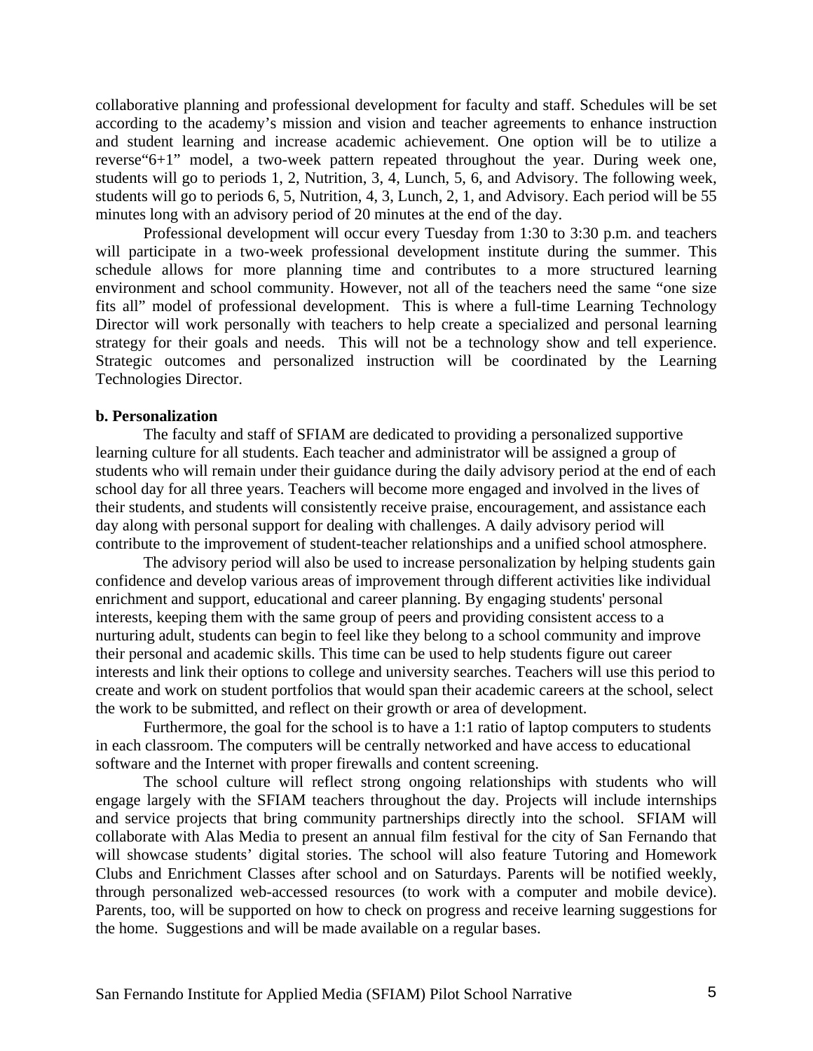collaborative planning and professional development for faculty and staff. Schedules will be set according to the academy's mission and vision and teacher agreements to enhance instruction and student learning and increase academic achievement. One option will be to utilize a reverse"6+1" model, a two-week pattern repeated throughout the year. During week one, students will go to periods 1, 2, Nutrition, 3, 4, Lunch, 5, 6, and Advisory. The following week, students will go to periods 6, 5, Nutrition, 4, 3, Lunch, 2, 1, and Advisory. Each period will be 55 minutes long with an advisory period of 20 minutes at the end of the day.

Professional development will occur every Tuesday from 1:30 to 3:30 p.m. and teachers will participate in a two-week professional development institute during the summer. This schedule allows for more planning time and contributes to a more structured learning environment and school community. However, not all of the teachers need the same "one size fits all" model of professional development. This is where a full-time Learning Technology Director will work personally with teachers to help create a specialized and personal learning strategy for their goals and needs. This will not be a technology show and tell experience. Strategic outcomes and personalized instruction will be coordinated by the Learning Technologies Director.

**b. Personalization**

The faculty and staff of SFIAM are dedicated to providing a personalized supportive learning culture for all students. Each teacher and administrator will be assigned a group of students who will remain under their guidance during the daily advisory period at the end of each school day for all three years. Teachers will become more engaged and involved in the lives of their students, and students will consistently receive praise, encouragement, and assistance each day along with personal support for dealing with challenges. A daily advisory period will contribute to the improvement of student-teacher relationships and a unified school atmosphere.

The advisory period will also be used to increase personalization by helping students gain confidence and develop various areas of improvement through different activities like individual enrichment and support, educational and career planning. By engaging students' personal interests, keeping them with the same group of peers and providing consistent access to a nurturing adult, students can begin to feel like they belong to a school community and improve their personal and academic skills. This time can be used to help students figure out career interests and link their options to college and university searches. Teachers will use this period to create and work on student portfolios that would span their academic careers at the school, select the work to be submitted, and reflect on their growth or area of development.

Furthermore, the goal for the school is to have a 1:1 ratio of laptop computers to students in each classroom. The computers will be centrally networked and have access to educational software and the Internet with proper firewalls and content screening.

The school culture will reflect strong ongoing relationships with students who will engage largely with the SFIAM teachers throughout the day. Projects will include internships and service projects that bring community partnerships directly into the school. SFIAM will collaborate with Alas Media to present an annual film festival for the city of San Fernando that will showcase students' digital stories. The school will also feature Tutoring and Homework Clubs and Enrichment Classes after school and on Saturdays. Parents will be notified weekly, through personalized web-accessed resources (to work with a computer and mobile device). Parents, too, will be supported on how to check on progress and receive learning suggestions for the home. Suggestions and will be made available on a regular bases.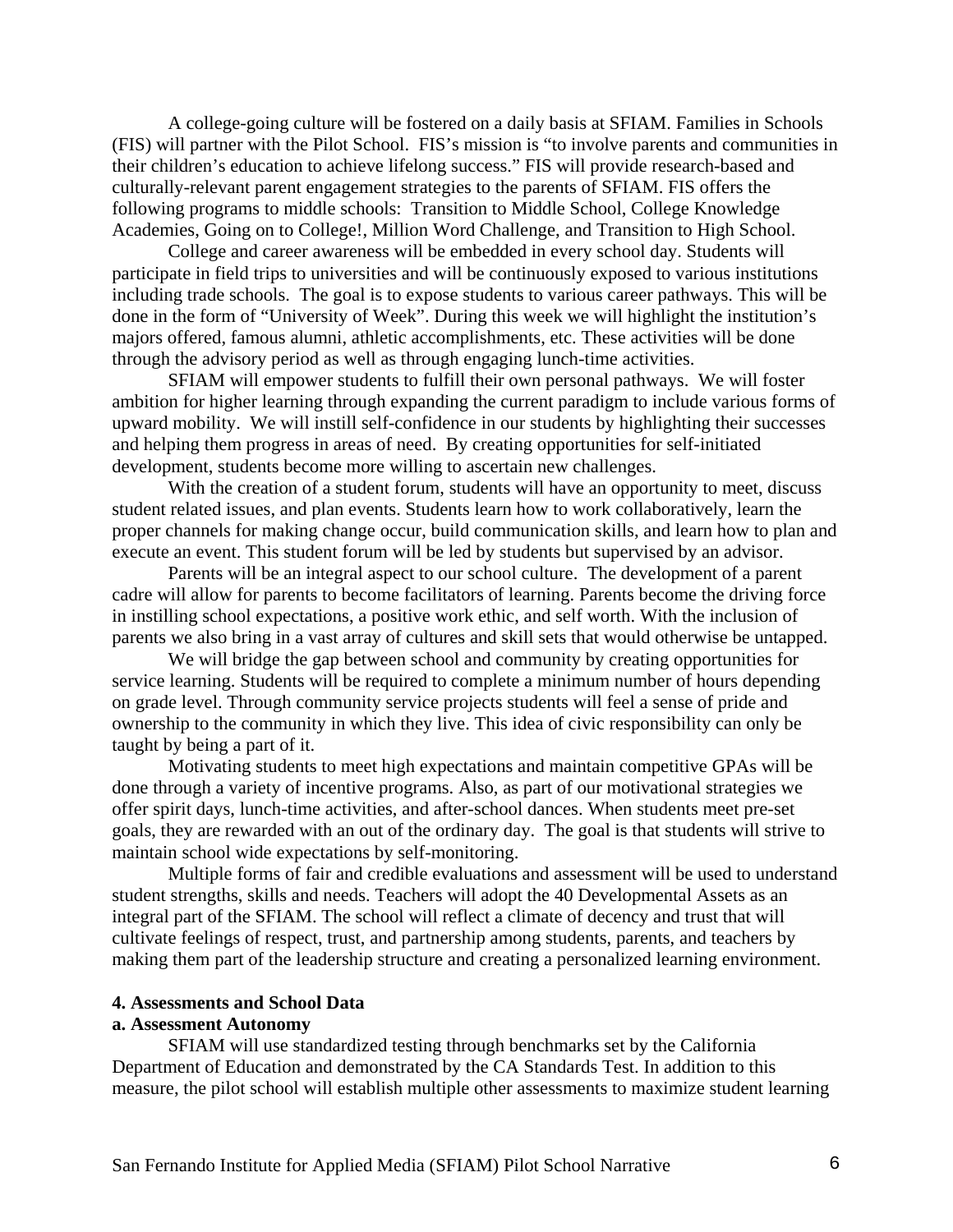A college-going culture will be fostered on a daily basis at SFIAM. Families in Schools (FIS) will partner with the Pilot School. FIS's mission is "to involve parents and communities in their children's education to achieve lifelong success." FIS will provide research-based and culturally-relevant parent engagement strategies to the parents of SFIAM. FIS offers the following programs to middle schools: Transition to Middle School, College Knowledge Academies, Going on to College!, Million Word Challenge, and Transition to High School.

College and career awareness will be embedded in every school day. Students will participate in field trips to universities and will be continuously exposed to various institutions including trade schools. The goal is to expose students to various career pathways. This will be done in the form of "University of Week". During this week we will highlight the institution's majors offered, famous alumni, athletic accomplishments, etc. These activities will be done through the advisory period as well as through engaging lunch-time activities.

SFIAM will empower students to fulfill their own personal pathways. We will foster ambition for higher learning through expanding the current paradigm to include various forms of upward mobility. We will instill self-confidence in our students by highlighting their successes and helping them progress in areas of need. By creating opportunities for self-initiated development, students become more willing to ascertain new challenges.

With the creation of a student forum, students will have an opportunity to meet, discuss student related issues, and plan events. Students learn how to work collaboratively, learn the proper channels for making change occur, build communication skills, and learn how to plan and execute an event. This student forum will be led by students but supervised by an advisor.

Parents will be an integral aspect to our school culture. The development of a parent cadre will allow for parents to become facilitators of learning. Parents become the driving force in instilling school expectations, a positive work ethic, and self worth. With the inclusion of parents we also bring in a vast array of cultures and skill sets that would otherwise be untapped.

We will bridge the gap between school and community by creating opportunities for service learning. Students will be required to complete a minimum number of hours depending on grade level. Through community service projects students will feel a sense of pride and ownership to the community in which they live. This idea of civic responsibility can only be taught by being a part of it.

Motivating students to meet high expectations and maintain competitive GPAs will be done through a variety of incentive programs. Also, as part of our motivational strategies we offer spirit days, lunch-time activities, and after-school dances. When students meet pre-set goals, they are rewarded with an out of the ordinary day. The goal is that students will strive to maintain school wide expectations by self-monitoring.

Multiple forms of fair and credible evaluations and assessment will be used to understand student strengths, skills and needs. Teachers will adopt the 40 Developmental Assets as an integral part of the SFIAM. The school will reflect a climate of decency and trust that will cultivate feelings of respect, trust, and partnership among students, parents, and teachers by making them part of the leadership structure and creating a personalized learning environment.

**4. Assessments and School Data**

**a. Assessment Autonomy**

SFIAM will use standardized testing through benchmarks set by the California Department of Education and demonstrated by the CA Standards Test. In addition to this measure, the pilot school will establish multiple other assessments to maximize student learning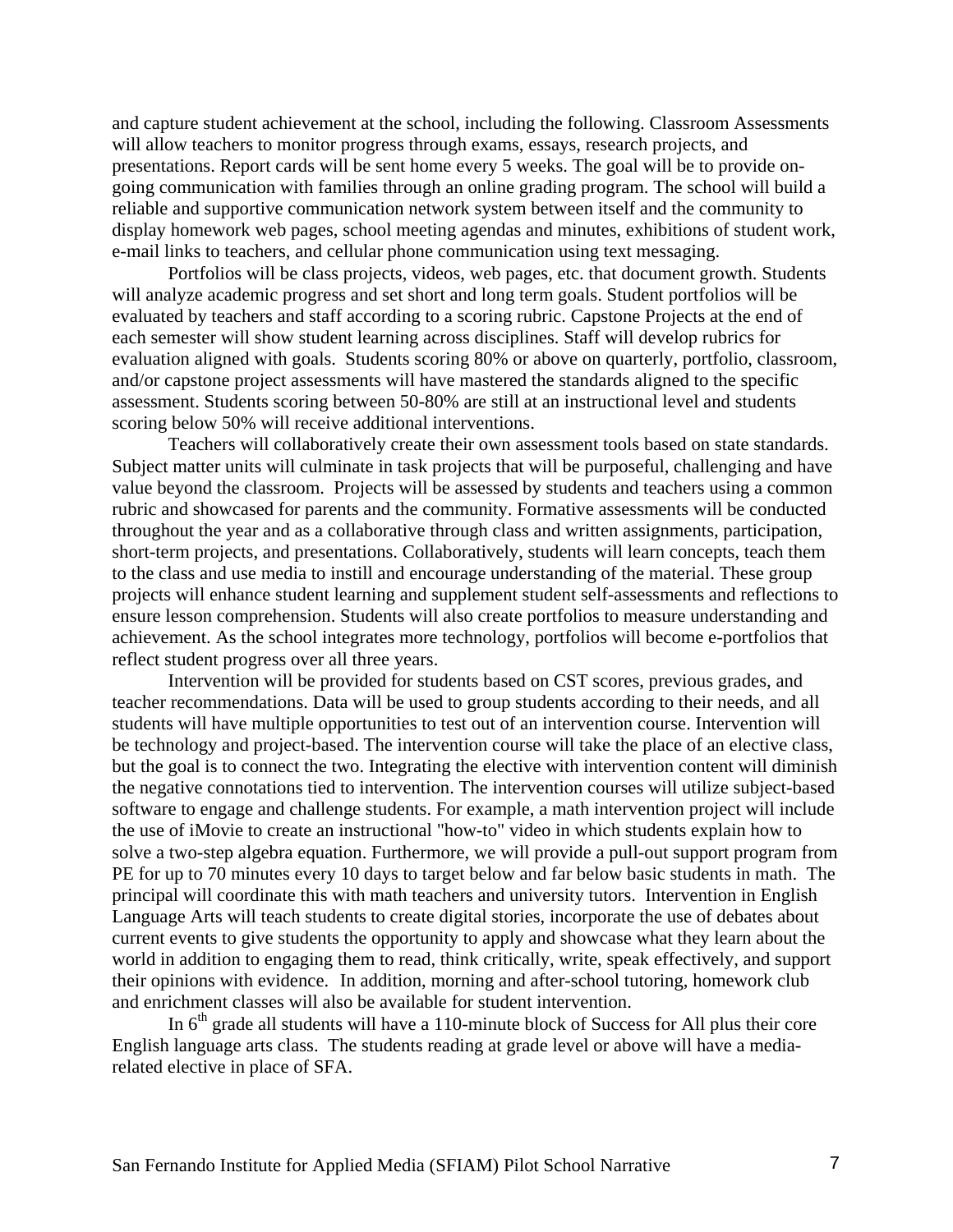and capture student achievement at the school, including the following. Classroom Assessments will allow teachers to monitor progress through exams, essays, research projects, and presentations. Report cards will be sent home every 5 weeks. The goal will be to provide on-going communication with families through an online grading program. The school will build a reliable and supportive communication network system between itself and the community to display homework web pages, school meeting agendas and minutes, exhibitions of student work, e-mail links to teachers, and cellular phone communication using text messaging.

Portfolios will be class projects, videos, web pages, etc. that document growth. Students will analyze academic progress and set short and long term goals. Student portfolios will be evaluated by teachers and staff according to a scoring rubric. Capstone Projects at the end of each semester will show student learning across disciplines. Staff will develop rubrics for evaluation aligned with goals. Students scoring 80% or above on quarterly, portfolio, classroom, and/or capstone project assessments will have mastered the standards aligned to the specific assessment. Students scoring between 50-80% are still at an instructional level and students scoring below 50% will receive additional interventions.

Teachers will collaboratively create their own assessment tools based on state standards. Subject matter units will culminate in task projects that will be purposeful, challenging and have value beyond the classroom. Projects will be assessed by students and teachers using a common rubric and showcased for parents and the community. Formative assessments will be conducted throughout the year and as a collaborative through class and written assignments, participation, short-term projects, and presentations. Collaboratively, students will learn concepts, teach them to the class and use media to instill and encourage understanding of the material. These group projects will enhance student learning and supplement student self-assessments and reflections to ensure lesson comprehension. Students will also create portfolios to measure understanding and achievement. As the school integrates more technology, portfolios will become e-portfolios that reflect student progress over all three years.

Intervention will be provided for students based on CST scores, previous grades, and teacher recommendations. Data will be used to group students according to their needs, and all students will have multiple opportunities to test out of an intervention course. Intervention will be technology and project-based. The intervention course will take the place of an elective class, but the goal is to connect the two. Integrating the elective with intervention content will diminish the negative connotations tied to intervention. The intervention courses will utilize subject-based software to engage and challenge students. For example, a math intervention project will include the use of iMovie to create an instructional "how-to" video in which students explain how to solve a two-step algebra equation. Furthermore, we will provide a pull-out support program from PE for up to 70 minutes every 10 days to target below and far below basic students in math. The principal will coordinate this with math teachers and university tutors. Intervention in English Language Arts will teach students to create digital stories, incorporate the use of debates about current events to give students the opportunity to apply and showcase what they learn about the world in addition to engaging them to read, think critically, write, speak effectively, and support their opinions with evidence. In addition, morning and after-school tutoring, homework club and enrichment classes will also be available for student intervention.

In 6th grade all students will have a 110-minute block of Success for All plus their core English language arts class. The students reading at grade level or above will have a media-related elective in place of SFA.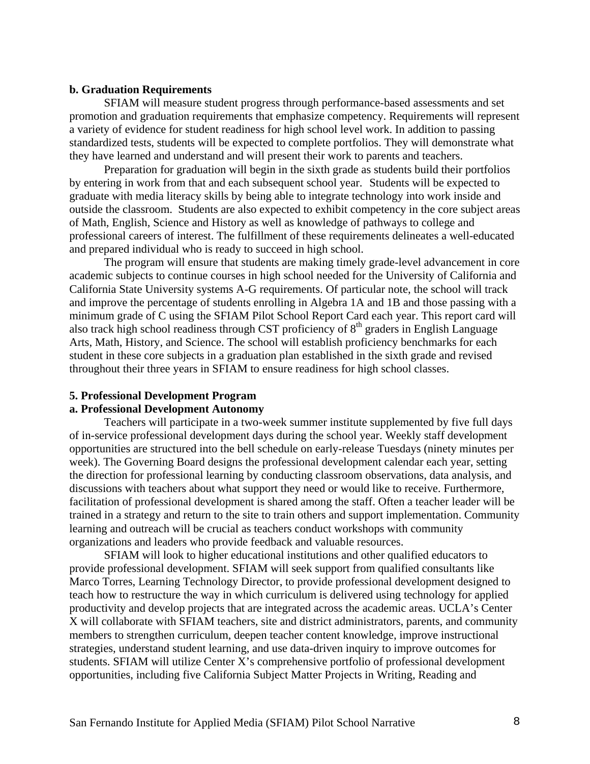**b. Graduation Requirements**

SFIAM will measure student progress through performance-based assessments and set promotion and graduation requirements that emphasize competency. Requirements will represent a variety of evidence for student readiness for high school level work. In addition to passing standardized tests, students will be expected to complete portfolios. They will demonstrate what they have learned and understand and will present their work to parents and teachers.

Preparation for graduation will begin in the sixth grade as students build their portfolios by entering in work from that and each subsequent school year. Students will be expected to graduate with media literacy skills by being able to integrate technology into work inside and outside the classroom. Students are also expected to exhibit competency in the core subject areas of Math, English, Science and History as well as knowledge of pathways to college and professional careers of interest. The fulfillment of these requirements delineates a well-educated and prepared individual who is ready to succeed in high school.

The program will ensure that students are making timely grade-level advancement in core academic subjects to continue courses in high school needed for the University of California and California State University systems A-G requirements. Of particular note, the school will track and improve the percentage of students enrolling in Algebra 1A and 1B and those passing with a minimum grade of C using the SFIAM Pilot School Report Card each year. This report card will also track high school readiness through CST proficiency of 8th graders in English Language Arts, Math, History, and Science. The school will establish proficiency benchmarks for each student in these core subjects in a graduation plan established in the sixth grade and revised throughout their three years in SFIAM to ensure readiness for high school classes.

**5. Professional Development Program**

**a. Professional Development Autonomy**

Teachers will participate in a two-week summer institute supplemented by five full days of in-service professional development days during the school year. Weekly staff development opportunities are structured into the bell schedule on early-release Tuesdays (ninety minutes per week). The Governing Board designs the professional development calendar each year, setting the direction for professional learning by conducting classroom observations, data analysis, and discussions with teachers about what support they need or would like to receive. Furthermore, facilitation of professional development is shared among the staff. Often a teacher leader will be trained in a strategy and return to the site to train others and support implementation. Community learning and outreach will be crucial as teachers conduct workshops with community organizations and leaders who provide feedback and valuable resources.

SFIAM will look to higher educational institutions and other qualified educators to provide professional development. SFIAM will seek support from qualified consultants like Marco Torres, Learning Technology Director, to provide professional development designed to teach how to restructure the way in which curriculum is delivered using technology for applied productivity and develop projects that are integrated across the academic areas. UCLA's Center X will collaborate with SFIAM teachers, site and district administrators, parents, and community members to strengthen curriculum, deepen teacher content knowledge, improve instructional strategies, understand student learning, and use data-driven inquiry to improve outcomes for students. SFIAM will utilize Center X's comprehensive portfolio of professional development opportunities, including five California Subject Matter Projects in Writing, Reading and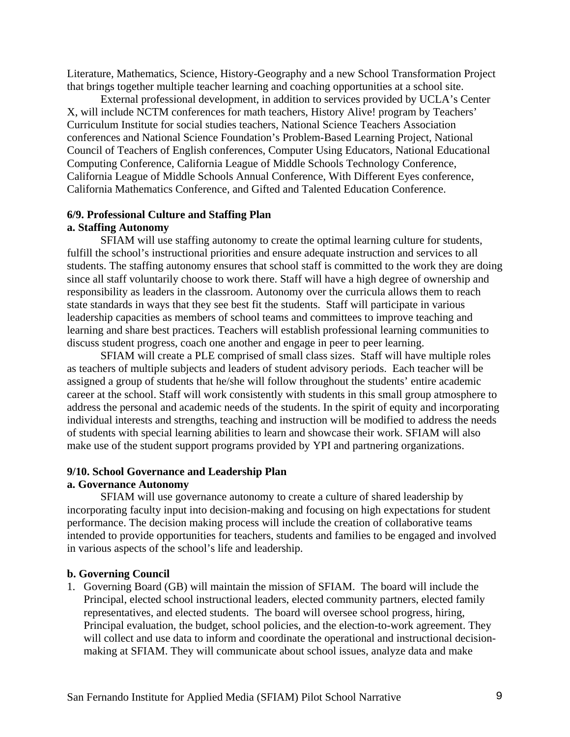Literature, Mathematics, Science, History-Geography and a new School Transformation Project that brings together multiple teacher learning and coaching opportunities at a school site.

External professional development, in addition to services provided by UCLA's Center X, will include NCTM conferences for math teachers, History Alive! program by Teachers' Curriculum Institute for social studies teachers, National Science Teachers Association conferences and National Science Foundation's Problem-Based Learning Project, National Council of Teachers of English conferences, Computer Using Educators, National Educational Computing Conference, California League of Middle Schools Technology Conference, California League of Middle Schools Annual Conference, With Different Eyes conference, California Mathematics Conference, and Gifted and Talented Education Conference.

**6/9. Professional Culture and Staffing Plan**

**a. Staffing Autonomy**

SFIAM will use staffing autonomy to create the optimal learning culture for students, fulfill the school's instructional priorities and ensure adequate instruction and services to all students. The staffing autonomy ensures that school staff is committed to the work they are doing since all staff voluntarily choose to work there. Staff will have a high degree of ownership and responsibility as leaders in the classroom. Autonomy over the curricula allows them to reach state standards in ways that they see best fit the students. Staff will participate in various leadership capacities as members of school teams and committees to improve teaching and learning and share best practices. Teachers will establish professional learning communities to discuss student progress, coach one another and engage in peer to peer learning.

SFIAM will create a PLE comprised of small class sizes. Staff will have multiple roles as teachers of multiple subjects and leaders of student advisory periods. Each teacher will be assigned a group of students that he/she will follow throughout the students' entire academic career at the school. Staff will work consistently with students in this small group atmosphere to address the personal and academic needs of the students. In the spirit of equity and incorporating individual interests and strengths, teaching and instruction will be modified to address the needs of students with special learning abilities to learn and showcase their work. SFIAM will also make use of the student support programs provided by YPI and partnering organizations.

**9/10. School Governance and Leadership Plan**

**a. Governance Autonomy**

SFIAM will use governance autonomy to create a culture of shared leadership by incorporating faculty input into decision-making and focusing on high expectations for student performance. The decision making process will include the creation of collaborative teams intended to provide opportunities for teachers, students and families to be engaged and involved in various aspects of the school's life and leadership.

**b. Governing Council**

1. Governing Board (GB) will maintain the mission of SFIAM. The board will include the Principal, elected school instructional leaders, elected community partners, elected family representatives, and elected students. The board will oversee school progress, hiring, Principal evaluation, the budget, school policies, and the election-to-work agreement. They will collect and use data to inform and coordinate the operational and instructional decision-making at SFIAM. They will communicate about school issues, analyze data and make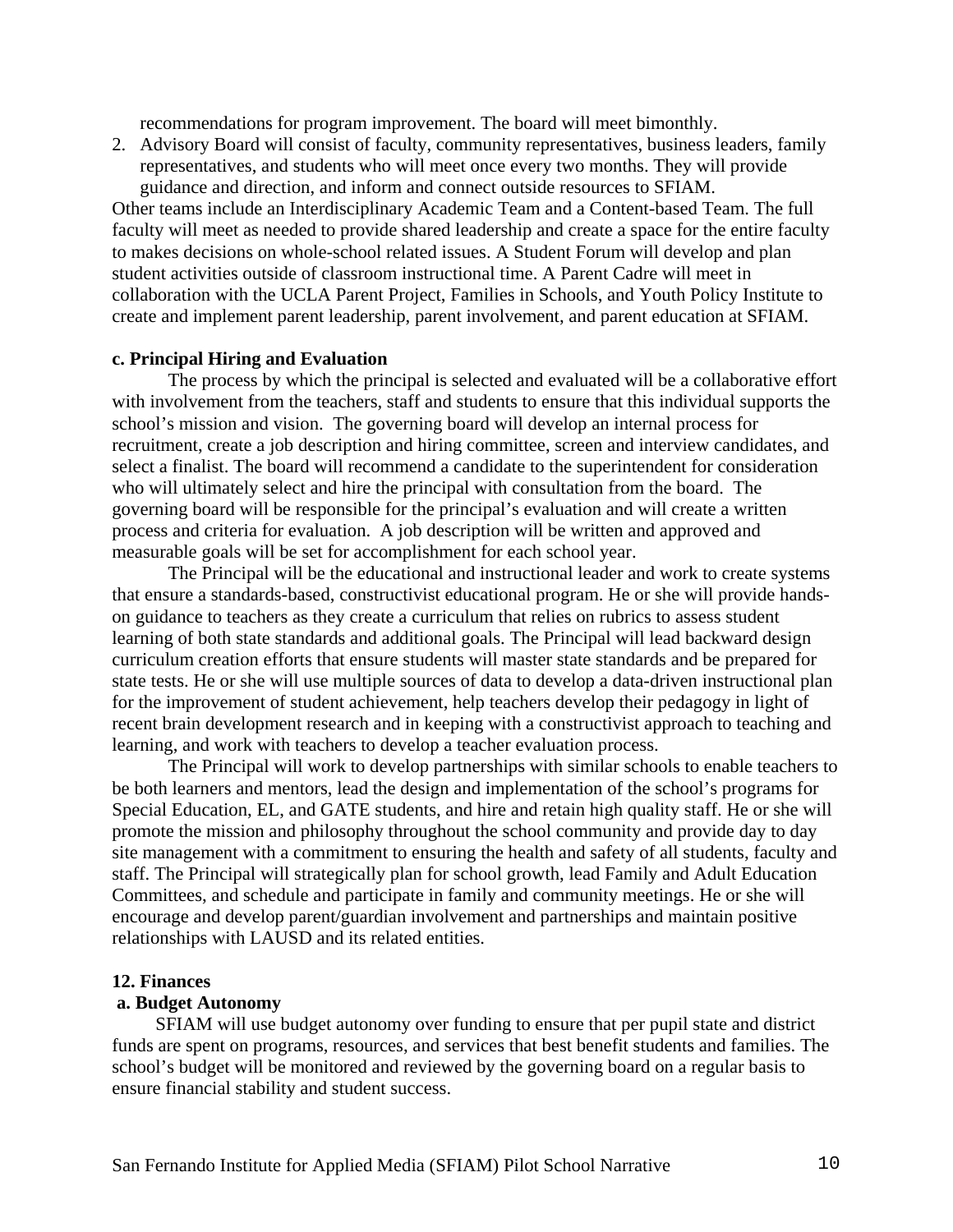recommendations for program improvement. The board will meet bimonthly.

2. Advisory Board will consist of faculty, community representatives, business leaders, family representatives, and students who will meet once every two months. They will provide guidance and direction, and inform and connect outside resources to SFIAM.

Other teams include an Interdisciplinary Academic Team and a Content-based Team. The full faculty will meet as needed to provide shared leadership and create a space for the entire faculty to makes decisions on whole-school related issues. A Student Forum will develop and plan student activities outside of classroom instructional time. A Parent Cadre will meet in collaboration with the UCLA Parent Project, Families in Schools, and Youth Policy Institute to create and implement parent leadership, parent involvement, and parent education at SFIAM.

**c. Principal Hiring and Evaluation**

The process by which the principal is selected and evaluated will be a collaborative effort with involvement from the teachers, staff and students to ensure that this individual supports the school's mission and vision. The governing board will develop an internal process for recruitment, create a job description and hiring committee, screen and interview candidates, and select a finalist. The board will recommend a candidate to the superintendent for consideration who will ultimately select and hire the principal with consultation from the board. The governing board will be responsible for the principal's evaluation and will create a written process and criteria for evaluation. A job description will be written and approved and measurable goals will be set for accomplishment for each school year.

The Principal will be the educational and instructional leader and work to create systems that ensure a standards-based, constructivist educational program. He or she will provide hands-on guidance to teachers as they create a curriculum that relies on rubrics to assess student learning of both state standards and additional goals. The Principal will lead backward design curriculum creation efforts that ensure students will master state standards and be prepared for state tests. He or she will use multiple sources of data to develop a data-driven instructional plan for the improvement of student achievement, help teachers develop their pedagogy in light of recent brain development research and in keeping with a constructivist approach to teaching and learning, and work with teachers to develop a teacher evaluation process.

The Principal will work to develop partnerships with similar schools to enable teachers to be both learners and mentors, lead the design and implementation of the school's programs for Special Education, EL, and GATE students, and hire and retain high quality staff. He or she will promote the mission and philosophy throughout the school community and provide day to day site management with a commitment to ensuring the health and safety of all students, faculty and staff. The Principal will strategically plan for school growth, lead Family and Adult Education Committees, and schedule and participate in family and community meetings. He or she will encourage and develop parent/guardian involvement and partnerships and maintain positive relationships with LAUSD and its related entities.

**12. Finances**

**a. Budget Autonomy**

SFIAM will use budget autonomy over funding to ensure that per pupil state and district funds are spent on programs, resources, and services that best benefit students and families. The school's budget will be monitored and reviewed by the governing board on a regular basis to ensure financial stability and student success.